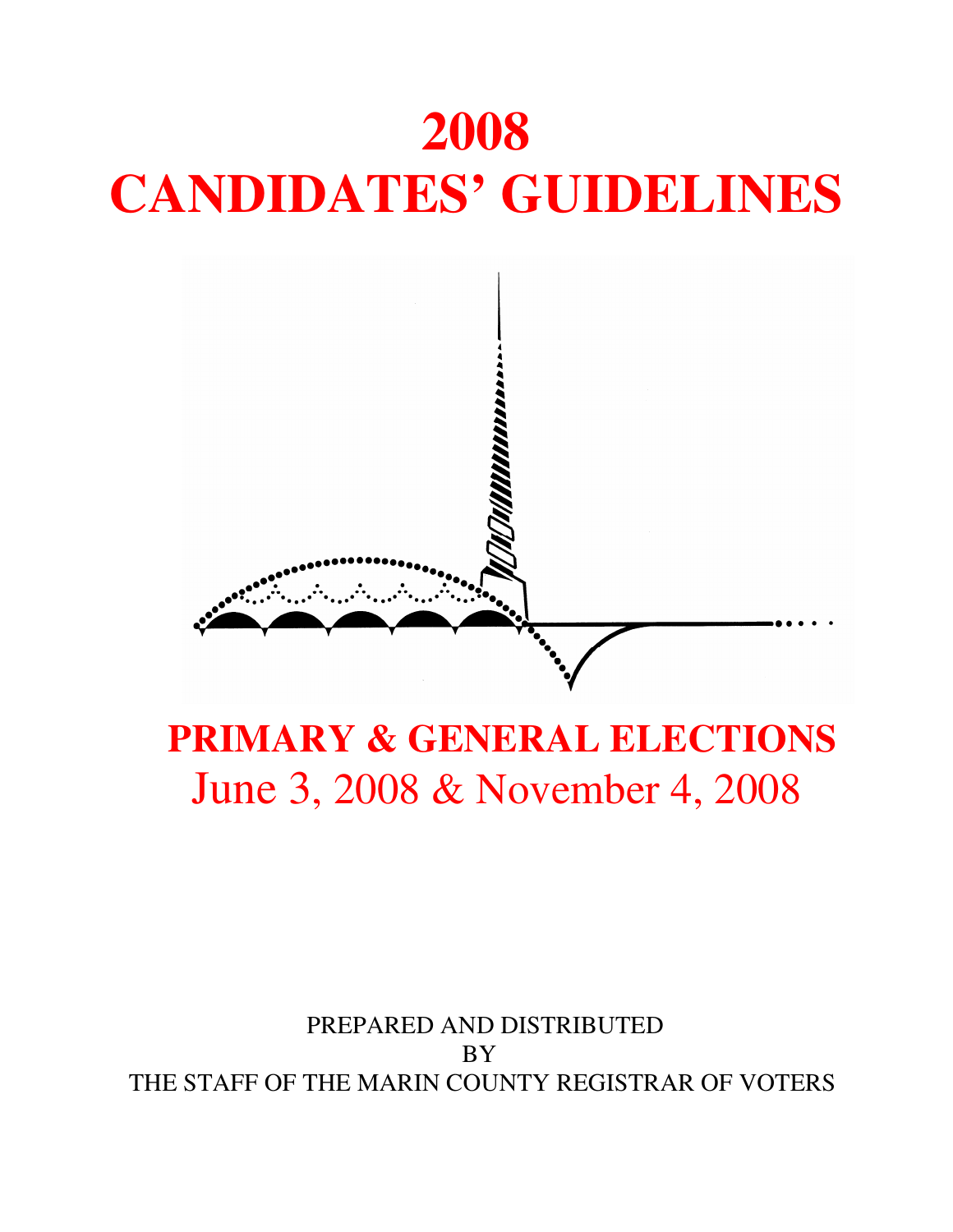# 2008
# CANDIDATES' GUIDELINES

## PRIMARY & GENERAL ELECTIONS

June 3, 2008 & November 4, 2008

PREPARED AND DISTRIBUTED
BY
THE STAFF OF THE MARIN COUNTY REGISTRAR OF VOTERS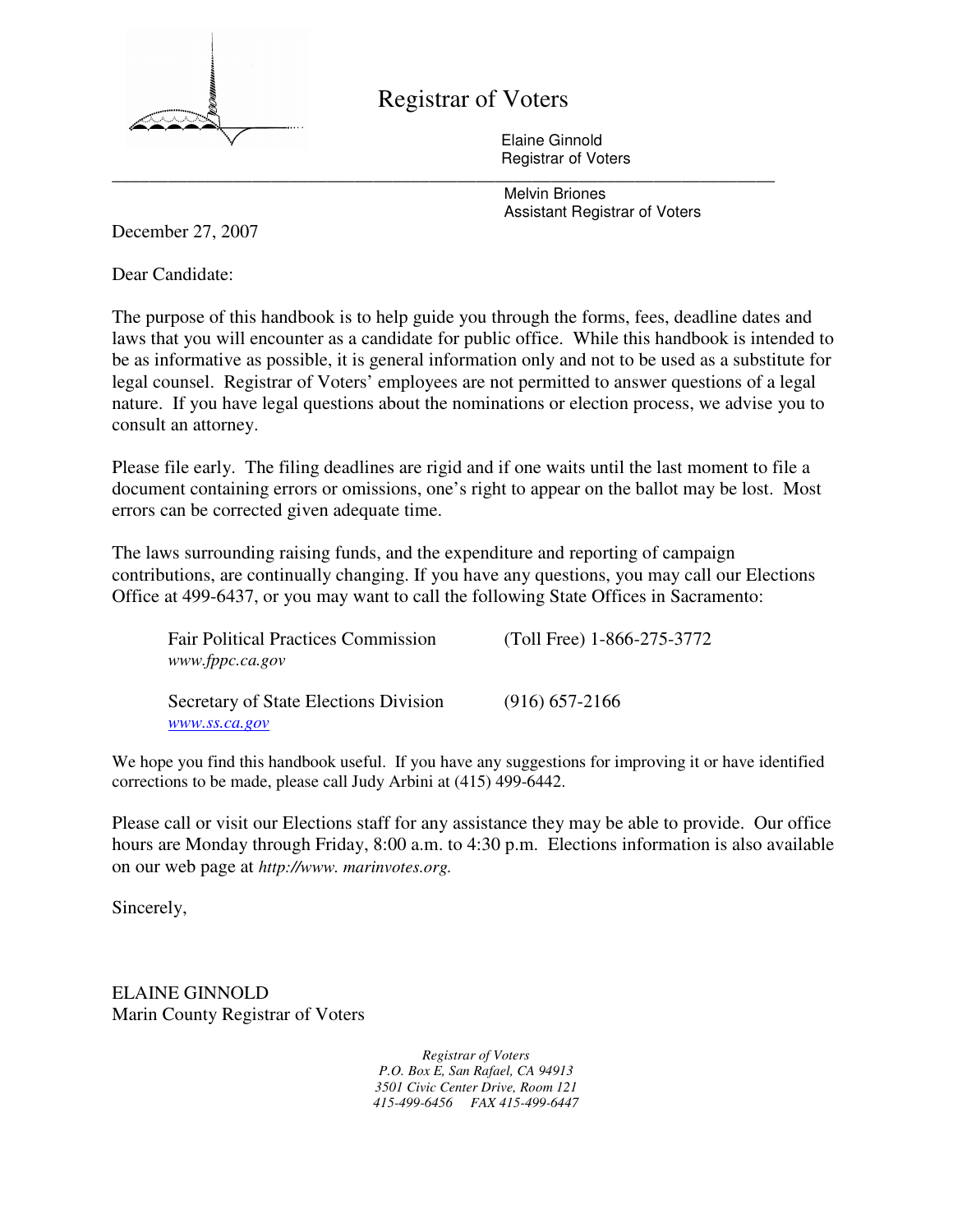# Registrar of Voters

Elaine Ginnold
Registrar of Voters

---

Melvin Briones
Assistant Registrar of Voters

December 27, 2007

Dear Candidate:

The purpose of this handbook is to help guide you through the forms, fees, deadline dates and laws that you will encounter as a candidate for public office. While this handbook is intended to be as informative as possible, it is general information only and not to be used as a substitute for legal counsel. Registrar of Voters' employees are not permitted to answer questions of a legal nature. If you have legal questions about the nominations or election process, we advise you to consult an attorney.

Please file early. The filing deadlines are rigid and if one waits until the last moment to file a document containing errors or omissions, one's right to appear on the ballot may be lost. Most errors can be corrected given adequate time.

The laws surrounding raising funds, and the expenditure and reporting of campaign contributions, are continually changing. If you have any questions, you may call our Elections Office at 499-6437, or you may want to call the following State Offices in Sacramento:

| | |
|---|---|
| Fair Political Practices Commission<br>*www.fppc.ca.gov* | (Toll Free) 1-866-275-3772 |
| Secretary of State Elections Division<br>*www.ss.ca.gov* | (916) 657-2166 |

We hope you find this handbook useful. If you have any suggestions for improving it or have identified corrections to be made, please call Judy Arbini at (415) 499-6442.

Please call or visit our Elections staff for any assistance they may be able to provide. Our office hours are Monday through Friday, 8:00 a.m. to 4:30 p.m. Elections information is also available on our web page at *http://www. marinvotes.org.*

Sincerely,

ELAINE GINNOLD
Marin County Registrar of Voters

*Registrar of Voters*
*P.O. Box E, San Rafael, CA 94913*
*3501 Civic Center Drive, Room 121*
*415-499-6456 FAX 415-499-6447*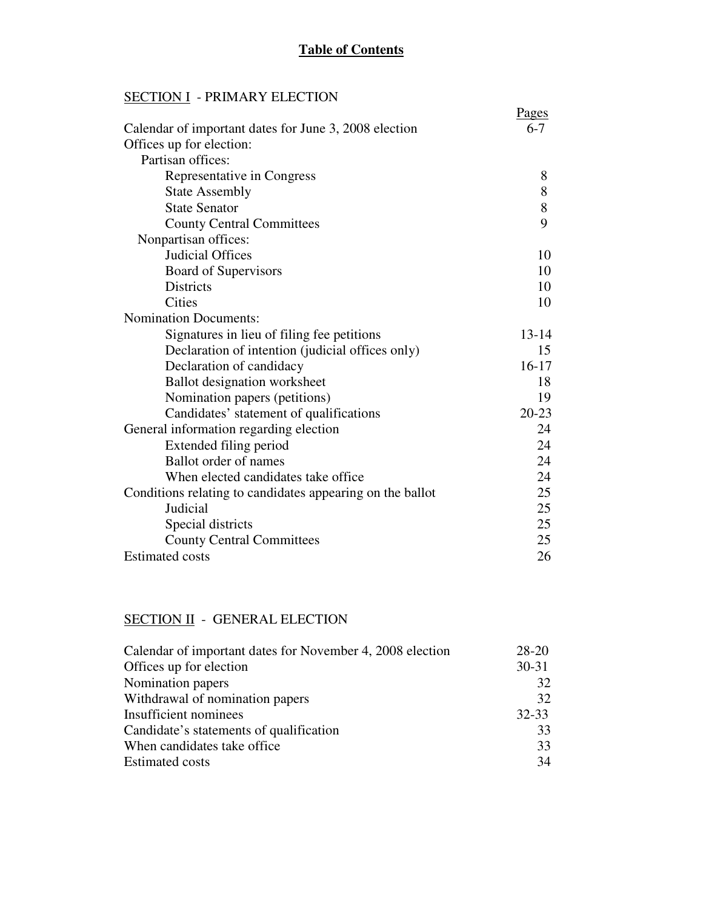# Table of Contents

## SECTION I - PRIMARY ELECTION

| | Pages |
|---|---|
| Calendar of important dates for June 3, 2008 election | 6-7 |
| Offices up for election: | |
| Partisan offices: | |
| Representative in Congress | 8 |
| State Assembly | 8 |
| State Senator | 8 |
| County Central Committees | 9 |
| Nonpartisan offices: | |
| Judicial Offices | 10 |
| Board of Supervisors | 10 |
| Districts | 10 |
| Cities | 10 |
| Nomination Documents: | |
| Signatures in lieu of filing fee petitions | 13-14 |
| Declaration of intention (judicial offices only) | 15 |
| Declaration of candidacy | 16-17 |
| Ballot designation worksheet | 18 |
| Nomination papers (petitions) | 19 |
| Candidates' statement of qualifications | 20-23 |
| General information regarding election | 24 |
| Extended filing period | 24 |
| Ballot order of names | 24 |
| When elected candidates take office | 24 |
| Conditions relating to candidates appearing on the ballot | 25 |
| Judicial | 25 |
| Special districts | 25 |
| County Central Committees | 25 |
| Estimated costs | 26 |

## SECTION II - GENERAL ELECTION

| | |
|---|---|
| Calendar of important dates for November 4, 2008 election | 28-20 |
| Offices up for election | 30-31 |
| Nomination papers | 32 |
| Withdrawal of nomination papers | 32 |
| Insufficient nominees | 32-33 |
| Candidate's statements of qualification | 33 |
| When candidates take office | 33 |
| Estimated costs | 34 |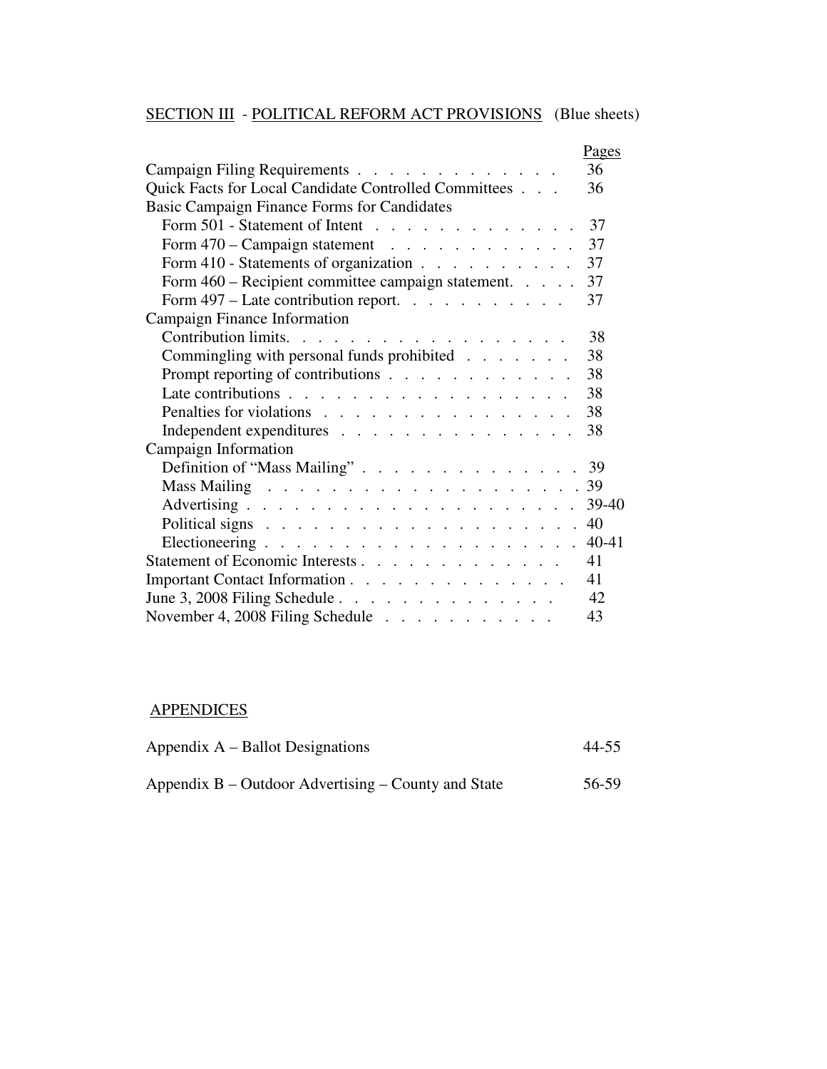## SECTION III - POLITICAL REFORM ACT PROVISIONS (Blue sheets)

| | Pages |
|---|---|
| Campaign Filing Requirements | 36 |
| Quick Facts for Local Candidate Controlled Committees | 36 |
| Basic Campaign Finance Forms for Candidates | |
| Form 501 - Statement of Intent | 37 |
| Form 470 – Campaign statement | 37 |
| Form 410 - Statements of organization | 37 |
| Form 460 – Recipient committee campaign statement. | 37 |
| Form 497 – Late contribution report. | 37 |
| Campaign Finance Information | |
| Contribution limits. | 38 |
| Commingling with personal funds prohibited | 38 |
| Prompt reporting of contributions | 38 |
| Late contributions | 38 |
| Penalties for violations | 38 |
| Independent expenditures | 38 |
| Campaign Information | |
| Definition of “Mass Mailing” | 39 |
| Mass Mailing | 39 |
| Advertising | 39-40 |
| Political signs | 40 |
| Electioneering | 40-41 |
| Statement of Economic Interests | 41 |
| Important Contact Information | 41 |
| June 3, 2008 Filing Schedule | 42 |
| November 4, 2008 Filing Schedule | 43 |

## APPENDICES

| | |
|---|---|
| Appendix A – Ballot Designations | 44-55 |
| Appendix B – Outdoor Advertising – County and State | 56-59 |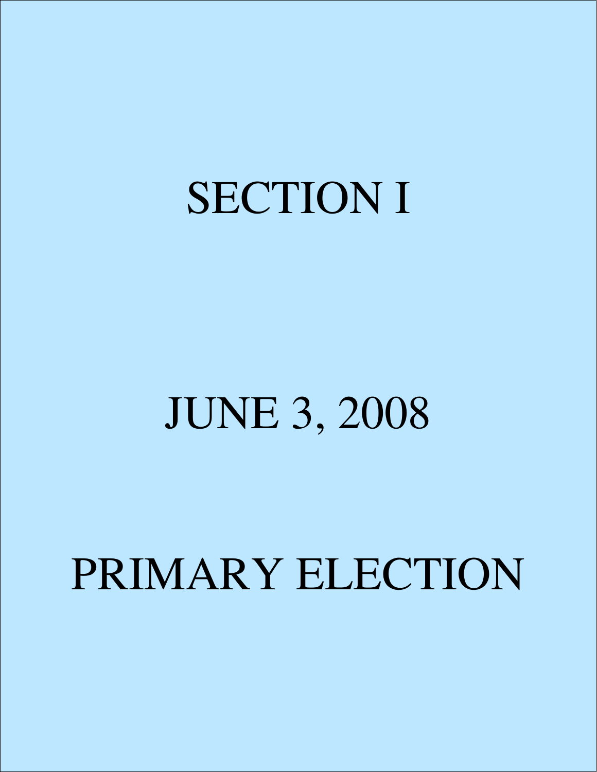# SECTION I

# JUNE 3, 2008

# PRIMARY ELECTION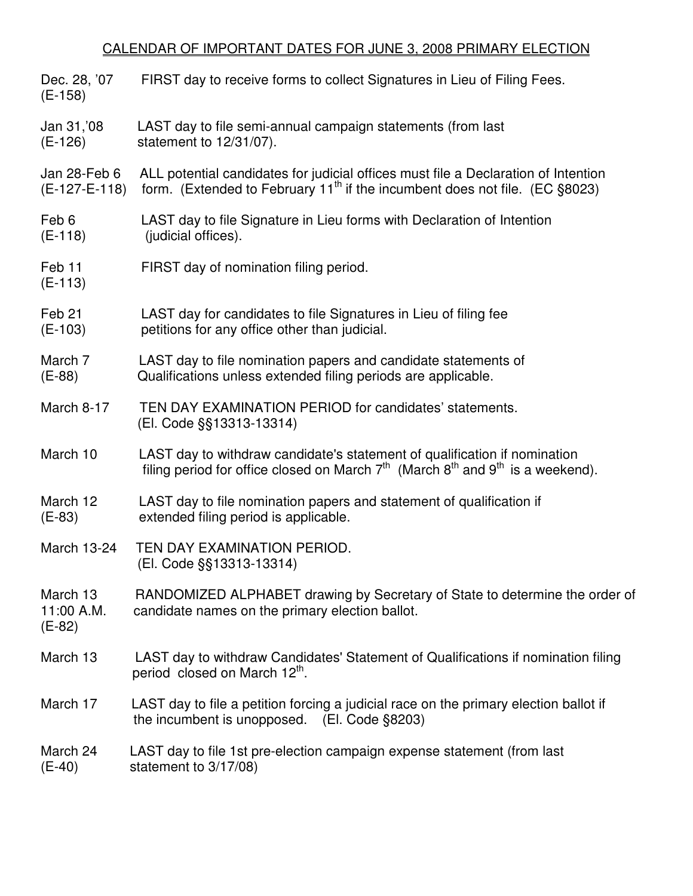# CALENDAR OF IMPORTANT DATES FOR JUNE 3, 2008 PRIMARY ELECTION

| | |
|---|---|
| Dec. 28, '07 (E-158) | FIRST day to receive forms to collect Signatures in Lieu of Filing Fees. |
| Jan 31,'08 (E-126) | LAST day to file semi-annual campaign statements (from last statement to 12/31/07). |
| Jan 28-Feb 6 (E-127-E-118) | ALL potential candidates for judicial offices must file a Declaration of Intention form. (Extended to February 11th if the incumbent does not file. (EC §8023) |
| Feb 6 (E-118) | LAST day to file Signature in Lieu forms with Declaration of Intention (judicial offices). |
| Feb 11 (E-113) | FIRST day of nomination filing period. |
| Feb 21 (E-103) | LAST day for candidates to file Signatures in Lieu of filing fee petitions for any office other than judicial. |
| March 7 (E-88) | LAST day to file nomination papers and candidate statements of Qualifications unless extended filing periods are applicable. |
| March 8-17 | TEN DAY EXAMINATION PERIOD for candidates' statements. (El. Code §§13313-13314) |
| March 10 | LAST day to withdraw candidate's statement of qualification if nomination filing period for office closed on March 7th (March 8th and 9th is a weekend). |
| March 12 (E-83) | LAST day to file nomination papers and statement of qualification if extended filing period is applicable. |
| March 13-24 | TEN DAY EXAMINATION PERIOD. (El. Code §§13313-13314) |
| March 13 11:00 A.M. (E-82) | RANDOMIZED ALPHABET drawing by Secretary of State to determine the order of candidate names on the primary election ballot. |
| March 13 | LAST day to withdraw Candidates' Statement of Qualifications if nomination filing period closed on March 12th. |
| March 17 | LAST day to file a petition forcing a judicial race on the primary election ballot if the incumbent is unopposed. (El. Code §8203) |
| March 24 (E-40) | LAST day to file 1st pre-election campaign expense statement (from last statement to 3/17/08) |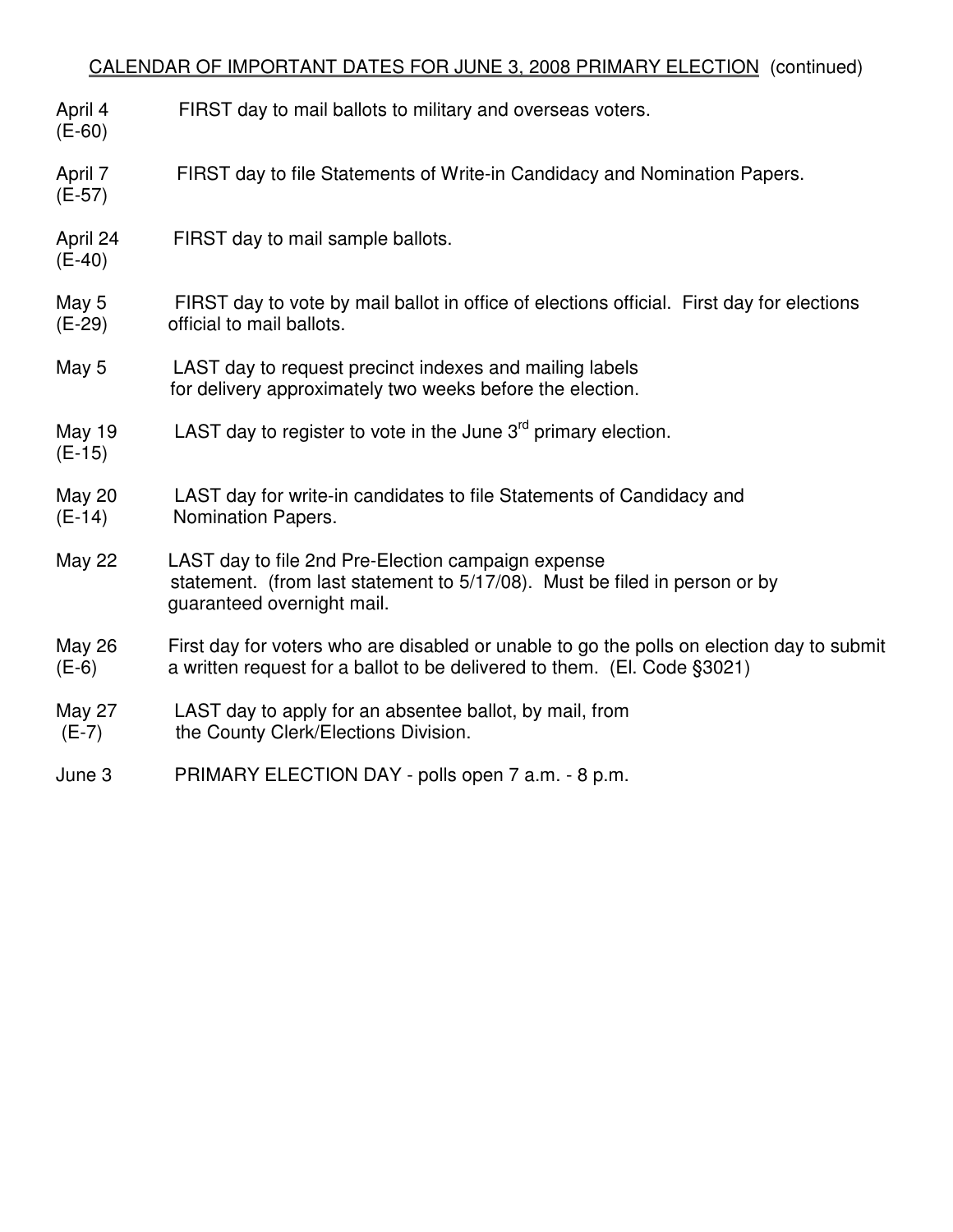CALENDAR OF IMPORTANT DATES FOR JUNE 3, 2008 PRIMARY ELECTION (continued)

| | |
|---|---|
| April 4 (E-60) | FIRST day to mail ballots to military and overseas voters. |
| April 7 (E-57) | FIRST day to file Statements of Write-in Candidacy and Nomination Papers. |
| April 24 (E-40) | FIRST day to mail sample ballots. |
| May 5 (E-29) | FIRST day to vote by mail ballot in office of elections official. First day for elections official to mail ballots. |
| May 5 | LAST day to request precinct indexes and mailing labels for delivery approximately two weeks before the election. |
| May 19 (E-15) | LAST day to register to vote in the June 3rd primary election. |
| May 20 (E-14) | LAST day for write-in candidates to file Statements of Candidacy and Nomination Papers. |
| May 22 | LAST day to file 2nd Pre-Election campaign expense statement. (from last statement to 5/17/08). Must be filed in person or by guaranteed overnight mail. |
| May 26 (E-6) | First day for voters who are disabled or unable to go the polls on election day to submit a written request for a ballot to be delivered to them. (El. Code §3021) |
| May 27 (E-7) | LAST day to apply for an absentee ballot, by mail, from the County Clerk/Elections Division. |
| June 3 | PRIMARY ELECTION DAY - polls open 7 a.m. - 8 p.m. |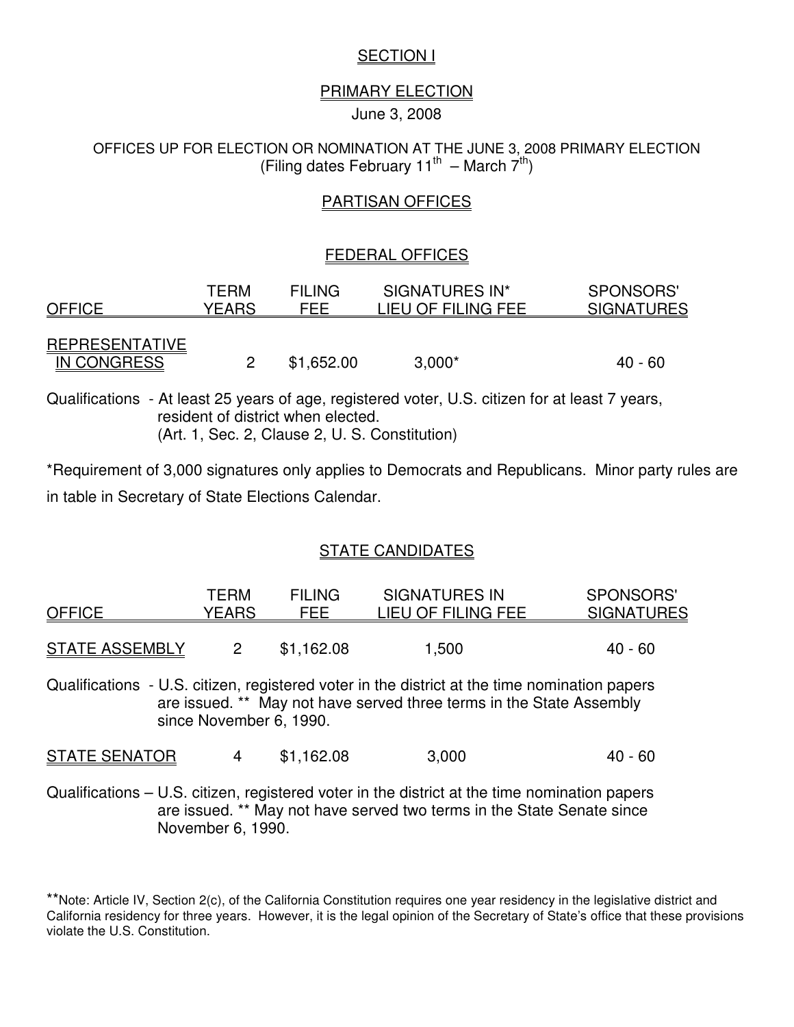# SECTION I

## PRIMARY ELECTION

June 3, 2008

OFFICES UP FOR ELECTION OR NOMINATION AT THE JUNE 3, 2008 PRIMARY ELECTION
(Filing dates February 11th – March 7th)

## PARTISAN OFFICES

### FEDERAL OFFICES

| OFFICE | TERM YEARS | FILING FEE | SIGNATURES IN* LIEU OF FILING FEE | SPONSORS' SIGNATURES |
|---|---|---|---|---|
| REPRESENTATIVE IN CONGRESS | 2 | $1,652.00 | 3,000* | 40 - 60 |

Qualifications - At least 25 years of age, registered voter, U.S. citizen for at least 7 years, resident of district when elected.
(Art. 1, Sec. 2, Clause 2, U. S. Constitution)

*Requirement of 3,000 signatures only applies to Democrats and Republicans. Minor party rules are in table in Secretary of State Elections Calendar.

### STATE CANDIDATES

| OFFICE | TERM YEARS | FILING FEE | SIGNATURES IN LIEU OF FILING FEE | SPONSORS' SIGNATURES |
|---|---|---|---|---|
| STATE ASSEMBLY | 2 | $1,162.08 | 1,500 | 40 - 60 |

Qualifications - U.S. citizen, registered voter in the district at the time nomination papers are issued. ** May not have served three terms in the State Assembly since November 6, 1990.

| OFFICE | TERM YEARS | FILING FEE | SIGNATURES IN LIEU OF FILING FEE | SPONSORS' SIGNATURES |
|---|---|---|---|---|
| STATE SENATOR | 4 | $1,162.08 | 3,000 | 40 - 60 |

Qualifications – U.S. citizen, registered voter in the district at the time nomination papers are issued. ** May not have served two terms in the State Senate since November 6, 1990.

**Note: Article IV, Section 2(c), of the California Constitution requires one year residency in the legislative district and California residency for three years. However, it is the legal opinion of the Secretary of State's office that these provisions violate the U.S. Constitution.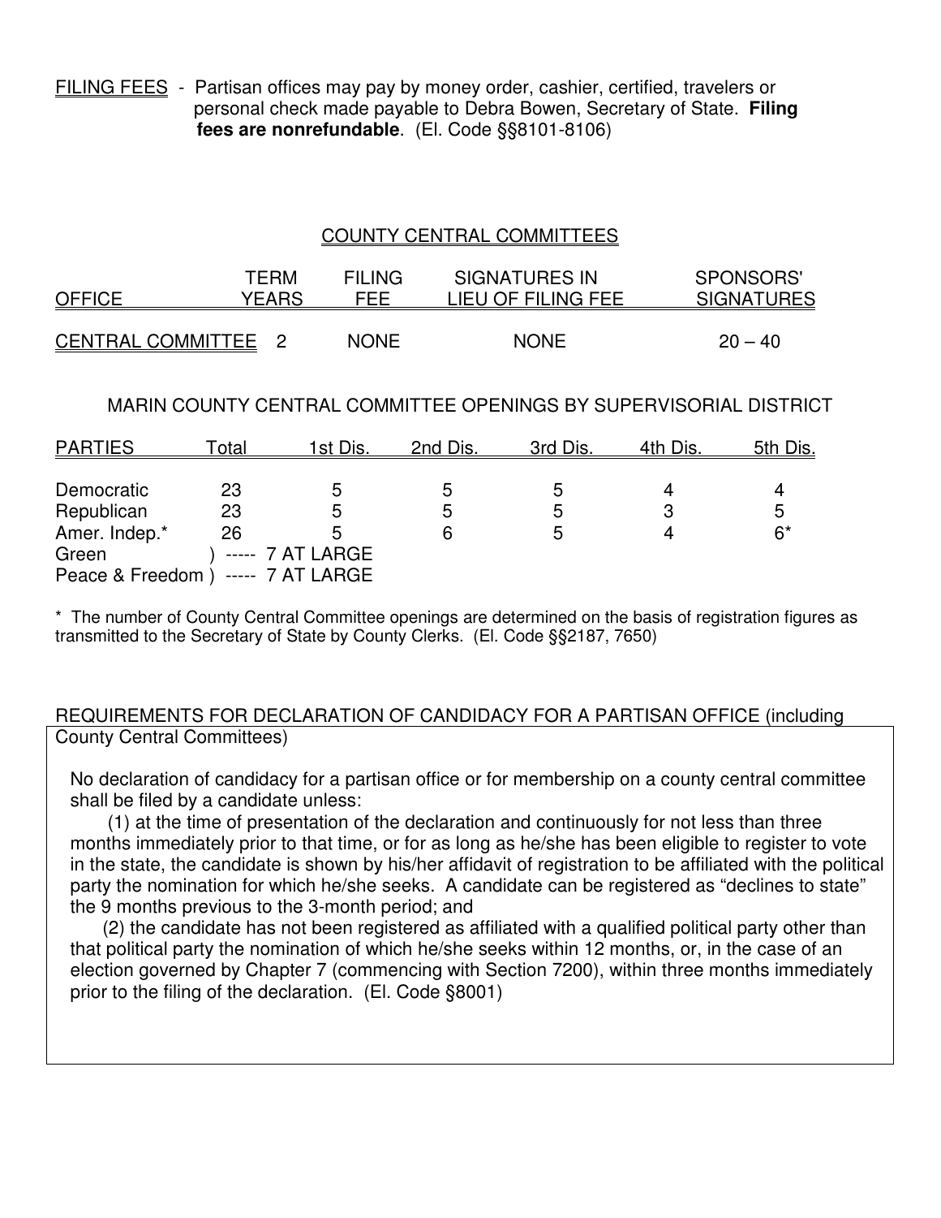FILING FEES - Partisan offices may pay by money order, cashier, certified, travelers or personal check made payable to Debra Bowen, Secretary of State. **Filing fees are nonrefundable**. (El. Code §§8101-8106)

## COUNTY CENTRAL COMMITTEES

| OFFICE | TERM YEARS | FILING FEE | SIGNATURES IN LIEU OF FILING FEE | SPONSORS' SIGNATURES |
|---|---|---|---|---|
| CENTRAL COMMITTEE | 2 | NONE | NONE | 20 – 40 |

### MARIN COUNTY CENTRAL COMMITTEE OPENINGS BY SUPERVISORIAL DISTRICT

| PARTIES | Total | 1st Dis. | 2nd Dis. | 3rd Dis. | 4th Dis. | 5th Dis. |
|---|---|---|---|---|---|---|
| Democratic | 23 | 5 | 5 | 5 | 4 | 4 |
| Republican | 23 | 5 | 5 | 5 | 3 | 5 |
| Amer. Indep.* | 26 | 5 | 6 | 5 | 4 | 6* |
| Green | ) ----- 7 AT LARGE | | | | | |
| Peace & Freedom | ) ----- 7 AT LARGE | | | | | |

\* The number of County Central Committee openings are determined on the basis of registration figures as transmitted to the Secretary of State by County Clerks. (El. Code §§2187, 7650)

REQUIREMENTS FOR DECLARATION OF CANDIDACY FOR A PARTISAN OFFICE (including County Central Committees)

No declaration of candidacy for a partisan office or for membership on a county central committee shall be filed by a candidate unless:

(1) at the time of presentation of the declaration and continuously for not less than three months immediately prior to that time, or for as long as he/she has been eligible to register to vote in the state, the candidate is shown by his/her affidavit of registration to be affiliated with the political party the nomination for which he/she seeks. A candidate can be registered as "declines to state" the 9 months previous to the 3-month period; and

(2) the candidate has not been registered as affiliated with a qualified political party other than that political party the nomination of which he/she seeks within 12 months, or, in the case of an election governed by Chapter 7 (commencing with Section 7200), within three months immediately prior to the filing of the declaration. (El. Code §8001)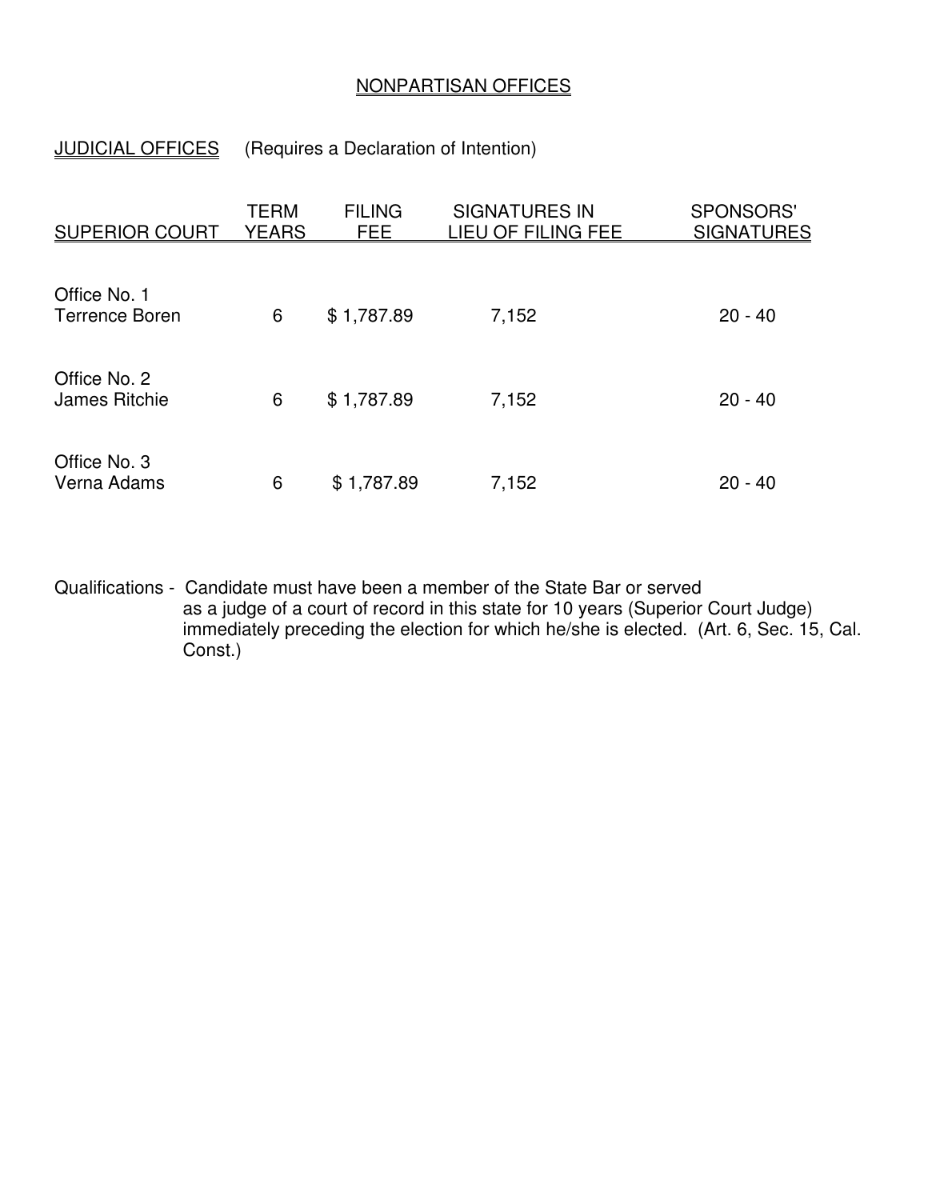## NONPARTISAN OFFICES

**JUDICIAL OFFICES** (Requires a Declaration of Intention)

| SUPERIOR COURT | TERM YEARS | FILING FEE | SIGNATURES IN LIEU OF FILING FEE | SPONSORS' SIGNATURES |
|---|---|---|---|---|
| Office No. 1<br>Terrence Boren | 6 | $ 1,787.89 | 7,152 | 20 - 40 |
| Office No. 2<br>James Ritchie | 6 | $ 1,787.89 | 7,152 | 20 - 40 |
| Office No. 3<br>Verna Adams | 6 | $ 1,787.89 | 7,152 | 20 - 40 |

Qualifications - Candidate must have been a member of the State Bar or served as a judge of a court of record in this state for 10 years (Superior Court Judge) immediately preceding the election for which he/she is elected. (Art. 6, Sec. 15, Cal. Const.)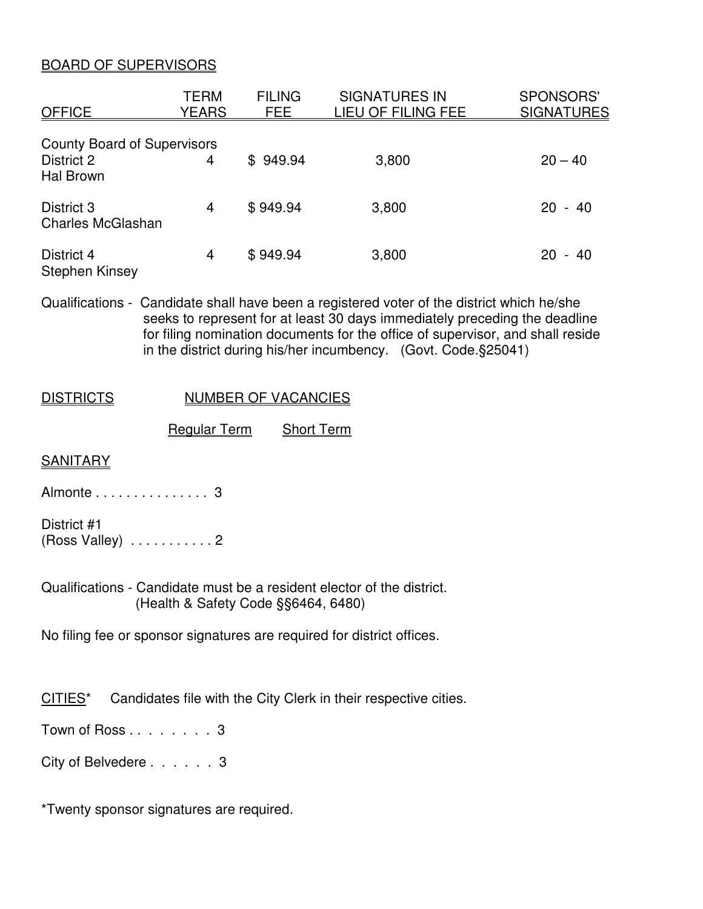## BOARD OF SUPERVISORS

| OFFICE | TERM YEARS | FILING FEE | SIGNATURES IN LIEU OF FILING FEE | SPONSORS' SIGNATURES |
|---|---|---|---|---|
| County Board of Supervisors District 2 Hal Brown | 4 | $ 949.94 | 3,800 | 20 – 40 |
| District 3 Charles McGlashan | 4 | $ 949.94 | 3,800 | 20 - 40 |
| District 4 Stephen Kinsey | 4 | $ 949.94 | 3,800 | 20 - 40 |

Qualifications - Candidate shall have been a registered voter of the district which he/she seeks to represent for at least 30 days immediately preceding the deadline for filing nomination documents for the office of supervisor, and shall reside in the district during his/her incumbency. (Govt. Code.§25041)

## DISTRICTS — NUMBER OF VACANCIES

| DISTRICTS | Regular Term | Short Term |
|---|---|---|
| **SANITARY** | | |
| Almonte | 3 | |
| District #1 (Ross Valley) | 2 | |

Qualifications - Candidate must be a resident elector of the district. (Health & Safety Code §§6464, 6480)

No filing fee or sponsor signatures are required for district offices.

CITIES* Candidates file with the City Clerk in their respective cities.

Town of Ross . . . . . . . . 3

City of Belvedere . . . . . . 3

*Twenty sponsor signatures are required.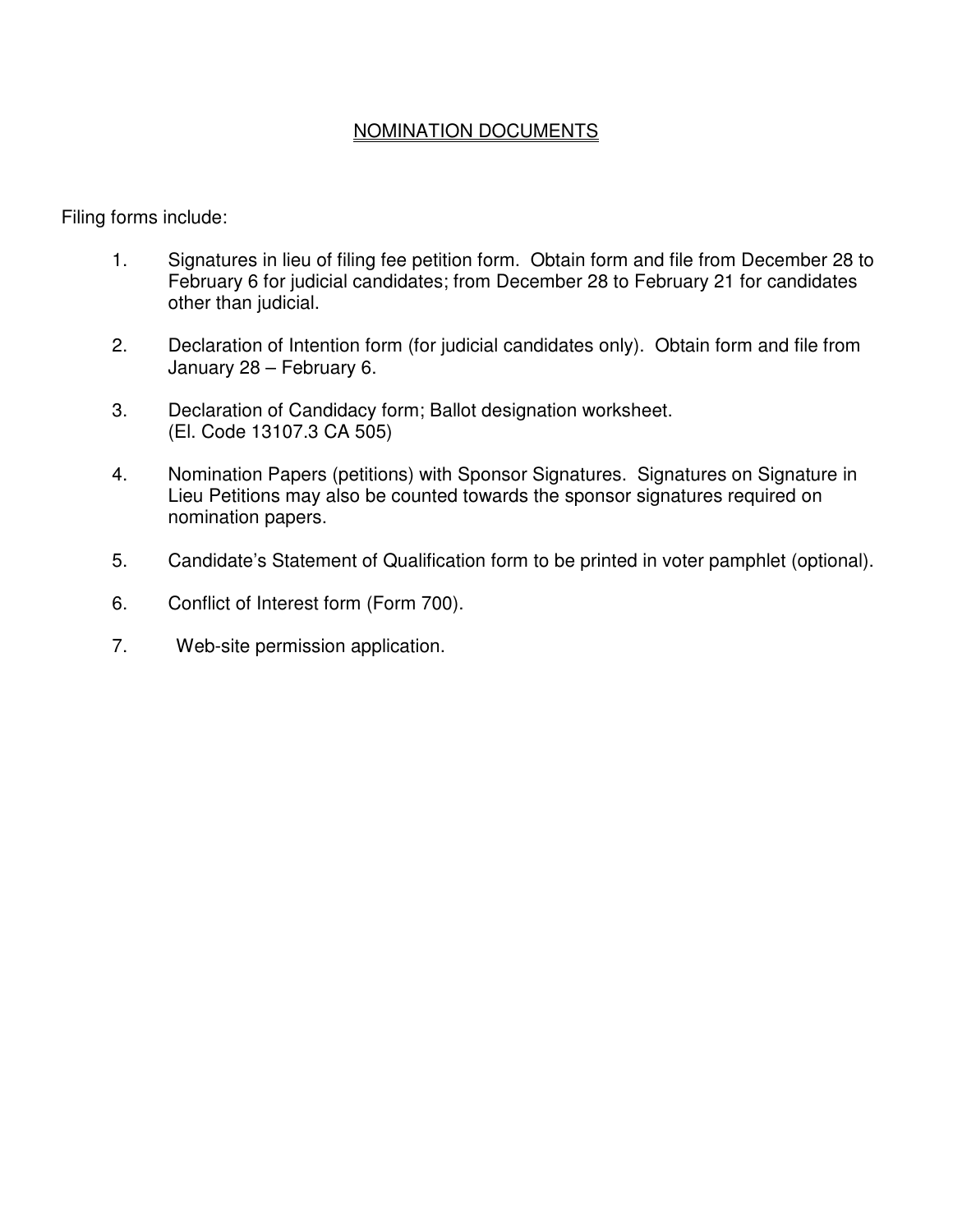# NOMINATION DOCUMENTS

Filing forms include:

1. Signatures in lieu of filing fee petition form. Obtain form and file from December 28 to February 6 for judicial candidates; from December 28 to February 21 for candidates other than judicial.
2. Declaration of Intention form (for judicial candidates only). Obtain form and file from January 28 – February 6.
3. Declaration of Candidacy form; Ballot designation worksheet. (El. Code 13107.3 CA 505)
4. Nomination Papers (petitions) with Sponsor Signatures. Signatures on Signature in Lieu Petitions may also be counted towards the sponsor signatures required on nomination papers.
5. Candidate's Statement of Qualification form to be printed in voter pamphlet (optional).
6. Conflict of Interest form (Form 700).
7. Web-site permission application.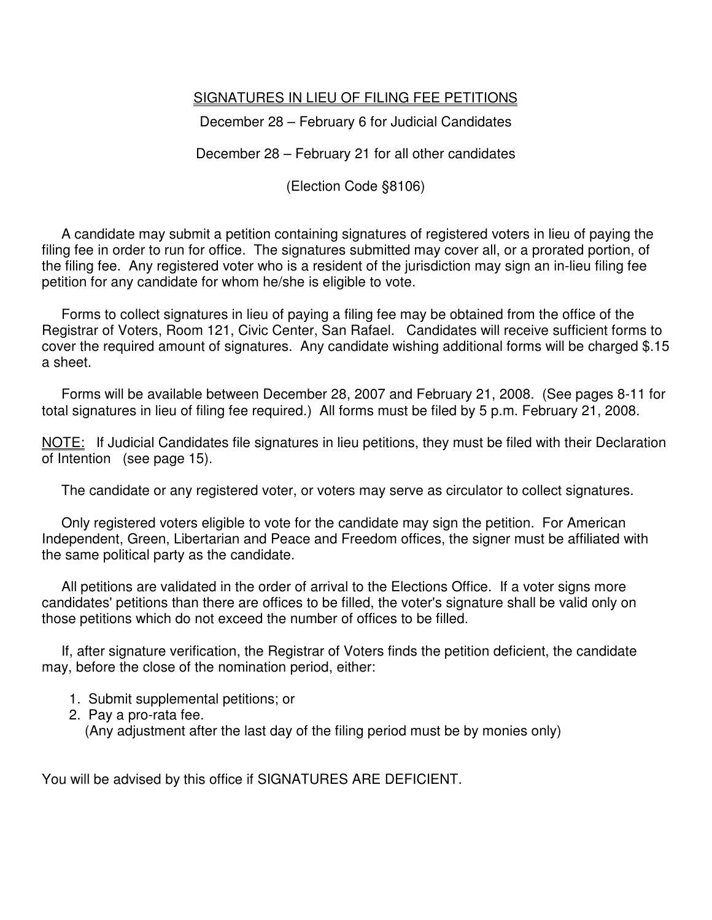## SIGNATURES IN LIEU OF FILING FEE PETITIONS

December 28 – February 6 for Judicial Candidates

December 28 – February 21 for all other candidates

(Election Code §8106)

A candidate may submit a petition containing signatures of registered voters in lieu of paying the filing fee in order to run for office. The signatures submitted may cover all, or a prorated portion, of the filing fee. Any registered voter who is a resident of the jurisdiction may sign an in-lieu filing fee petition for any candidate for whom he/she is eligible to vote.

Forms to collect signatures in lieu of paying a filing fee may be obtained from the office of the Registrar of Voters, Room 121, Civic Center, San Rafael. Candidates will receive sufficient forms to cover the required amount of signatures. Any candidate wishing additional forms will be charged $.15 a sheet.

Forms will be available between December 28, 2007 and February 21, 2008. (See pages 8-11 for total signatures in lieu of filing fee required.) All forms must be filed by 5 p.m. February 21, 2008.

<u>NOTE:</u> If Judicial Candidates file signatures in lieu petitions, they must be filed with their Declaration of Intention (see page 15).

The candidate or any registered voter, or voters may serve as circulator to collect signatures.

Only registered voters eligible to vote for the candidate may sign the petition. For American Independent, Green, Libertarian and Peace and Freedom offices, the signer must be affiliated with the same political party as the candidate.

All petitions are validated in the order of arrival to the Elections Office. If a voter signs more candidates' petitions than there are offices to be filled, the voter's signature shall be valid only on those petitions which do not exceed the number of offices to be filled.

If, after signature verification, the Registrar of Voters finds the petition deficient, the candidate may, before the close of the nomination period, either:

1. Submit supplemental petitions; or
2. Pay a pro-rata fee.
   (Any adjustment after the last day of the filing period must be by monies only)

You will be advised by this office if SIGNATURES ARE DEFICIENT.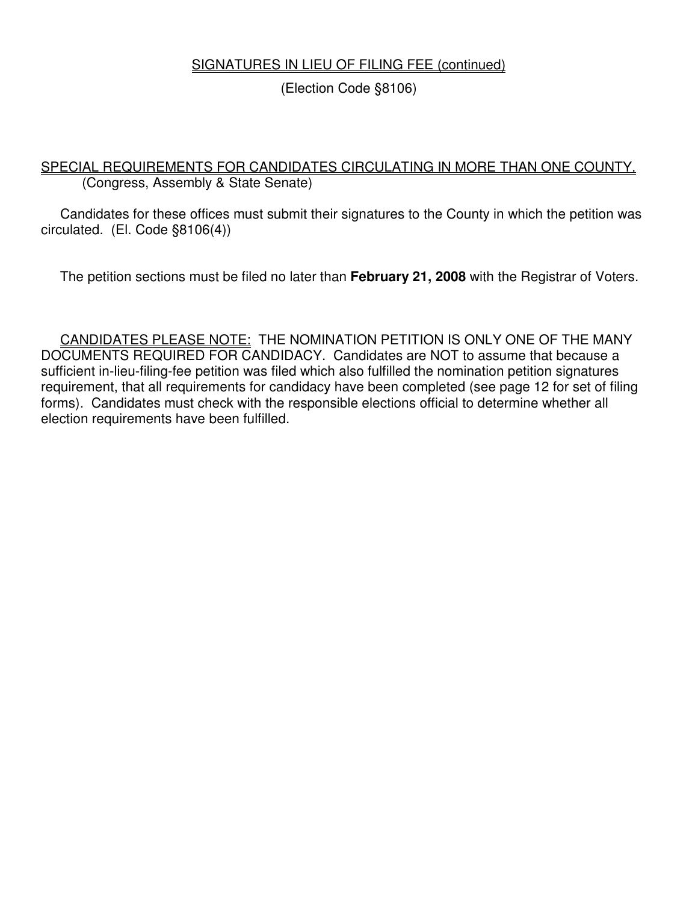## SIGNATURES IN LIEU OF FILING FEE (continued)

(Election Code §8106)

### SPECIAL REQUIREMENTS FOR CANDIDATES CIRCULATING IN MORE THAN ONE COUNTY.

(Congress, Assembly & State Senate)

Candidates for these offices must submit their signatures to the County in which the petition was circulated. (El. Code §8106(4))

The petition sections must be filed no later than **February 21, 2008** with the Registrar of Voters.

CANDIDATES PLEASE NOTE: THE NOMINATION PETITION IS ONLY ONE OF THE MANY DOCUMENTS REQUIRED FOR CANDIDACY. Candidates are NOT to assume that because a sufficient in-lieu-filing-fee petition was filed which also fulfilled the nomination petition signatures requirement, that all requirements for candidacy have been completed (see page 12 for set of filing forms). Candidates must check with the responsible elections official to determine whether all election requirements have been fulfilled.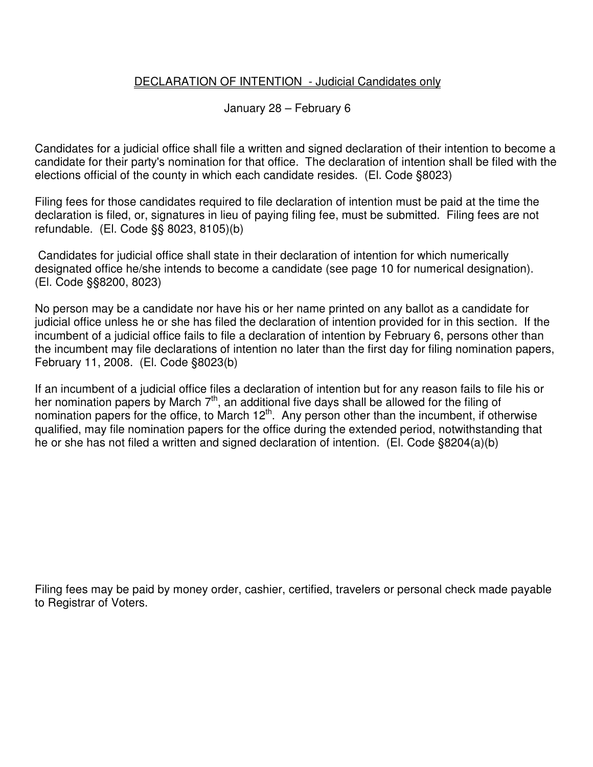## DECLARATION OF INTENTION - Judicial Candidates only

January 28 – February 6

Candidates for a judicial office shall file a written and signed declaration of their intention to become a candidate for their party's nomination for that office. The declaration of intention shall be filed with the elections official of the county in which each candidate resides. (El. Code §8023)

Filing fees for those candidates required to file declaration of intention must be paid at the time the declaration is filed, or, signatures in lieu of paying filing fee, must be submitted. Filing fees are not refundable. (El. Code §§ 8023, 8105)(b)

Candidates for judicial office shall state in their declaration of intention for which numerically designated office he/she intends to become a candidate (see page 10 for numerical designation). (El. Code §§8200, 8023)

No person may be a candidate nor have his or her name printed on any ballot as a candidate for judicial office unless he or she has filed the declaration of intention provided for in this section. If the incumbent of a judicial office fails to file a declaration of intention by February 6, persons other than the incumbent may file declarations of intention no later than the first day for filing nomination papers, February 11, 2008. (El. Code §8023(b)

If an incumbent of a judicial office files a declaration of intention but for any reason fails to file his or her nomination papers by March 7th, an additional five days shall be allowed for the filing of nomination papers for the office, to March 12th. Any person other than the incumbent, if otherwise qualified, may file nomination papers for the office during the extended period, notwithstanding that he or she has not filed a written and signed declaration of intention. (El. Code §8204(a)(b)

Filing fees may be paid by money order, cashier, certified, travelers or personal check made payable to Registrar of Voters.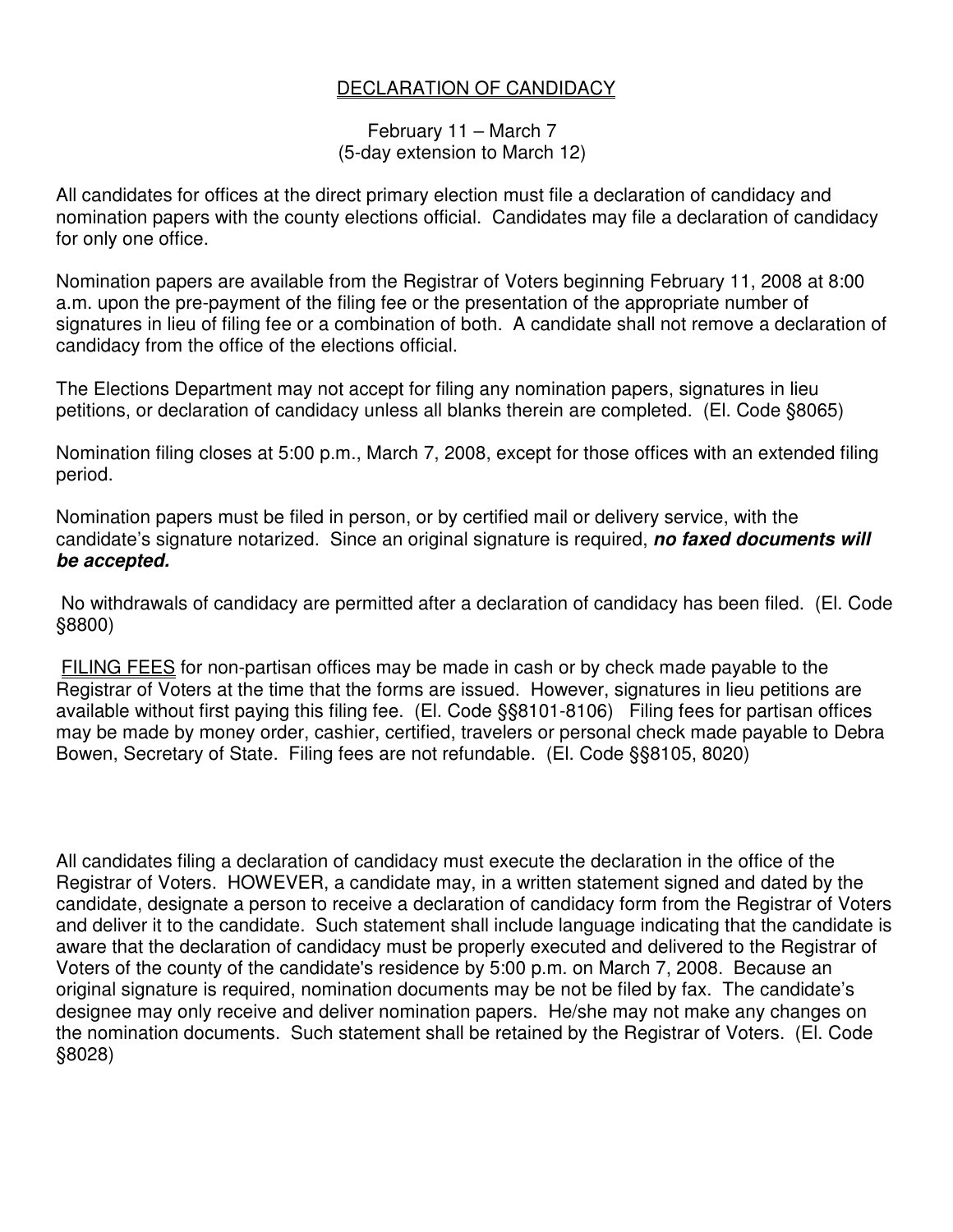# DECLARATION OF CANDIDACY

February 11 – March 7
(5-day extension to March 12)

All candidates for offices at the direct primary election must file a declaration of candidacy and nomination papers with the county elections official. Candidates may file a declaration of candidacy for only one office.

Nomination papers are available from the Registrar of Voters beginning February 11, 2008 at 8:00 a.m. upon the pre-payment of the filing fee or the presentation of the appropriate number of signatures in lieu of filing fee or a combination of both. A candidate shall not remove a declaration of candidacy from the office of the elections official.

The Elections Department may not accept for filing any nomination papers, signatures in lieu petitions, or declaration of candidacy unless all blanks therein are completed. (El. Code §8065)

Nomination filing closes at 5:00 p.m., March 7, 2008, except for those offices with an extended filing period.

Nomination papers must be filed in person, or by certified mail or delivery service, with the candidate's signature notarized. Since an original signature is required, ***no faxed documents will be accepted.***

No withdrawals of candidacy are permitted after a declaration of candidacy has been filed. (El. Code §8800)

<u>FILING FEES</u> for non-partisan offices may be made in cash or by check made payable to the Registrar of Voters at the time that the forms are issued. However, signatures in lieu petitions are available without first paying this filing fee. (El. Code §§8101-8106) Filing fees for partisan offices may be made by money order, cashier, certified, travelers or personal check made payable to Debra Bowen, Secretary of State. Filing fees are not refundable. (El. Code §§8105, 8020)

All candidates filing a declaration of candidacy must execute the declaration in the office of the Registrar of Voters. HOWEVER, a candidate may, in a written statement signed and dated by the candidate, designate a person to receive a declaration of candidacy form from the Registrar of Voters and deliver it to the candidate. Such statement shall include language indicating that the candidate is aware that the declaration of candidacy must be properly executed and delivered to the Registrar of Voters of the county of the candidate's residence by 5:00 p.m. on March 7, 2008. Because an original signature is required, nomination documents may be not be filed by fax. The candidate's designee may only receive and deliver nomination papers. He/she may not make any changes on the nomination documents. Such statement shall be retained by the Registrar of Voters. (El. Code §8028)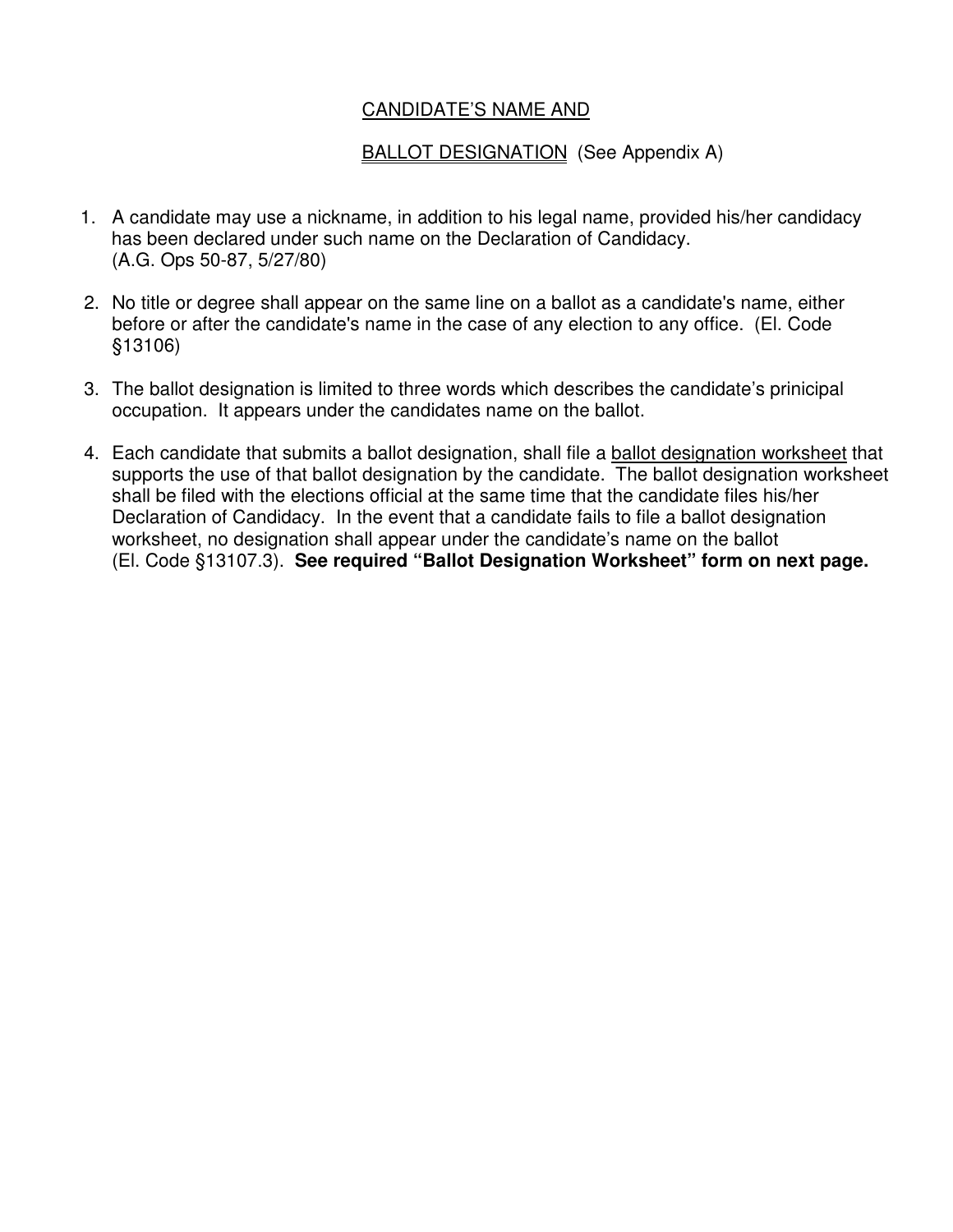## CANDIDATE'S NAME AND

## BALLOT DESIGNATION (See Appendix A)

1. A candidate may use a nickname, in addition to his legal name, provided his/her candidacy has been declared under such name on the Declaration of Candidacy. (A.G. Ops 50-87, 5/27/80)

2. No title or degree shall appear on the same line on a ballot as a candidate's name, either before or after the candidate's name in the case of any election to any office. (El. Code §13106)

3. The ballot designation is limited to three words which describes the candidate's prinicipal occupation. It appears under the candidates name on the ballot.

4. Each candidate that submits a ballot designation, shall file a ballot designation worksheet that supports the use of that ballot designation by the candidate. The ballot designation worksheet shall be filed with the elections official at the same time that the candidate files his/her Declaration of Candidacy. In the event that a candidate fails to file a ballot designation worksheet, no designation shall appear under the candidate's name on the ballot (El. Code §13107.3). **See required "Ballot Designation Worksheet" form on next page.**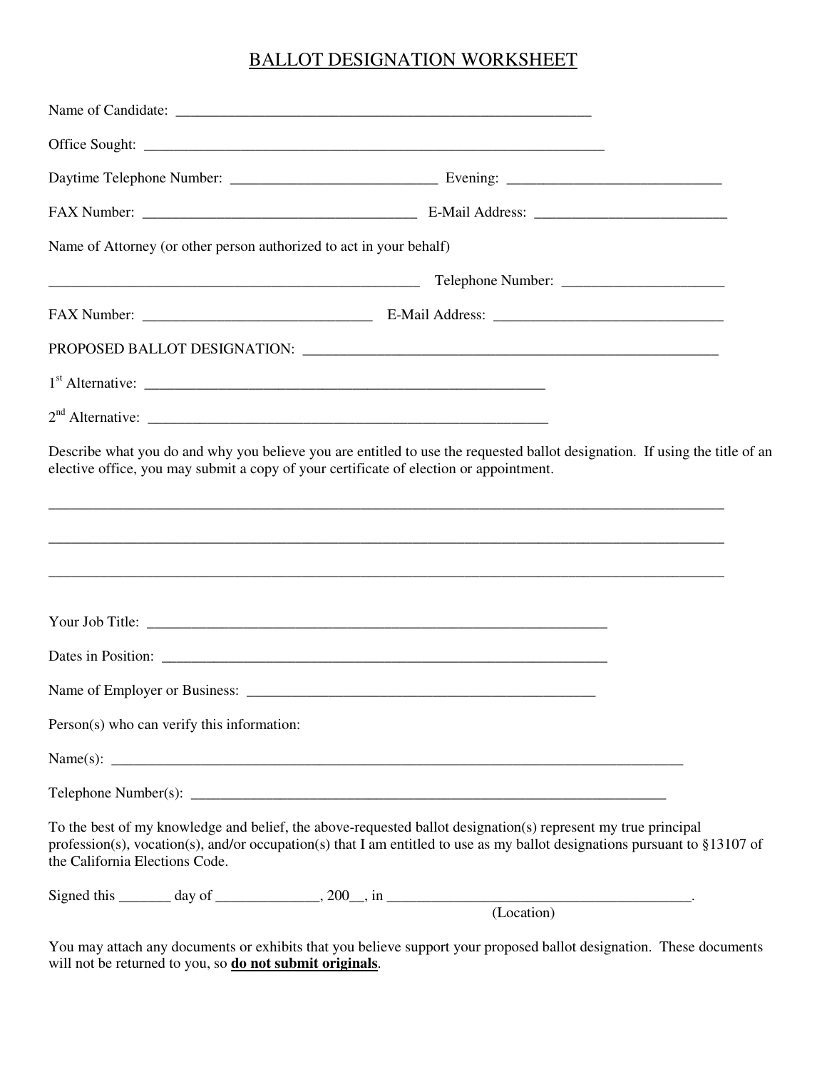# BALLOT DESIGNATION WORKSHEET

Name of Candidate: ___________________________________________________________

Office Sought: ____________________________________________________________________

Daytime Telephone Number: ____________________________ Evening: _____________________________

FAX Number: ______________________________________ E-Mail Address: __________________________

Name of Attorney (or other person authorized to act in your behalf)

_____________________________________________________ Telephone Number: ______________________

FAX Number: _______________________________ E-Mail Address: _______________________________

PROPOSED BALLOT DESIGNATION: __________________________________________________________

1st Alternative: ______________________________________________________________

2nd Alternative: ______________________________________________________________

Describe what you do and why you believe you are entitled to use the requested ballot designation. If using the title of an elective office, you may submit a copy of your certificate of election or appointment.

_______________________________________________________________________________________________

_______________________________________________________________________________________________

_______________________________________________________________________________________________

Your Job Title: __________________________________________________________________

Dates in Position: ______________________________________________________________

Name of Employer or Business: ________________________________________________

Person(s) who can verify this information:

Name(s): _________________________________________________________________________________

Telephone Number(s): _________________________________________________________________

To the best of my knowledge and belief, the above-requested ballot designation(s) represent my true principal profession(s), vocation(s), and/or occupation(s) that I am entitled to use as my ballot designations pursuant to §13107 of the California Elections Code.

Signed this _______ day of ______________, 200__, in __________________________________________.
(Location)

You may attach any documents or exhibits that you believe support your proposed ballot designation. These documents will not be returned to you, so **do not submit originals**.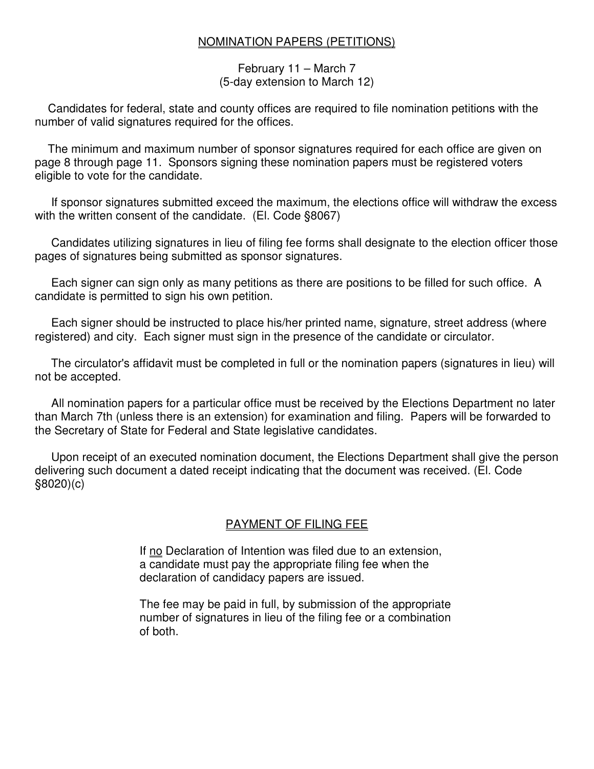## NOMINATION PAPERS (PETITIONS)

February 11 – March 7
(5-day extension to March 12)

Candidates for federal, state and county offices are required to file nomination petitions with the number of valid signatures required for the offices.

The minimum and maximum number of sponsor signatures required for each office are given on page 8 through page 11. Sponsors signing these nomination papers must be registered voters eligible to vote for the candidate.

If sponsor signatures submitted exceed the maximum, the elections office will withdraw the excess with the written consent of the candidate. (El. Code §8067)

Candidates utilizing signatures in lieu of filing fee forms shall designate to the election officer those pages of signatures being submitted as sponsor signatures.

Each signer can sign only as many petitions as there are positions to be filled for such office. A candidate is permitted to sign his own petition.

Each signer should be instructed to place his/her printed name, signature, street address (where registered) and city. Each signer must sign in the presence of the candidate or circulator.

The circulator's affidavit must be completed in full or the nomination papers (signatures in lieu) will not be accepted.

All nomination papers for a particular office must be received by the Elections Department no later than March 7th (unless there is an extension) for examination and filing. Papers will be forwarded to the Secretary of State for Federal and State legislative candidates.

Upon receipt of an executed nomination document, the Elections Department shall give the person delivering such document a dated receipt indicating that the document was received. (El. Code §8020)(c)

## PAYMENT OF FILING FEE

If no Declaration of Intention was filed due to an extension, a candidate must pay the appropriate filing fee when the declaration of candidacy papers are issued.

The fee may be paid in full, by submission of the appropriate number of signatures in lieu of the filing fee or a combination of both.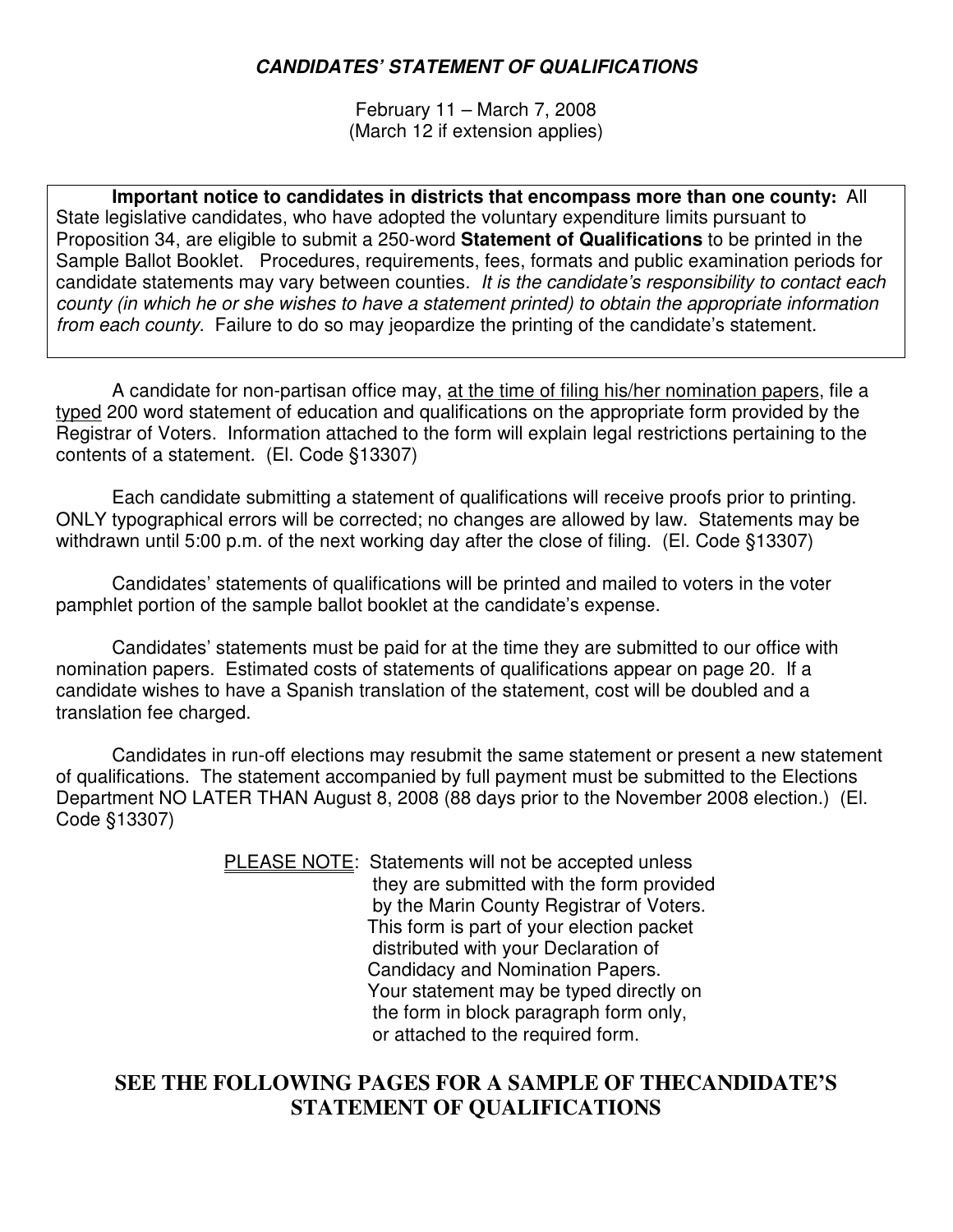## ***CANDIDATES' STATEMENT OF QUALIFICATIONS***

February 11 – March 7, 2008
(March 12 if extension applies)

> **Important notice to candidates in districts that encompass more than one county:** All State legislative candidates, who have adopted the voluntary expenditure limits pursuant to Proposition 34, are eligible to submit a 250-word **Statement of Qualifications** to be printed in the Sample Ballot Booklet. Procedures, requirements, fees, formats and public examination periods for candidate statements may vary between counties. *It is the candidate's responsibility to contact each county (in which he or she wishes to have a statement printed) to obtain the appropriate information from each county*. Failure to do so may jeopardize the printing of the candidate's statement.

A candidate for non-partisan office may, <u>at the time of filing his/her nomination papers</u>, file a <u>typed</u> 200 word statement of education and qualifications on the appropriate form provided by the Registrar of Voters. Information attached to the form will explain legal restrictions pertaining to the contents of a statement. (El. Code §13307)

Each candidate submitting a statement of qualifications will receive proofs prior to printing. ONLY typographical errors will be corrected; no changes are allowed by law. Statements may be withdrawn until 5:00 p.m. of the next working day after the close of filing. (El. Code §13307)

Candidates' statements of qualifications will be printed and mailed to voters in the voter pamphlet portion of the sample ballot booklet at the candidate's expense.

Candidates' statements must be paid for at the time they are submitted to our office with nomination papers. Estimated costs of statements of qualifications appear on page 20. If a candidate wishes to have a Spanish translation of the statement, cost will be doubled and a translation fee charged.

Candidates in run-off elections may resubmit the same statement or present a new statement of qualifications. The statement accompanied by full payment must be submitted to the Elections Department NO LATER THAN August 8, 2008 (88 days prior to the November 2008 election.) (El. Code §13307)

<u>PLEASE NOTE</u>: Statements will not be accepted unless they are submitted with the form provided by the Marin County Registrar of Voters. This form is part of your election packet distributed with your Declaration of Candidacy and Nomination Papers. Your statement may be typed directly on the form in block paragraph form only, or attached to the required form.

**SEE THE FOLLOWING PAGES FOR A SAMPLE OF THECANDIDATE'S STATEMENT OF QUALIFICATIONS**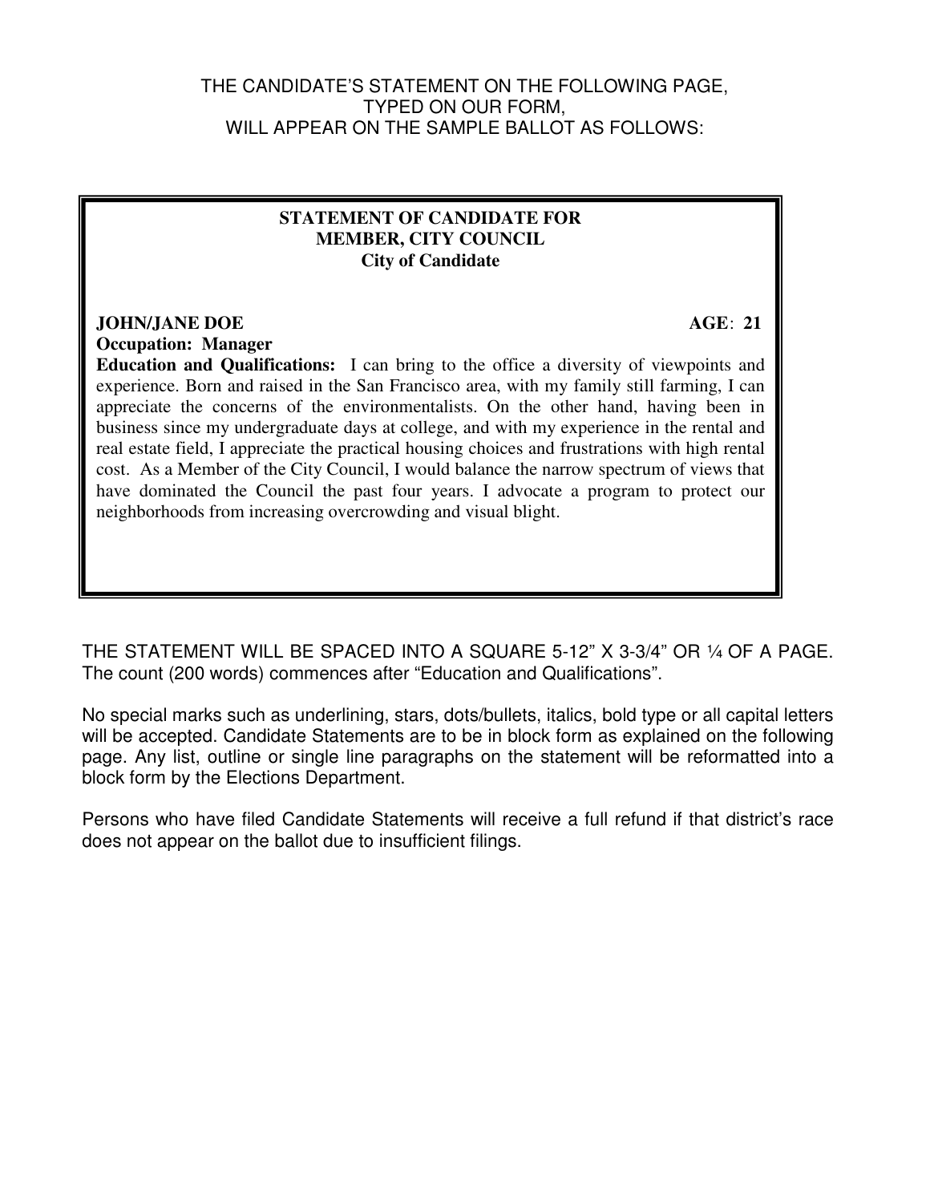THE CANDIDATE'S STATEMENT ON THE FOLLOWING PAGE,
TYPED ON OUR FORM,
WILL APPEAR ON THE SAMPLE BALLOT AS FOLLOWS:

**STATEMENT OF CANDIDATE FOR**
**MEMBER, CITY COUNCIL**
**City of Candidate**

**JOHN/JANE DOE** **AGE**: **21**
**Occupation: Manager**
**Education and Qualifications:** I can bring to the office a diversity of viewpoints and experience. Born and raised in the San Francisco area, with my family still farming, I can appreciate the concerns of the environmentalists. On the other hand, having been in business since my undergraduate days at college, and with my experience in the rental and real estate field, I appreciate the practical housing choices and frustrations with high rental cost. As a Member of the City Council, I would balance the narrow spectrum of views that have dominated the Council the past four years. I advocate a program to protect our neighborhoods from increasing overcrowding and visual blight.

THE STATEMENT WILL BE SPACED INTO A SQUARE 5-12" X 3-3/4" OR ¼ OF A PAGE. The count (200 words) commences after "Education and Qualifications".

No special marks such as underlining, stars, dots/bullets, italics, bold type or all capital letters will be accepted. Candidate Statements are to be in block form as explained on the following page. Any list, outline or single line paragraphs on the statement will be reformatted into a block form by the Elections Department.

Persons who have filed Candidate Statements will receive a full refund if that district's race does not appear on the ballot due to insufficient filings.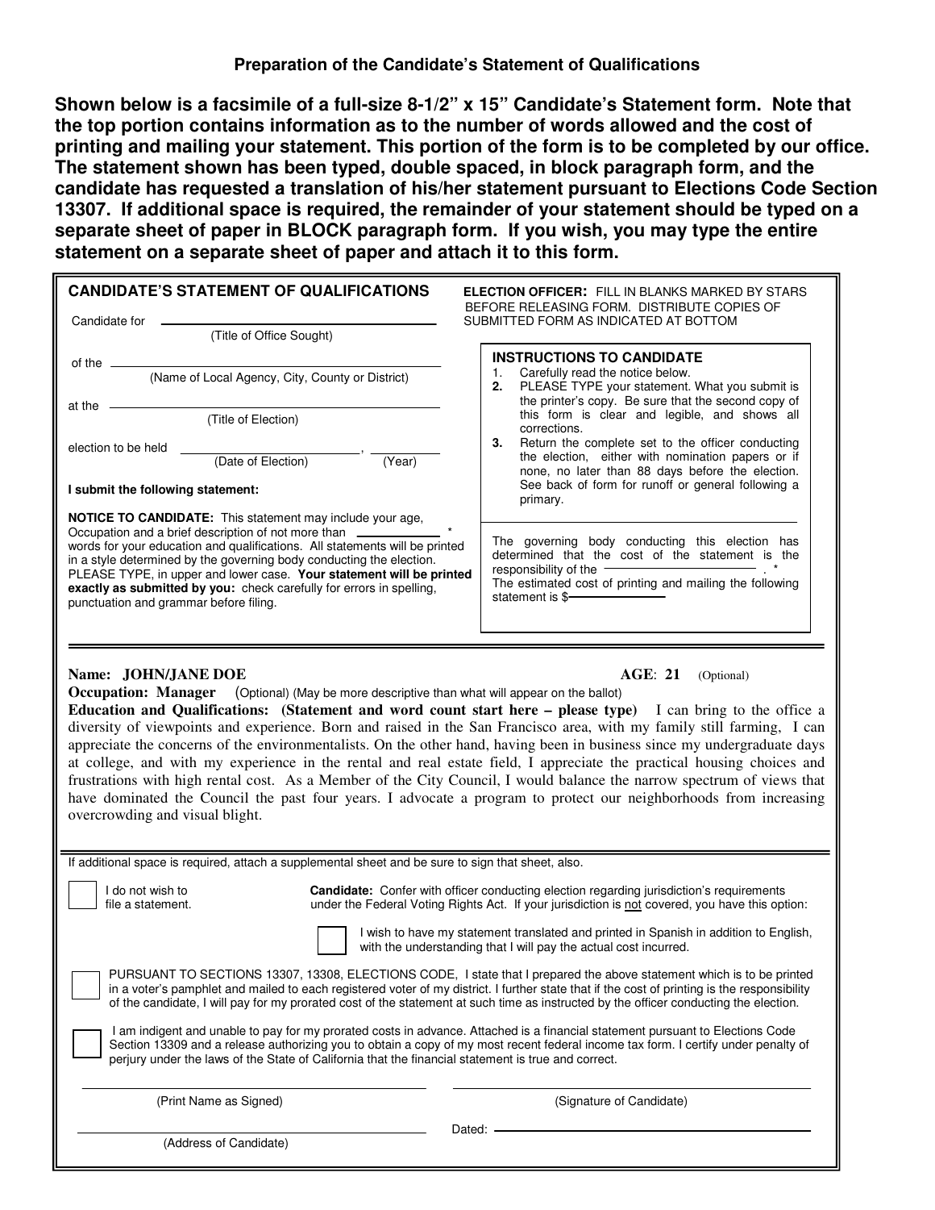### Preparation of the Candidate's Statement of Qualifications

**Shown below is a facsimile of a full-size 8-1/2" x 15" Candidate's Statement form. Note that the top portion contains information as to the number of words allowed and the cost of printing and mailing your statement. This portion of the form is to be completed by our office. The statement shown has been typed, double spaced, in block paragraph form, and the candidate has requested a translation of his/her statement pursuant to Elections Code Section 13307. If additional space is required, the remainder of your statement should be typed on a separate sheet of paper in BLOCK paragraph form. If you wish, you may type the entire statement on a separate sheet of paper and attach it to this form.**

---

**CANDIDATE'S STATEMENT OF QUALIFICATIONS**

Candidate for ______________________
(Title of Office Sought)

of the ______________________
(Name of Local Agency, City, County or District)

at the ______________________
(Title of Election)

election to be held ______________________, __________
(Date of Election) (Year)

**I submit the following statement:**

**NOTICE TO CANDIDATE:** This statement may include your age, Occupation and a brief description of not more than __________ * words for your education and qualifications. All statements will be printed in a style determined by the governing body conducting the election. PLEASE TYPE, in upper and lower case. **Your statement will be printed exactly as submitted by you:** check carefully for errors in spelling, punctuation and grammar before filing.

**ELECTION OFFICER:** FILL IN BLANKS MARKED BY STARS BEFORE RELEASING FORM. DISTRIBUTE COPIES OF SUBMITTED FORM AS INDICATED AT BOTTOM

**INSTRUCTIONS TO CANDIDATE**

1. Carefully read the notice below.
2. PLEASE TYPE your statement. What you submit is the printer's copy. Be sure that the second copy of this form is clear and legible, and shows all corrections.
3. Return the complete set to the officer conducting the election, either with nomination papers or if none, no later than 88 days before the election. See back of form for runoff or general following a primary.

The governing body conducting this election has determined that the cost of the statement is the responsibility of the __________ . *
The estimated cost of printing and mailing the following statement is $__________

---

**Name: JOHN/JANE DOE** **AGE: 21** (Optional)

**Occupation: Manager** (Optional) (May be more descriptive than what will appear on the ballot)

**Education and Qualifications: (Statement and word count start here – please type)** I can bring to the office a diversity of viewpoints and experience. Born and raised in the San Francisco area, with my family still farming, I can appreciate the concerns of the environmentalists. On the other hand, having been in business since my undergraduate days at college, and with my experience in the rental and real estate field, I appreciate the practical housing choices and frustrations with high rental cost. As a Member of the City Council, I would balance the narrow spectrum of views that have dominated the Council the past four years. I advocate a program to protect our neighborhoods from increasing overcrowding and visual blight.

---

If additional space is required, attach a supplemental sheet and be sure to sign that sheet, also.

☐ I do not wish to file a statement.

**Candidate:** Confer with officer conducting election regarding jurisdiction's requirements under the Federal Voting Rights Act. If your jurisdiction is not covered, you have this option:

☐ I wish to have my statement translated and printed in Spanish in addition to English, with the understanding that I will pay the actual cost incurred.

☐ PURSUANT TO SECTIONS 13307, 13308, ELECTIONS CODE, I state that I prepared the above statement which is to be printed in a voter's pamphlet and mailed to each registered voter of my district. I further state that if the cost of printing is the responsibility of the candidate, I will pay for my prorated cost of the statement at such time as instructed by the officer conducting the election.

☐ I am indigent and unable to pay for my prorated costs in advance. Attached is a financial statement pursuant to Elections Code Section 13309 and a release authorizing you to obtain a copy of my most recent federal income tax form. I certify under penalty of perjury under the laws of the State of California that the financial statement is true and correct.

______________________ (Print Name as Signed)

______________________ (Signature of Candidate)

______________________ (Address of Candidate)

Dated: ______________________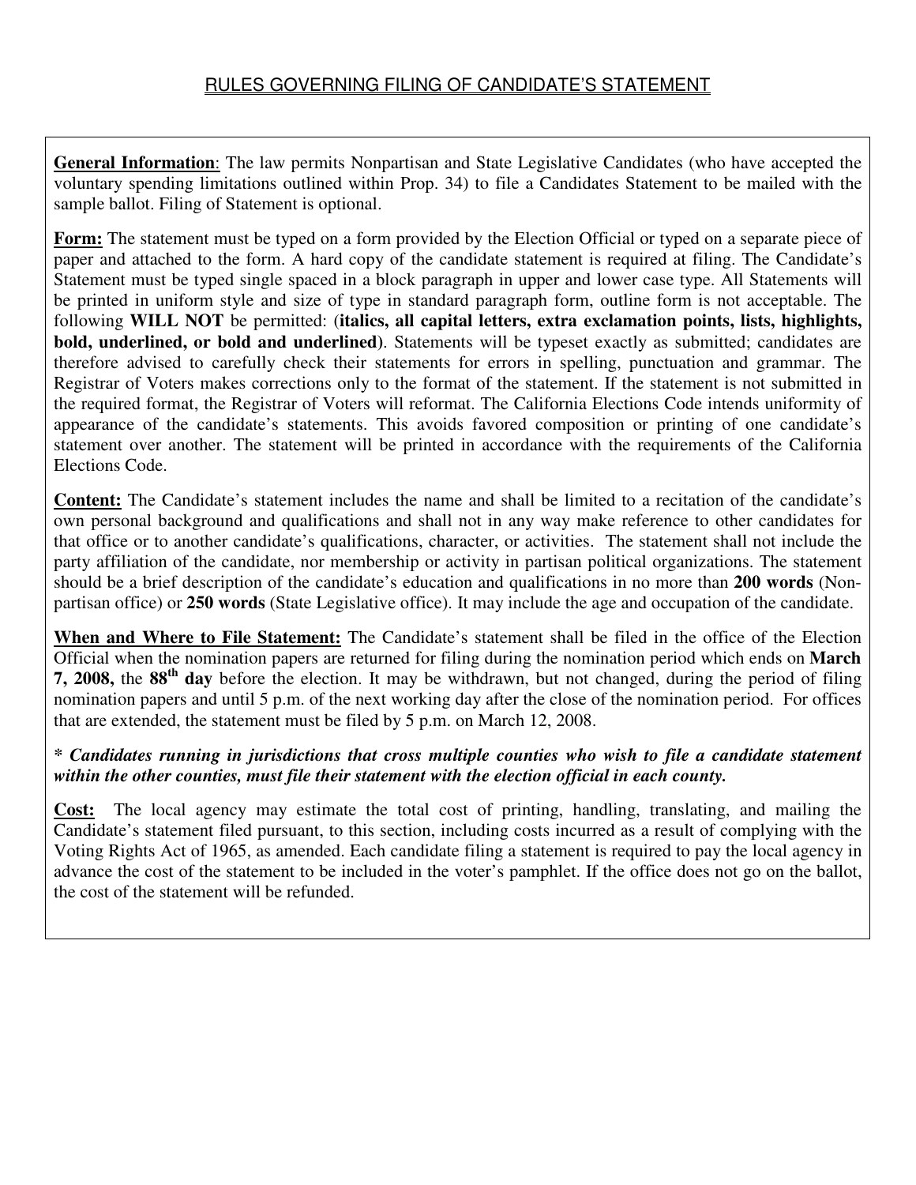## RULES GOVERNING FILING OF CANDIDATE'S STATEMENT

**General Information**: The law permits Nonpartisan and State Legislative Candidates (who have accepted the voluntary spending limitations outlined within Prop. 34) to file a Candidates Statement to be mailed with the sample ballot. Filing of Statement is optional.

**Form:** The statement must be typed on a form provided by the Election Official or typed on a separate piece of paper and attached to the form. A hard copy of the candidate statement is required at filing. The Candidate's Statement must be typed single spaced in a block paragraph in upper and lower case type. All Statements will be printed in uniform style and size of type in standard paragraph form, outline form is not acceptable. The following **WILL NOT** be permitted: (**italics, all capital letters, extra exclamation points, lists, highlights, bold, underlined, or bold and underlined**). Statements will be typeset exactly as submitted; candidates are therefore advised to carefully check their statements for errors in spelling, punctuation and grammar. The Registrar of Voters makes corrections only to the format of the statement. If the statement is not submitted in the required format, the Registrar of Voters will reformat. The California Elections Code intends uniformity of appearance of the candidate's statements. This avoids favored composition or printing of one candidate's statement over another. The statement will be printed in accordance with the requirements of the California Elections Code.

**Content:** The Candidate's statement includes the name and shall be limited to a recitation of the candidate's own personal background and qualifications and shall not in any way make reference to other candidates for that office or to another candidate's qualifications, character, or activities. The statement shall not include the party affiliation of the candidate, nor membership or activity in partisan political organizations. The statement should be a brief description of the candidate's education and qualifications in no more than **200 words** (Non-partisan office) or **250 words** (State Legislative office). It may include the age and occupation of the candidate.

**When and Where to File Statement:** The Candidate's statement shall be filed in the office of the Election Official when the nomination papers are returned for filing during the nomination period which ends on **March 7, 2008,** the **88th day** before the election. It may be withdrawn, but not changed, during the period of filing nomination papers and until 5 p.m. of the next working day after the close of the nomination period. For offices that are extended, the statement must be filed by 5 p.m. on March 12, 2008.

***\* Candidates running in jurisdictions that cross multiple counties who wish to file a candidate statement within the other counties, must file their statement with the election official in each county.***

**Cost:** The local agency may estimate the total cost of printing, handling, translating, and mailing the Candidate's statement filed pursuant, to this section, including costs incurred as a result of complying with the Voting Rights Act of 1965, as amended. Each candidate filing a statement is required to pay the local agency in advance the cost of the statement to be included in the voter's pamphlet. If the office does not go on the ballot, the cost of the statement will be refunded.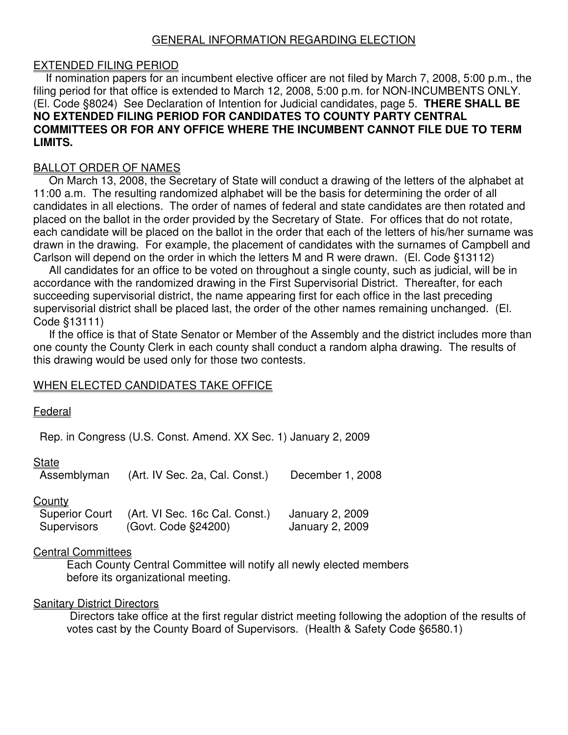## GENERAL INFORMATION REGARDING ELECTION

### EXTENDED FILING PERIOD

If nomination papers for an incumbent elective officer are not filed by March 7, 2008, 5:00 p.m., the filing period for that office is extended to March 12, 2008, 5:00 p.m. for NON-INCUMBENTS ONLY. (El. Code §8024) See Declaration of Intention for Judicial candidates, page 5. **THERE SHALL BE NO EXTENDED FILING PERIOD FOR CANDIDATES TO COUNTY PARTY CENTRAL COMMITTEES OR FOR ANY OFFICE WHERE THE INCUMBENT CANNOT FILE DUE TO TERM LIMITS.**

### BALLOT ORDER OF NAMES

On March 13, 2008, the Secretary of State will conduct a drawing of the letters of the alphabet at 11:00 a.m. The resulting randomized alphabet will be the basis for determining the order of all candidates in all elections. The order of names of federal and state candidates are then rotated and placed on the ballot in the order provided by the Secretary of State. For offices that do not rotate, each candidate will be placed on the ballot in the order that each of the letters of his/her surname was drawn in the drawing. For example, the placement of candidates with the surnames of Campbell and Carlson will depend on the order in which the letters M and R were drawn. (El. Code §13112)

All candidates for an office to be voted on throughout a single county, such as judicial, will be in accordance with the randomized drawing in the First Supervisorial District. Thereafter, for each succeeding supervisorial district, the name appearing first for each office in the last preceding supervisorial district shall be placed last, the order of the other names remaining unchanged. (El. Code §13111)

If the office is that of State Senator or Member of the Assembly and the district includes more than one county the County Clerk in each county shall conduct a random alpha drawing. The results of this drawing would be used only for those two contests.

### WHEN ELECTED CANDIDATES TAKE OFFICE

#### Federal

Rep. in Congress (U.S. Const. Amend. XX Sec. 1) January 2, 2009

#### State

| | | |
|---|---|---|
| Assemblyman | (Art. IV Sec. 2a, Cal. Const.) | December 1, 2008 |

#### County

| | | |
|---|---|---|
| Superior Court | (Art. VI Sec. 16c Cal. Const.) | January 2, 2009 |
| Supervisors | (Govt. Code §24200) | January 2, 2009 |

#### Central Committees

Each County Central Committee will notify all newly elected members before its organizational meeting.

#### Sanitary District Directors

Directors take office at the first regular district meeting following the adoption of the results of votes cast by the County Board of Supervisors. (Health & Safety Code §6580.1)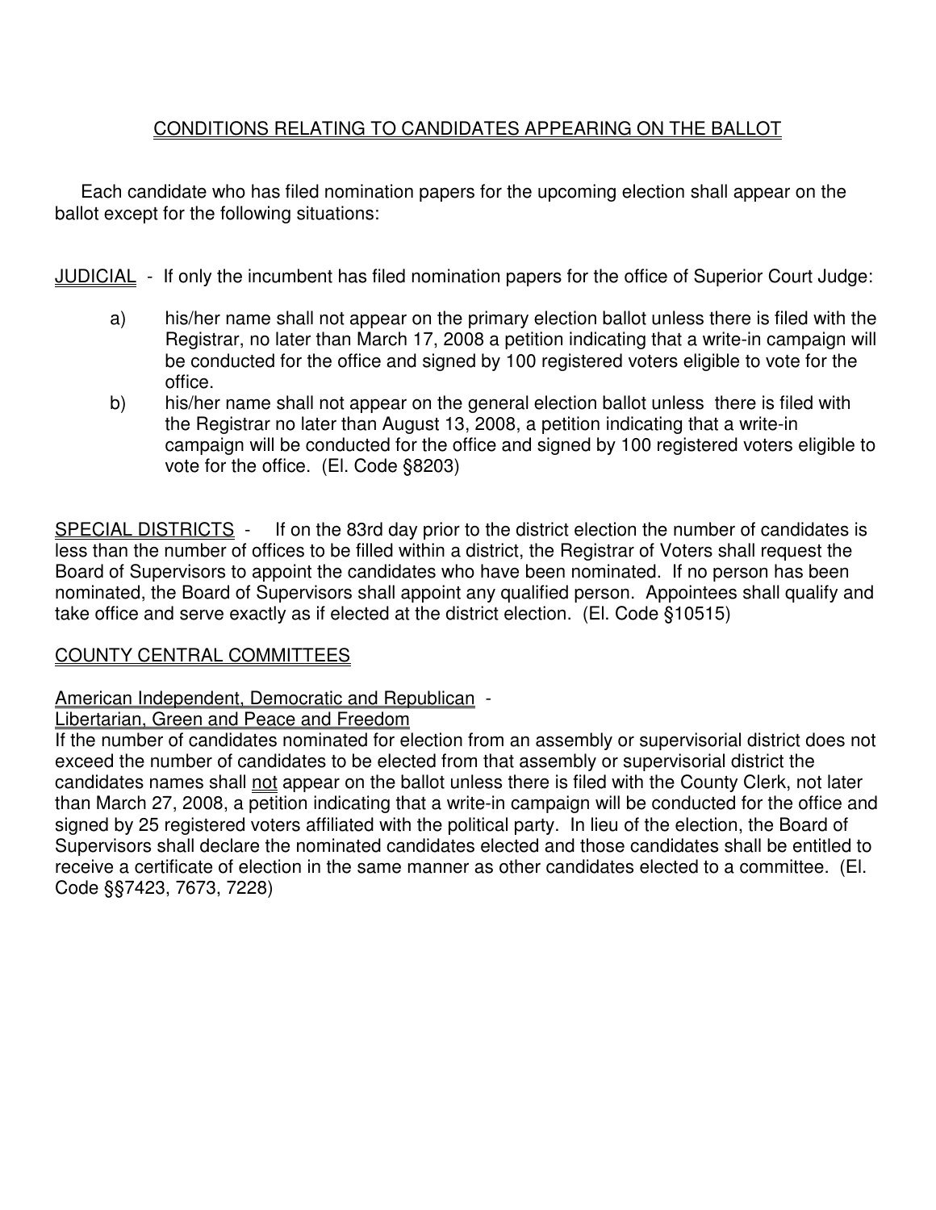# CONDITIONS RELATING TO CANDIDATES APPEARING ON THE BALLOT

Each candidate who has filed nomination papers for the upcoming election shall appear on the ballot except for the following situations:

JUDICIAL - If only the incumbent has filed nomination papers for the office of Superior Court Judge:

a) his/her name shall not appear on the primary election ballot unless there is filed with the Registrar, no later than March 17, 2008 a petition indicating that a write-in campaign will be conducted for the office and signed by 100 registered voters eligible to vote for the office.

b) his/her name shall not appear on the general election ballot unless there is filed with the Registrar no later than August 13, 2008, a petition indicating that a write-in campaign will be conducted for the office and signed by 100 registered voters eligible to vote for the office. (El. Code §8203)

SPECIAL DISTRICTS - If on the 83rd day prior to the district election the number of candidates is less than the number of offices to be filled within a district, the Registrar of Voters shall request the Board of Supervisors to appoint the candidates who have been nominated. If no person has been nominated, the Board of Supervisors shall appoint any qualified person. Appointees shall qualify and take office and serve exactly as if elected at the district election. (El. Code §10515)

## COUNTY CENTRAL COMMITTEES

American Independent, Democratic and Republican -
Libertarian, Green and Peace and Freedom

If the number of candidates nominated for election from an assembly or supervisorial district does not exceed the number of candidates to be elected from that assembly or supervisorial district the candidates names shall not appear on the ballot unless there is filed with the County Clerk, not later than March 27, 2008, a petition indicating that a write-in campaign will be conducted for the office and signed by 25 registered voters affiliated with the political party. In lieu of the election, the Board of Supervisors shall declare the nominated candidates elected and those candidates shall be entitled to receive a certificate of election in the same manner as other candidates elected to a committee. (El. Code §§7423, 7673, 7228)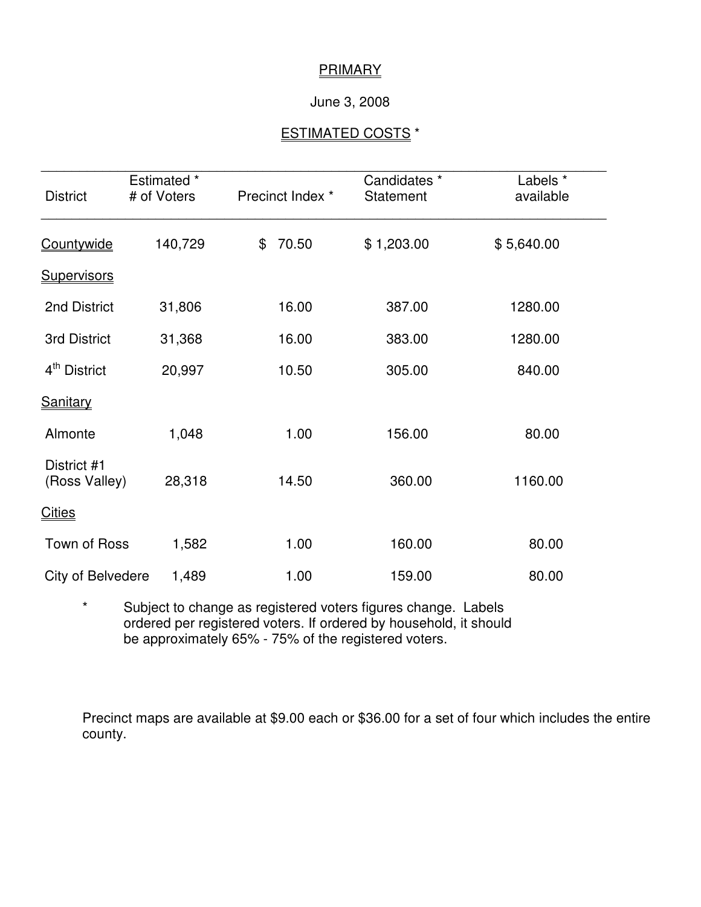PRIMARY

June 3, 2008

ESTIMATED COSTS *

| District | Estimated * # of Voters | Precinct Index * | Candidates * Statement | Labels * available |
|---|---|---|---|---|
| Countywide | 140,729 | $ 70.50 | $ 1,203.00 | $ 5,640.00 |
| Supervisors | | | | |
| 2nd District | 31,806 | 16.00 | 387.00 | 1280.00 |
| 3rd District | 31,368 | 16.00 | 383.00 | 1280.00 |
| 4th District | 20,997 | 10.50 | 305.00 | 840.00 |
| Sanitary | | | | |
| Almonte | 1,048 | 1.00 | 156.00 | 80.00 |
| District #1 (Ross Valley) | 28,318 | 14.50 | 360.00 | 1160.00 |
| Cities | | | | |
| Town of Ross | 1,582 | 1.00 | 160.00 | 80.00 |
| City of Belvedere | 1,489 | 1.00 | 159.00 | 80.00 |

* Subject to change as registered voters figures change. Labels ordered per registered voters. If ordered by household, it should be approximately 65% - 75% of the registered voters.

Precinct maps are available at $9.00 each or $36.00 for a set of four which includes the entire county.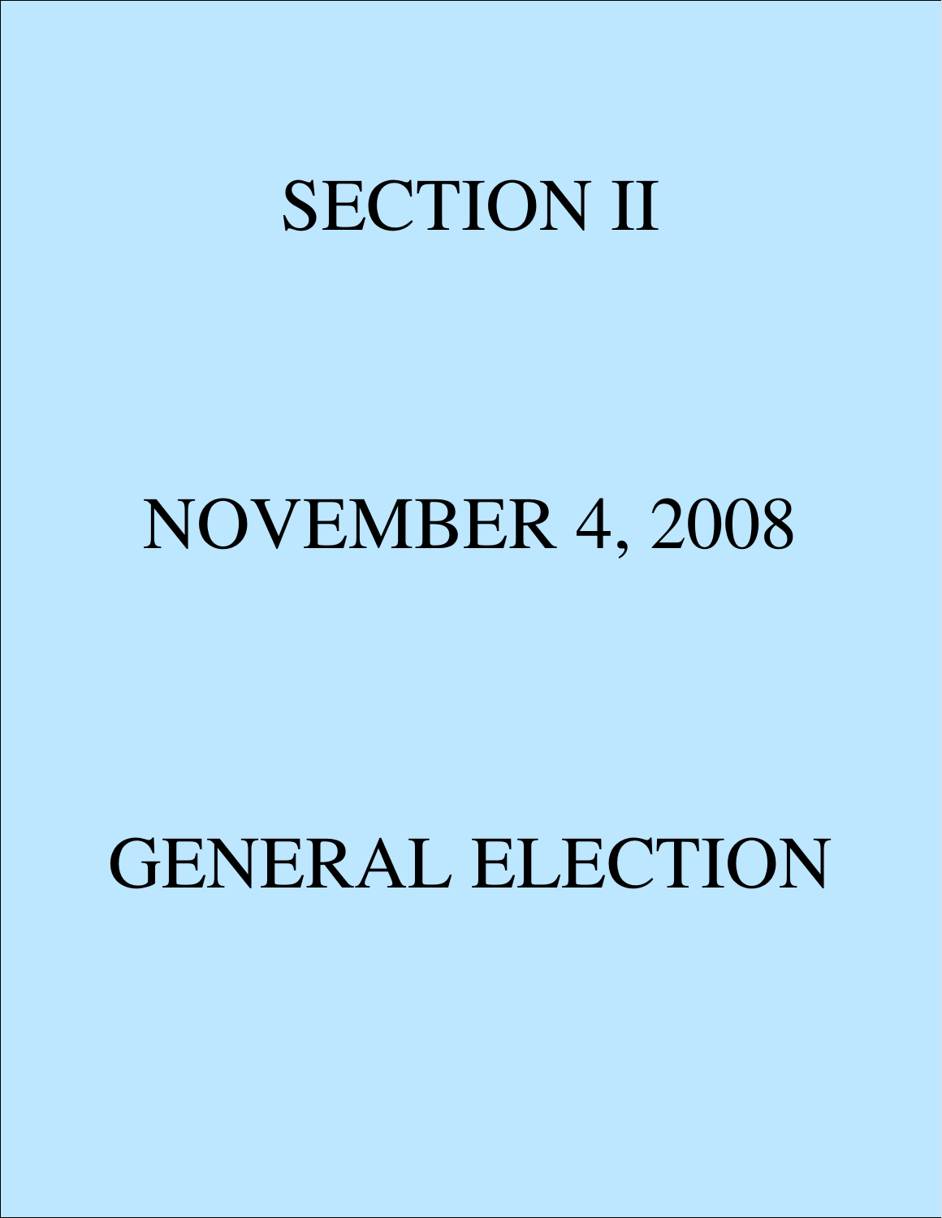# SECTION II

# NOVEMBER 4, 2008

# GENERAL ELECTION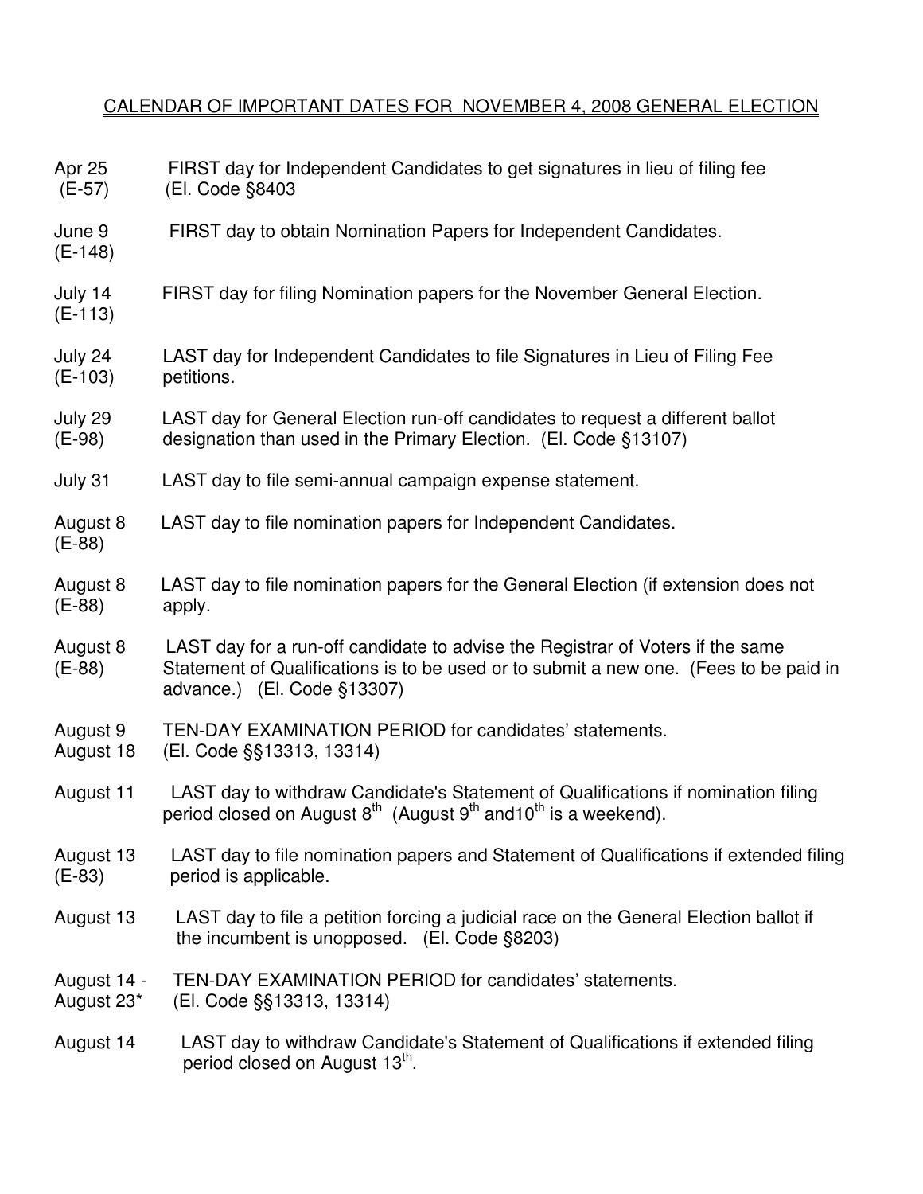# CALENDAR OF IMPORTANT DATES FOR NOVEMBER 4, 2008 GENERAL ELECTION

| | |
|---|---|
| Apr 25 (E-57) | FIRST day for Independent Candidates to get signatures in lieu of filing fee (El. Code §8403 |
| June 9 (E-148) | FIRST day to obtain Nomination Papers for Independent Candidates. |
| July 14 (E-113) | FIRST day for filing Nomination papers for the November General Election. |
| July 24 (E-103) | LAST day for Independent Candidates to file Signatures in Lieu of Filing Fee petitions. |
| July 29 (E-98) | LAST day for General Election run-off candidates to request a different ballot designation than used in the Primary Election. (El. Code §13107) |
| July 31 | LAST day to file semi-annual campaign expense statement. |
| August 8 (E-88) | LAST day to file nomination papers for Independent Candidates. |
| August 8 (E-88) | LAST day to file nomination papers for the General Election (if extension does not apply. |
| August 8 (E-88) | LAST day for a run-off candidate to advise the Registrar of Voters if the same Statement of Qualifications is to be used or to submit a new one. (Fees to be paid in advance.) (El. Code §13307) |
| August 9 August 18 | TEN-DAY EXAMINATION PERIOD for candidates' statements. (El. Code §§13313, 13314) |
| August 11 | LAST day to withdraw Candidate's Statement of Qualifications if nomination filing period closed on August 8th (August 9th and10th is a weekend). |
| August 13 (E-83) | LAST day to file nomination papers and Statement of Qualifications if extended filing period is applicable. |
| August 13 | LAST day to file a petition forcing a judicial race on the General Election ballot if the incumbent is unopposed. (El. Code §8203) |
| August 14 - August 23* | TEN-DAY EXAMINATION PERIOD for candidates' statements. (El. Code §§13313, 13314) |
| August 14 | LAST day to withdraw Candidate's Statement of Qualifications if extended filing period closed on August 13th. |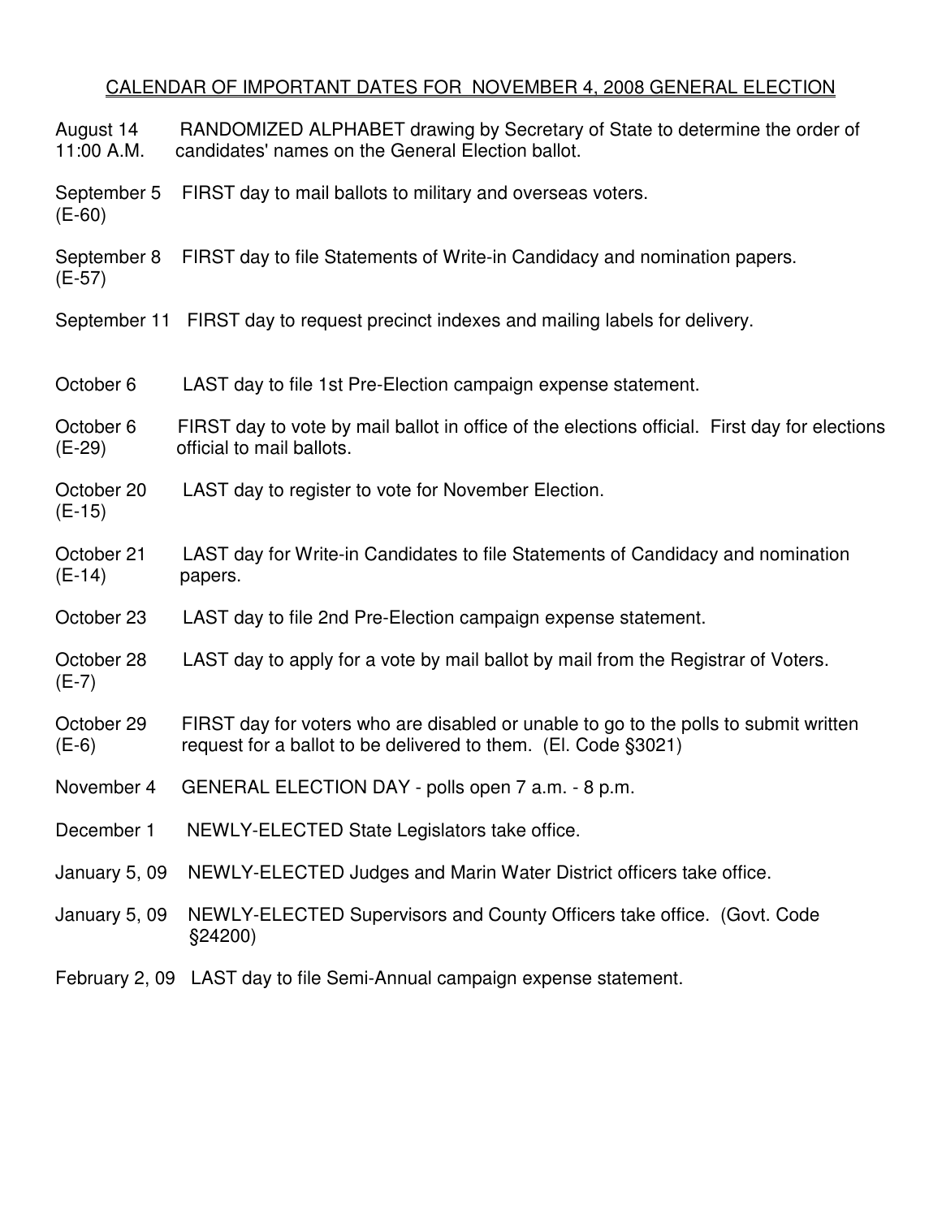# CALENDAR OF IMPORTANT DATES FOR NOVEMBER 4, 2008 GENERAL ELECTION

| Date | Event |
|---|---|
| August 14 11:00 A.M. | RANDOMIZED ALPHABET drawing by Secretary of State to determine the order of candidates' names on the General Election ballot. |
| September 5 (E-60) | FIRST day to mail ballots to military and overseas voters. |
| September 8 (E-57) | FIRST day to file Statements of Write-in Candidacy and nomination papers. |
| September 11 | FIRST day to request precinct indexes and mailing labels for delivery. |
| October 6 | LAST day to file 1st Pre-Election campaign expense statement. |
| October 6 (E-29) | FIRST day to vote by mail ballot in office of the elections official. First day for elections official to mail ballots. |
| October 20 (E-15) | LAST day to register to vote for November Election. |
| October 21 (E-14) | LAST day for Write-in Candidates to file Statements of Candidacy and nomination papers. |
| October 23 | LAST day to file 2nd Pre-Election campaign expense statement. |
| October 28 (E-7) | LAST day to apply for a vote by mail ballot by mail from the Registrar of Voters. |
| October 29 (E-6) | FIRST day for voters who are disabled or unable to go to the polls to submit written request for a ballot to be delivered to them. (El. Code §3021) |
| November 4 | GENERAL ELECTION DAY - polls open 7 a.m. - 8 p.m. |
| December 1 | NEWLY-ELECTED State Legislators take office. |
| January 5, 09 | NEWLY-ELECTED Judges and Marin Water District officers take office. |
| January 5, 09 | NEWLY-ELECTED Supervisors and County Officers take office. (Govt. Code §24200) |
| February 2, 09 | LAST day to file Semi-Annual campaign expense statement. |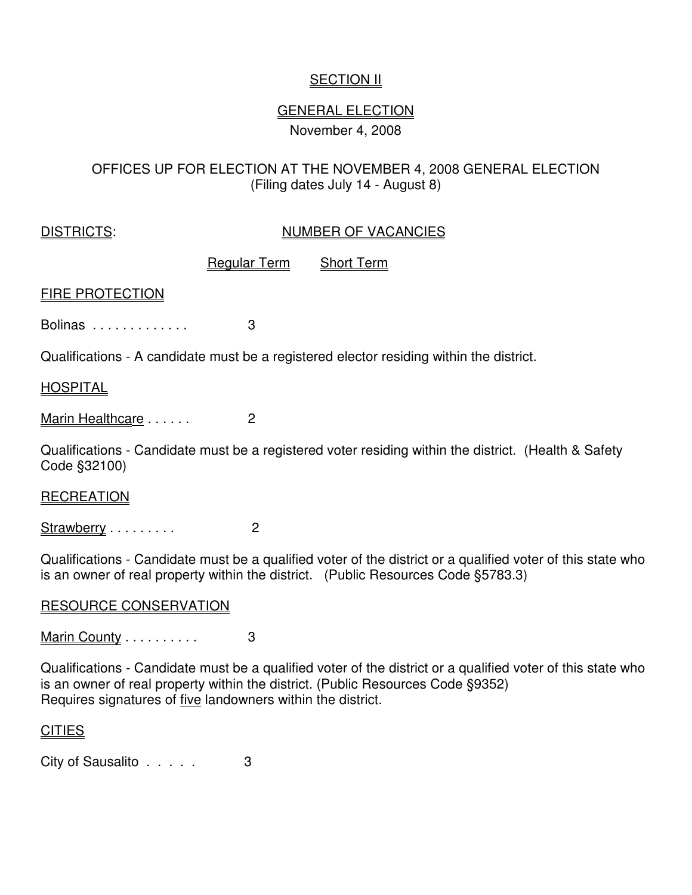## SECTION II

## GENERAL ELECTION

November 4, 2008

### OFFICES UP FOR ELECTION AT THE NOVEMBER 4, 2008 GENERAL ELECTION

(Filing dates July 14 - August 8)

| DISTRICTS: | NUMBER OF VACANCIES | |
|---|---|---|
| | Regular Term | Short Term |
| **FIRE PROTECTION** | | |
| Bolinas . . . . . . . . . . . . . | 3 | |

Qualifications - A candidate must be a registered elector residing within the district.

| | Regular Term | Short Term |
|---|---|---|
| **HOSPITAL** | | |
| Marin Healthcare . . . . . . | 2 | |

Qualifications - Candidate must be a registered voter residing within the district. (Health & Safety Code §32100)

| | Regular Term | Short Term |
|---|---|---|
| **RECREATION** | | |
| Strawberry . . . . . . . . . | 2 | |

Qualifications - Candidate must be a qualified voter of the district or a qualified voter of this state who is an owner of real property within the district. (Public Resources Code §5783.3)

| | Regular Term | Short Term |
|---|---|---|
| **RESOURCE CONSERVATION** | | |
| Marin County . . . . . . . . . . | 3 | |

Qualifications - Candidate must be a qualified voter of the district or a qualified voter of this state who is an owner of real property within the district. (Public Resources Code §9352)
Requires signatures of five landowners within the district.

| | Regular Term | Short Term |
|---|---|---|
| **CITIES** | | |
| City of Sausalito . . . . . | 3 | |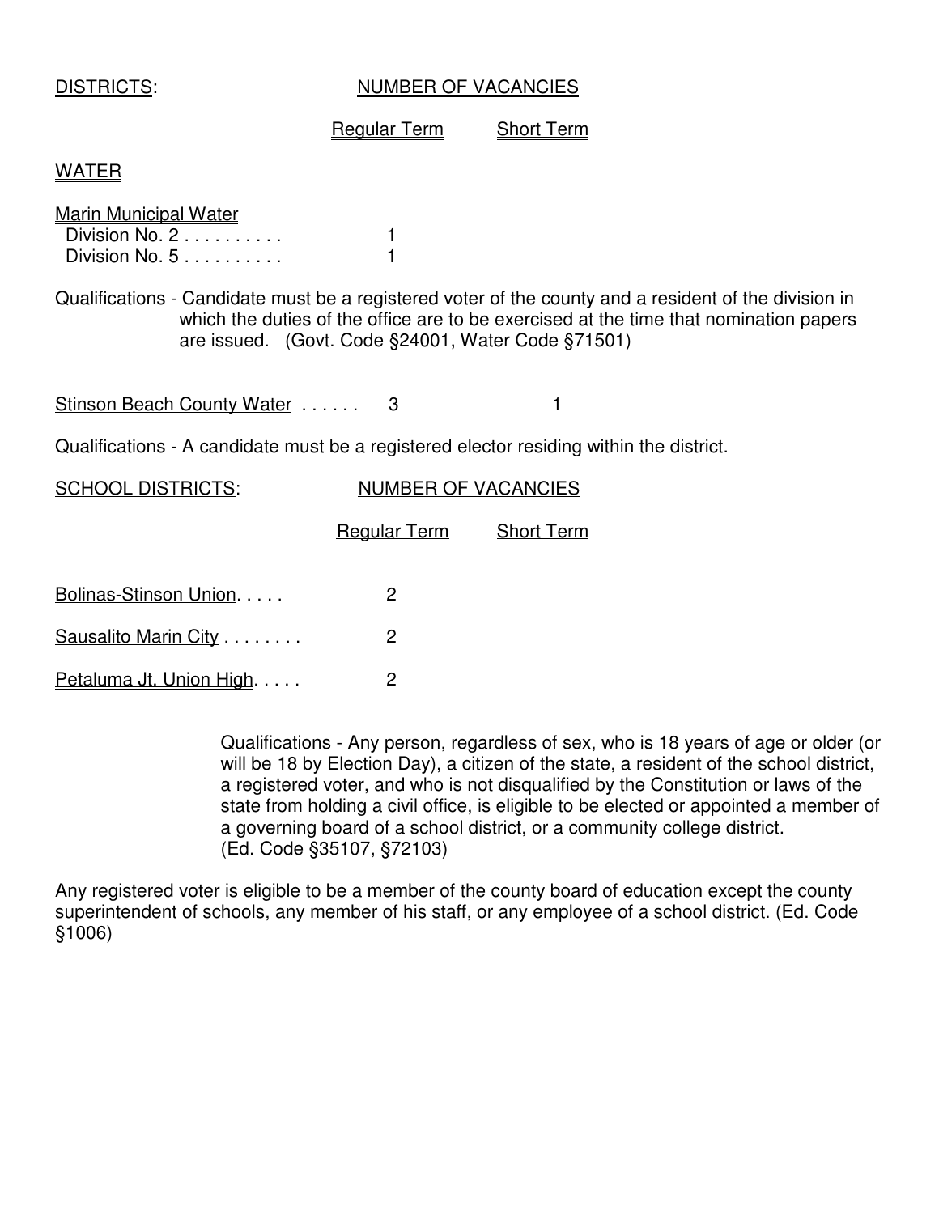| DISTRICTS: | NUMBER OF VACANCIES | |
|---|---|---|
| | Regular Term | Short Term |
| **WATER** | | |
| Marin Municipal Water | | |
| Division No. 2 | 1 | |
| Division No. 5 | 1 | |

Qualifications - Candidate must be a registered voter of the county and a resident of the division in which the duties of the office are to be exercised at the time that nomination papers are issued. (Govt. Code §24001, Water Code §71501)

| | Regular Term | Short Term |
|---|---|---|
| Stinson Beach County Water | 3 | 1 |

Qualifications - A candidate must be a registered elector residing within the district.

| SCHOOL DISTRICTS: | NUMBER OF VACANCIES | |
|---|---|---|
| | Regular Term | Short Term |
| Bolinas-Stinson Union | 2 | |
| Sausalito Marin City | 2 | |
| Petaluma Jt. Union High | 2 | |

Qualifications - Any person, regardless of sex, who is 18 years of age or older (or will be 18 by Election Day), a citizen of the state, a resident of the school district, a registered voter, and who is not disqualified by the Constitution or laws of the state from holding a civil office, is eligible to be elected or appointed a member of a governing board of a school district, or a community college district. (Ed. Code §35107, §72103)

Any registered voter is eligible to be a member of the county board of education except the county superintendent of schools, any member of his staff, or any employee of a school district. (Ed. Code §1006)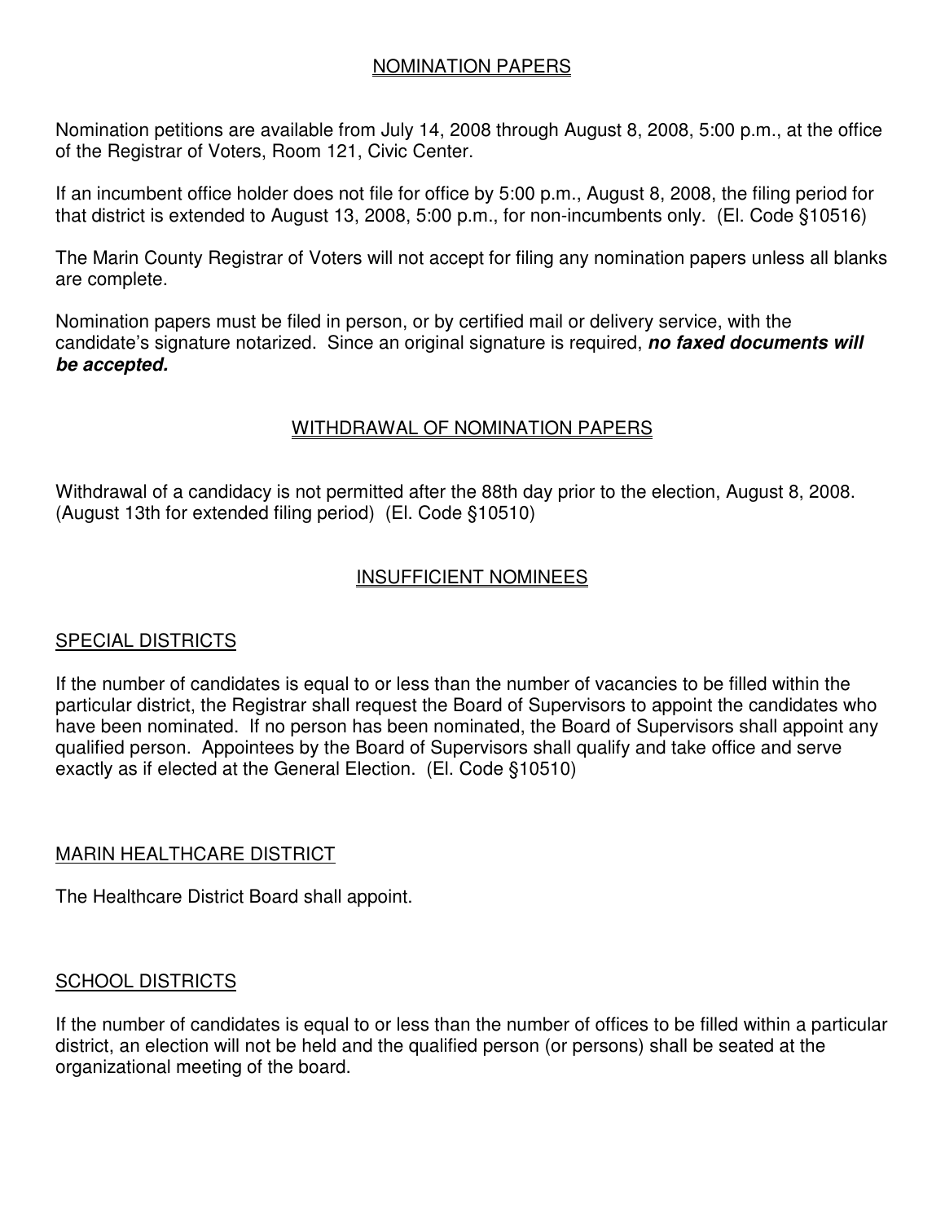## NOMINATION PAPERS

Nomination petitions are available from July 14, 2008 through August 8, 2008, 5:00 p.m., at the office of the Registrar of Voters, Room 121, Civic Center.

If an incumbent office holder does not file for office by 5:00 p.m., August 8, 2008, the filing period for that district is extended to August 13, 2008, 5:00 p.m., for non-incumbents only. (El. Code §10516)

The Marin County Registrar of Voters will not accept for filing any nomination papers unless all blanks are complete.

Nomination papers must be filed in person, or by certified mail or delivery service, with the candidate's signature notarized. Since an original signature is required, ***no faxed documents will be accepted.***

## WITHDRAWAL OF NOMINATION PAPERS

Withdrawal of a candidacy is not permitted after the 88th day prior to the election, August 8, 2008. (August 13th for extended filing period) (El. Code §10510)

## INSUFFICIENT NOMINEES

### SPECIAL DISTRICTS

If the number of candidates is equal to or less than the number of vacancies to be filled within the particular district, the Registrar shall request the Board of Supervisors to appoint the candidates who have been nominated. If no person has been nominated, the Board of Supervisors shall appoint any qualified person. Appointees by the Board of Supervisors shall qualify and take office and serve exactly as if elected at the General Election. (El. Code §10510)

### MARIN HEALTHCARE DISTRICT

The Healthcare District Board shall appoint.

### SCHOOL DISTRICTS

If the number of candidates is equal to or less than the number of offices to be filled within a particular district, an election will not be held and the qualified person (or persons) shall be seated at the organizational meeting of the board.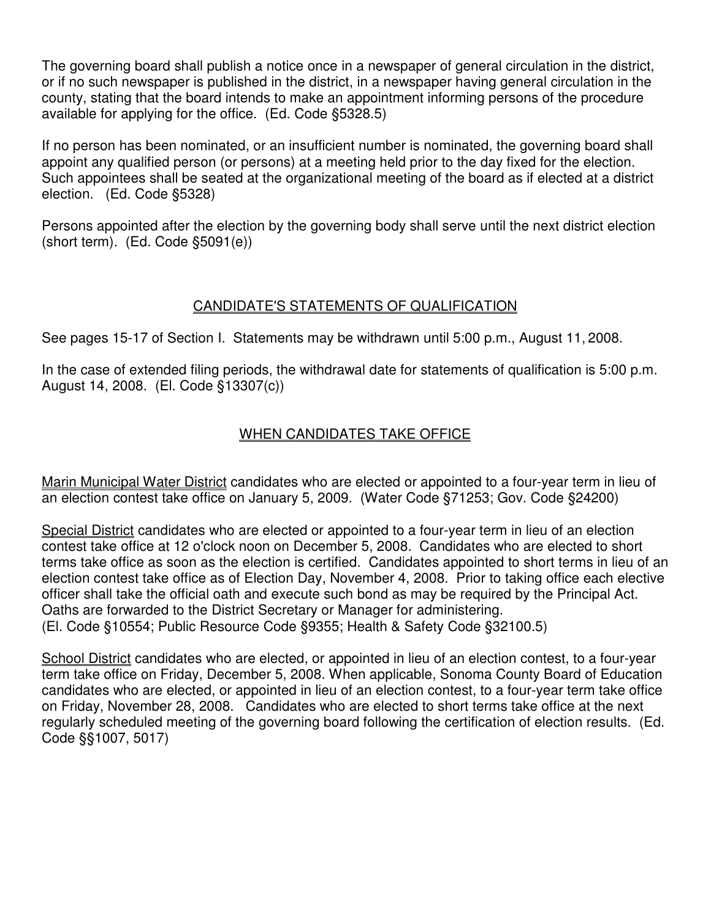The governing board shall publish a notice once in a newspaper of general circulation in the district, or if no such newspaper is published in the district, in a newspaper having general circulation in the county, stating that the board intends to make an appointment informing persons of the procedure available for applying for the office. (Ed. Code §5328.5)

If no person has been nominated, or an insufficient number is nominated, the governing board shall appoint any qualified person (or persons) at a meeting held prior to the day fixed for the election. Such appointees shall be seated at the organizational meeting of the board as if elected at a district election. (Ed. Code §5328)

Persons appointed after the election by the governing body shall serve until the next district election (short term). (Ed. Code §5091(e))

## CANDIDATE'S STATEMENTS OF QUALIFICATION

See pages 15-17 of Section I. Statements may be withdrawn until 5:00 p.m., August 11, 2008.

In the case of extended filing periods, the withdrawal date for statements of qualification is 5:00 p.m. August 14, 2008. (El. Code §13307(c))

## WHEN CANDIDATES TAKE OFFICE

Marin Municipal Water District candidates who are elected or appointed to a four-year term in lieu of an election contest take office on January 5, 2009. (Water Code §71253; Gov. Code §24200)

Special District candidates who are elected or appointed to a four-year term in lieu of an election contest take office at 12 o'clock noon on December 5, 2008. Candidates who are elected to short terms take office as soon as the election is certified. Candidates appointed to short terms in lieu of an election contest take office as of Election Day, November 4, 2008. Prior to taking office each elective officer shall take the official oath and execute such bond as may be required by the Principal Act. Oaths are forwarded to the District Secretary or Manager for administering.
(El. Code §10554; Public Resource Code §9355; Health & Safety Code §32100.5)

School District candidates who are elected, or appointed in lieu of an election contest, to a four-year term take office on Friday, December 5, 2008. When applicable, Sonoma County Board of Education candidates who are elected, or appointed in lieu of an election contest, to a four-year term take office on Friday, November 28, 2008. Candidates who are elected to short terms take office at the next regularly scheduled meeting of the governing board following the certification of election results. (Ed. Code §§1007, 5017)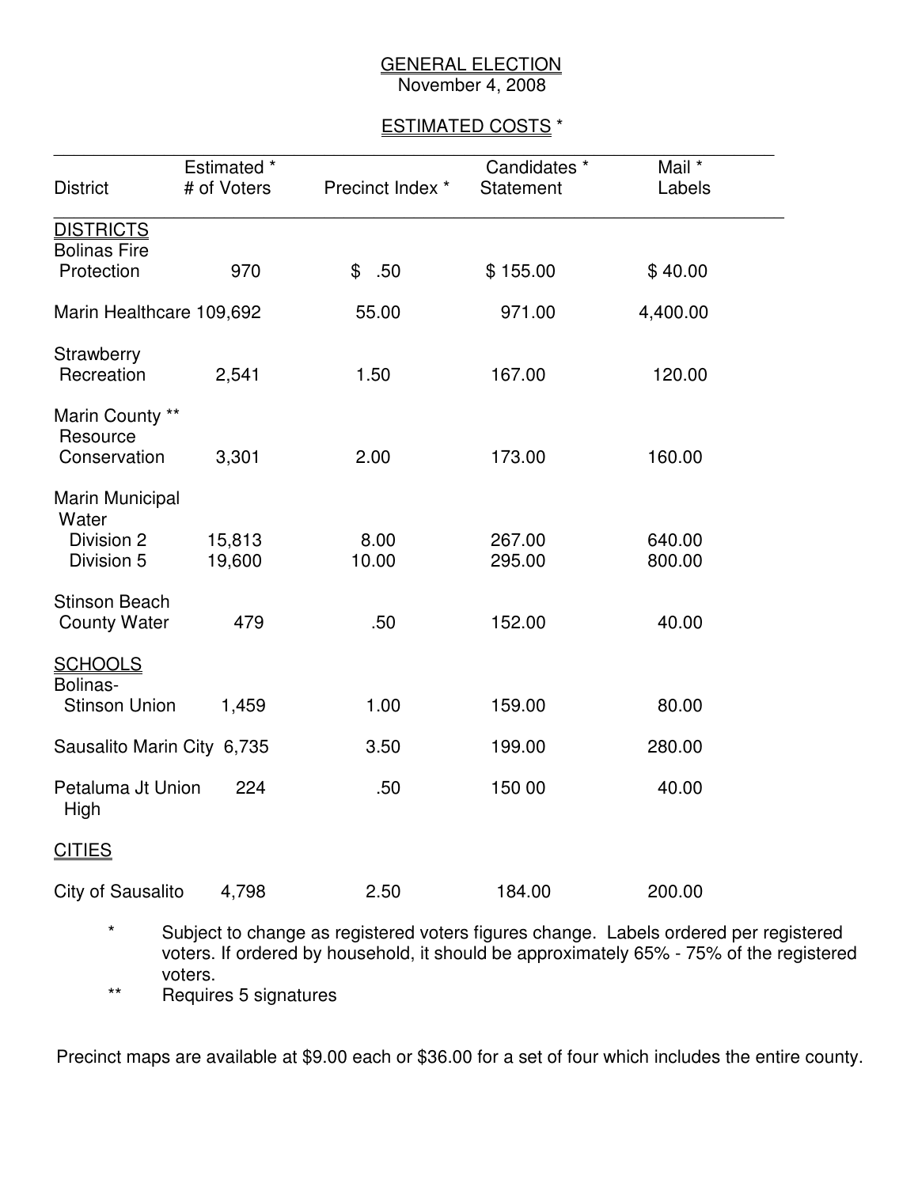GENERAL ELECTION
November 4, 2008

ESTIMATED COSTS *

| District | Estimated * # of Voters | Precinct Index * | Candidates * Statement | Mail * Labels |
|---|---|---|---|---|
| **DISTRICTS** | | | | |
| Bolinas Fire Protection | 970 | $ .50 | $ 155.00 | $ 40.00 |
| Marin Healthcare | 109,692 | 55.00 | 971.00 | 4,400.00 |
| Strawberry Recreation | 2,541 | 1.50 | 167.00 | 120.00 |
| Marin County ** Resource Conservation | 3,301 | 2.00 | 173.00 | 160.00 |
| Marin Municipal Water | | | | |
| Division 2 | 15,813 | 8.00 | 267.00 | 640.00 |
| Division 5 | 19,600 | 10.00 | 295.00 | 800.00 |
| Stinson Beach County Water | 479 | .50 | 152.00 | 40.00 |
| **SCHOOLS** | | | | |
| Bolinas-Stinson Union | 1,459 | 1.00 | 159.00 | 80.00 |
| Sausalito Marin City | 6,735 | 3.50 | 199.00 | 280.00 |
| Petaluma Jt Union High | 224 | .50 | 150 00 | 40.00 |
| **CITIES** | | | | |
| City of Sausalito | 4,798 | 2.50 | 184.00 | 200.00 |

\* Subject to change as registered voters figures change. Labels ordered per registered voters. If ordered by household, it should be approximately 65% - 75% of the registered voters.

\*\* Requires 5 signatures

Precinct maps are available at $9.00 each or $36.00 for a set of four which includes the entire county.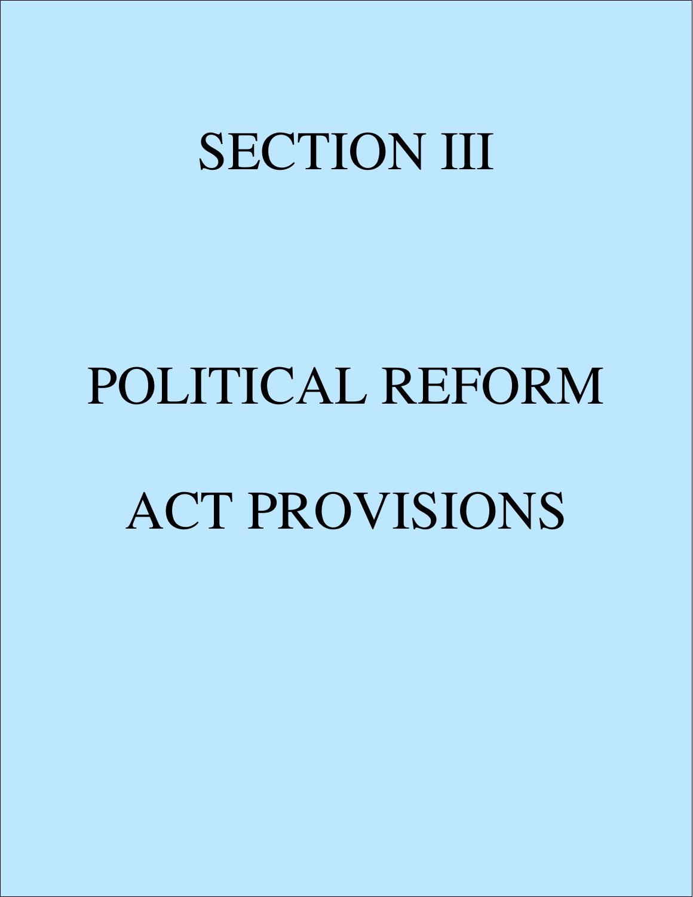# SECTION III

# POLITICAL REFORM ACT PROVISIONS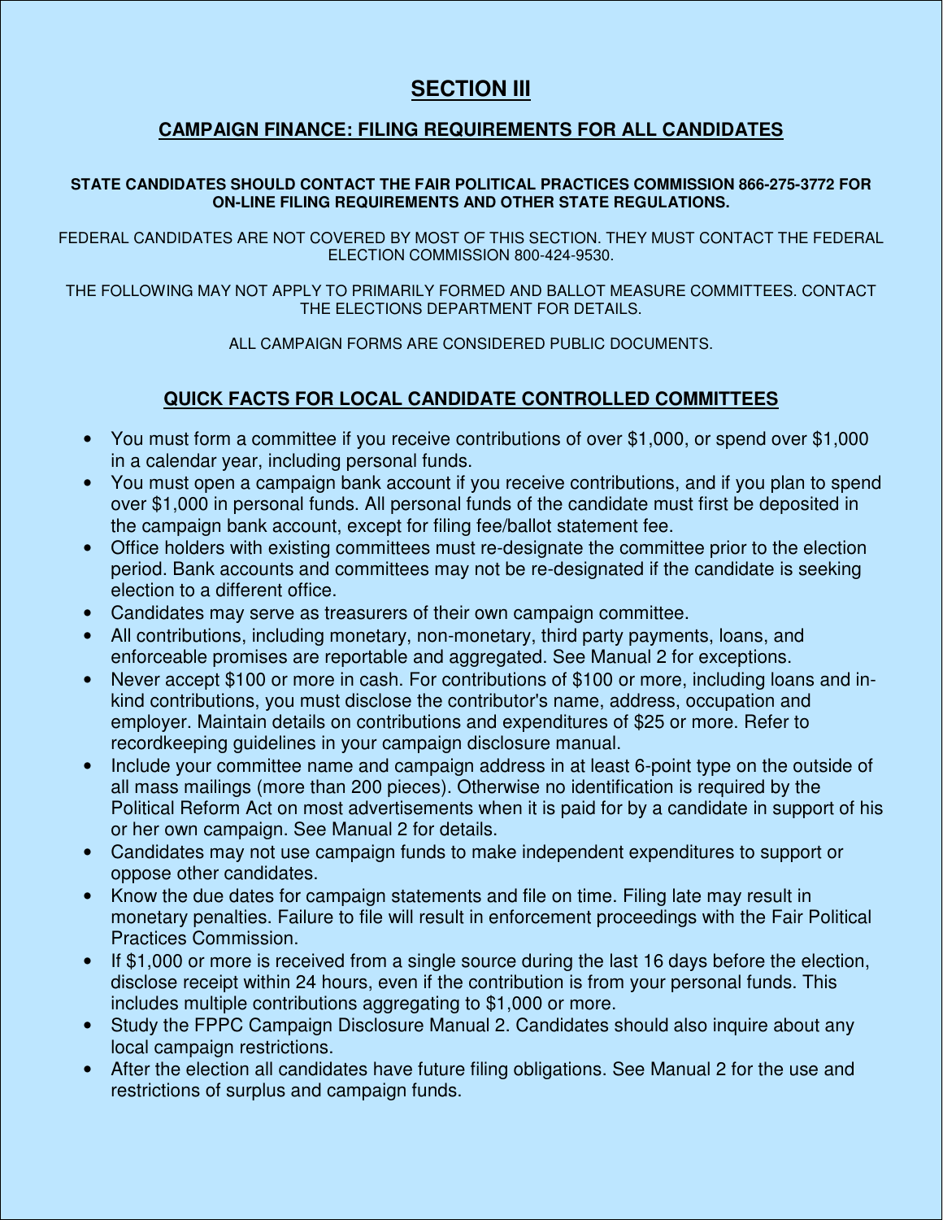# SECTION III

## CAMPAIGN FINANCE: FILING REQUIREMENTS FOR ALL CANDIDATES

**STATE CANDIDATES SHOULD CONTACT THE FAIR POLITICAL PRACTICES COMMISSION 866-275-3772 FOR ON-LINE FILING REQUIREMENTS AND OTHER STATE REGULATIONS.**

FEDERAL CANDIDATES ARE NOT COVERED BY MOST OF THIS SECTION. THEY MUST CONTACT THE FEDERAL ELECTION COMMISSION 800-424-9530.

THE FOLLOWING MAY NOT APPLY TO PRIMARILY FORMED AND BALLOT MEASURE COMMITTEES. CONTACT THE ELECTIONS DEPARTMENT FOR DETAILS.

ALL CAMPAIGN FORMS ARE CONSIDERED PUBLIC DOCUMENTS.

## QUICK FACTS FOR LOCAL CANDIDATE CONTROLLED COMMITTEES

- You must form a committee if you receive contributions of over $1,000, or spend over $1,000 in a calendar year, including personal funds.
- You must open a campaign bank account if you receive contributions, and if you plan to spend over $1,000 in personal funds. All personal funds of the candidate must first be deposited in the campaign bank account, except for filing fee/ballot statement fee.
- Office holders with existing committees must re-designate the committee prior to the election period. Bank accounts and committees may not be re-designated if the candidate is seeking election to a different office.
- Candidates may serve as treasurers of their own campaign committee.
- All contributions, including monetary, non-monetary, third party payments, loans, and enforceable promises are reportable and aggregated. See Manual 2 for exceptions.
- Never accept $100 or more in cash. For contributions of $100 or more, including loans and in-kind contributions, you must disclose the contributor's name, address, occupation and employer. Maintain details on contributions and expenditures of $25 or more. Refer to recordkeeping guidelines in your campaign disclosure manual.
- Include your committee name and campaign address in at least 6-point type on the outside of all mass mailings (more than 200 pieces). Otherwise no identification is required by the Political Reform Act on most advertisements when it is paid for by a candidate in support of his or her own campaign. See Manual 2 for details.
- Candidates may not use campaign funds to make independent expenditures to support or oppose other candidates.
- Know the due dates for campaign statements and file on time. Filing late may result in monetary penalties. Failure to file will result in enforcement proceedings with the Fair Political Practices Commission.
- If $1,000 or more is received from a single source during the last 16 days before the election, disclose receipt within 24 hours, even if the contribution is from your personal funds. This includes multiple contributions aggregating to $1,000 or more.
- Study the FPPC Campaign Disclosure Manual 2. Candidates should also inquire about any local campaign restrictions.
- After the election all candidates have future filing obligations. See Manual 2 for the use and restrictions of surplus and campaign funds.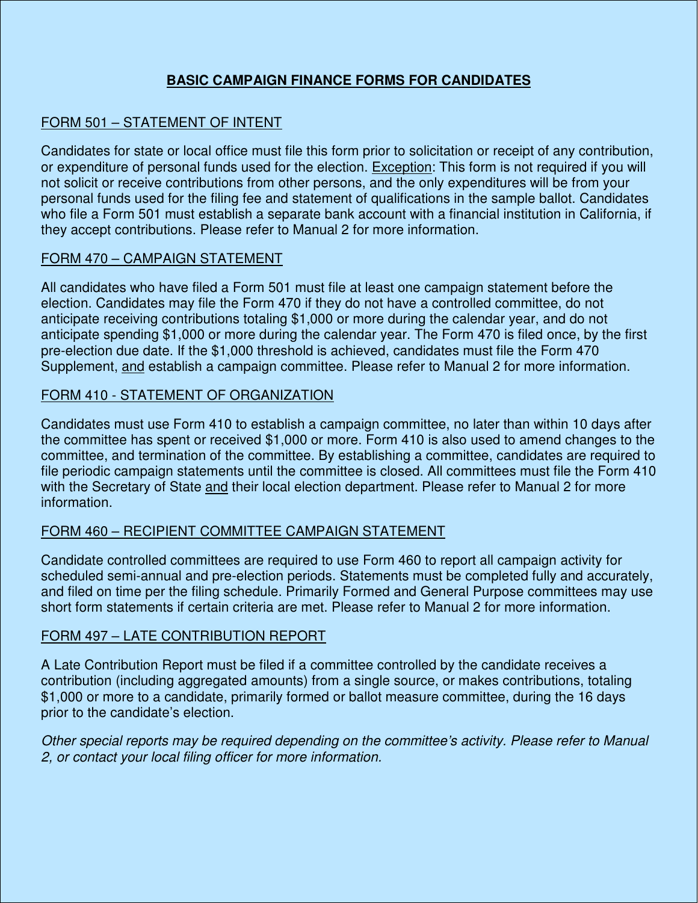# BASIC CAMPAIGN FINANCE FORMS FOR CANDIDATES

## FORM 501 – STATEMENT OF INTENT

Candidates for state or local office must file this form prior to solicitation or receipt of any contribution, or expenditure of personal funds used for the election. Exception: This form is not required if you will not solicit or receive contributions from other persons, and the only expenditures will be from your personal funds used for the filing fee and statement of qualifications in the sample ballot. Candidates who file a Form 501 must establish a separate bank account with a financial institution in California, if they accept contributions. Please refer to Manual 2 for more information.

## FORM 470 – CAMPAIGN STATEMENT

All candidates who have filed a Form 501 must file at least one campaign statement before the election. Candidates may file the Form 470 if they do not have a controlled committee, do not anticipate receiving contributions totaling $1,000 or more during the calendar year, and do not anticipate spending $1,000 or more during the calendar year. The Form 470 is filed once, by the first pre-election due date. If the $1,000 threshold is achieved, candidates must file the Form 470 Supplement, and establish a campaign committee. Please refer to Manual 2 for more information.

## FORM 410 - STATEMENT OF ORGANIZATION

Candidates must use Form 410 to establish a campaign committee, no later than within 10 days after the committee has spent or received $1,000 or more. Form 410 is also used to amend changes to the committee, and termination of the committee. By establishing a committee, candidates are required to file periodic campaign statements until the committee is closed. All committees must file the Form 410 with the Secretary of State and their local election department. Please refer to Manual 2 for more information.

## FORM 460 – RECIPIENT COMMITTEE CAMPAIGN STATEMENT

Candidate controlled committees are required to use Form 460 to report all campaign activity for scheduled semi-annual and pre-election periods. Statements must be completed fully and accurately, and filed on time per the filing schedule. Primarily Formed and General Purpose committees may use short form statements if certain criteria are met. Please refer to Manual 2 for more information.

## FORM 497 – LATE CONTRIBUTION REPORT

A Late Contribution Report must be filed if a committee controlled by the candidate receives a contribution (including aggregated amounts) from a single source, or makes contributions, totaling $1,000 or more to a candidate, primarily formed or ballot measure committee, during the 16 days prior to the candidate's election.

*Other special reports may be required depending on the committee's activity. Please refer to Manual 2, or contact your local filing officer for more information.*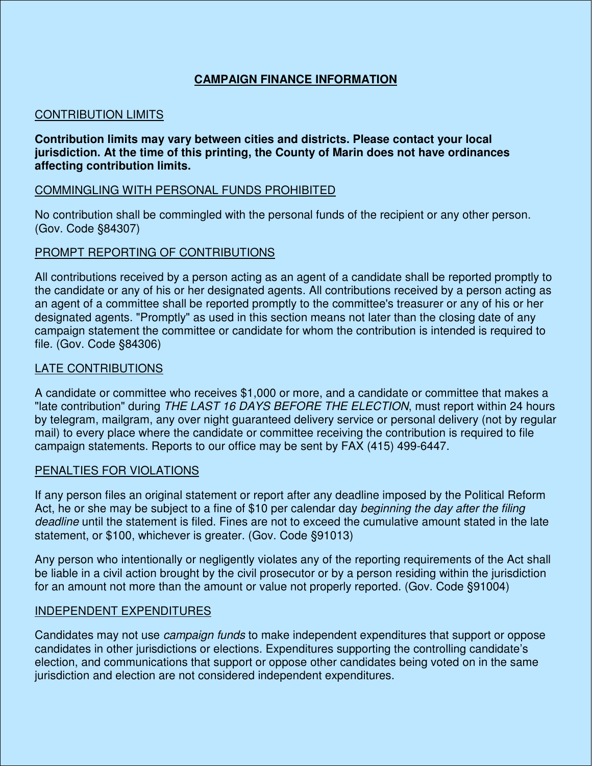# CAMPAIGN FINANCE INFORMATION

## CONTRIBUTION LIMITS

**Contribution limits may vary between cities and districts. Please contact your local jurisdiction. At the time of this printing, the County of Marin does not have ordinances affecting contribution limits.**

## COMMINGLING WITH PERSONAL FUNDS PROHIBITED

No contribution shall be commingled with the personal funds of the recipient or any other person. (Gov. Code §84307)

## PROMPT REPORTING OF CONTRIBUTIONS

All contributions received by a person acting as an agent of a candidate shall be reported promptly to the candidate or any of his or her designated agents. All contributions received by a person acting as an agent of a committee shall be reported promptly to the committee's treasurer or any of his or her designated agents. "Promptly" as used in this section means not later than the closing date of any campaign statement the committee or candidate for whom the contribution is intended is required to file. (Gov. Code §84306)

## LATE CONTRIBUTIONS

A candidate or committee who receives $1,000 or more, and a candidate or committee that makes a "late contribution" during *THE LAST 16 DAYS BEFORE THE ELECTION*, must report within 24 hours by telegram, mailgram, any over night guaranteed delivery service or personal delivery (not by regular mail) to every place where the candidate or committee receiving the contribution is required to file campaign statements. Reports to our office may be sent by FAX (415) 499-6447.

## PENALTIES FOR VIOLATIONS

If any person files an original statement or report after any deadline imposed by the Political Reform Act, he or she may be subject to a fine of $10 per calendar day *beginning the day after the filing deadline* until the statement is filed. Fines are not to exceed the cumulative amount stated in the late statement, or $100, whichever is greater. (Gov. Code §91013)

Any person who intentionally or negligently violates any of the reporting requirements of the Act shall be liable in a civil action brought by the civil prosecutor or by a person residing within the jurisdiction for an amount not more than the amount or value not properly reported. (Gov. Code §91004)

## INDEPENDENT EXPENDITURES

Candidates may not use *campaign funds* to make independent expenditures that support or oppose candidates in other jurisdictions or elections. Expenditures supporting the controlling candidate's election, and communications that support or oppose other candidates being voted on in the same jurisdiction and election are not considered independent expenditures.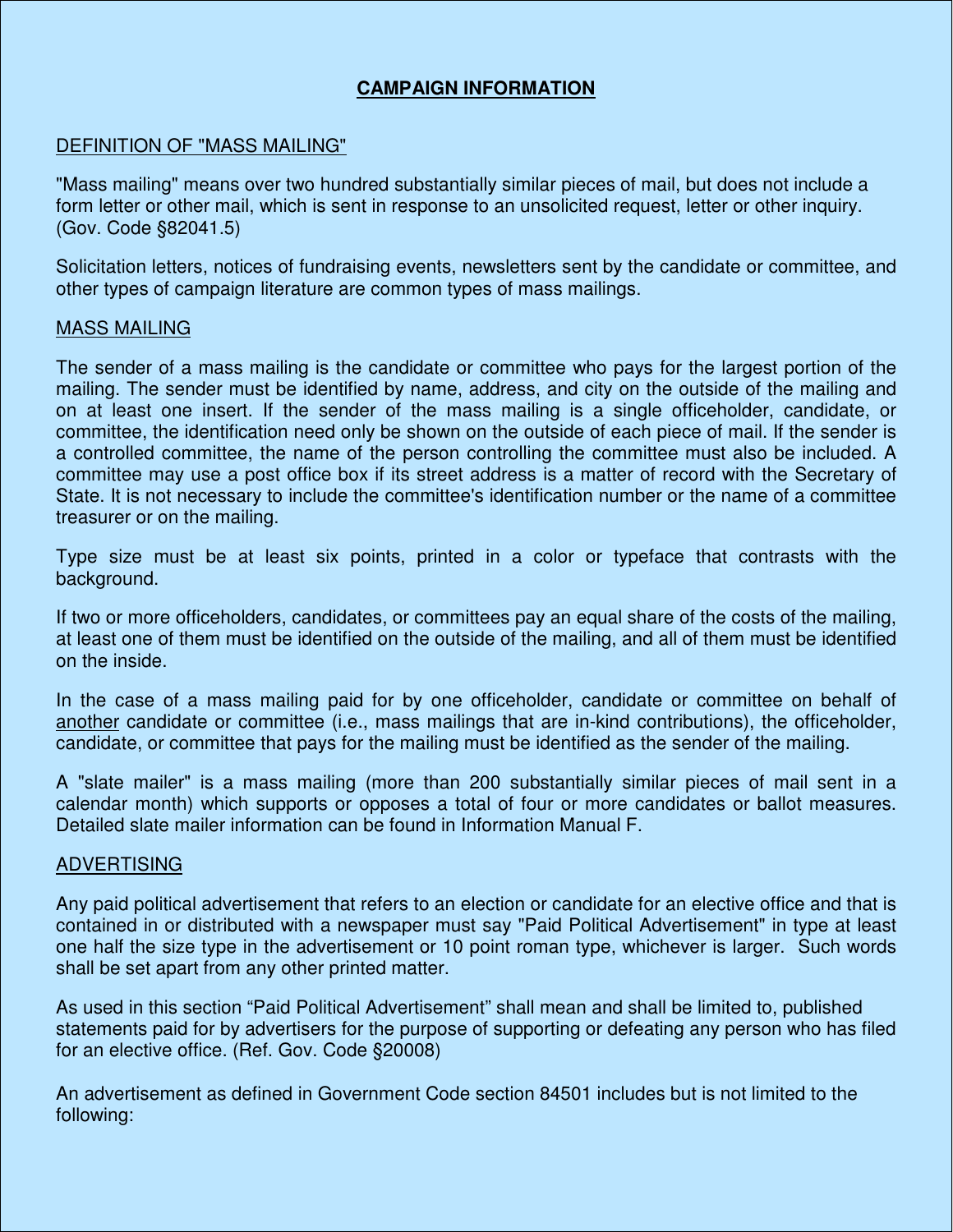## CAMPAIGN INFORMATION

### DEFINITION OF "MASS MAILING"

"Mass mailing" means over two hundred substantially similar pieces of mail, but does not include a form letter or other mail, which is sent in response to an unsolicited request, letter or other inquiry. (Gov. Code §82041.5)

Solicitation letters, notices of fundraising events, newsletters sent by the candidate or committee, and other types of campaign literature are common types of mass mailings.

### MASS MAILING

The sender of a mass mailing is the candidate or committee who pays for the largest portion of the mailing. The sender must be identified by name, address, and city on the outside of the mailing and on at least one insert. If the sender of the mass mailing is a single officeholder, candidate, or committee, the identification need only be shown on the outside of each piece of mail. If the sender is a controlled committee, the name of the person controlling the committee must also be included. A committee may use a post office box if its street address is a matter of record with the Secretary of State. It is not necessary to include the committee's identification number or the name of a committee treasurer or on the mailing.

Type size must be at least six points, printed in a color or typeface that contrasts with the background.

If two or more officeholders, candidates, or committees pay an equal share of the costs of the mailing, at least one of them must be identified on the outside of the mailing, and all of them must be identified on the inside.

In the case of a mass mailing paid for by one officeholder, candidate or committee on behalf of another candidate or committee (i.e., mass mailings that are in-kind contributions), the officeholder, candidate, or committee that pays for the mailing must be identified as the sender of the mailing.

A "slate mailer" is a mass mailing (more than 200 substantially similar pieces of mail sent in a calendar month) which supports or opposes a total of four or more candidates or ballot measures. Detailed slate mailer information can be found in Information Manual F.

### ADVERTISING

Any paid political advertisement that refers to an election or candidate for an elective office and that is contained in or distributed with a newspaper must say "Paid Political Advertisement" in type at least one half the size type in the advertisement or 10 point roman type, whichever is larger. Such words shall be set apart from any other printed matter.

As used in this section "Paid Political Advertisement" shall mean and shall be limited to, published statements paid for by advertisers for the purpose of supporting or defeating any person who has filed for an elective office. (Ref. Gov. Code §20008)

An advertisement as defined in Government Code section 84501 includes but is not limited to the following: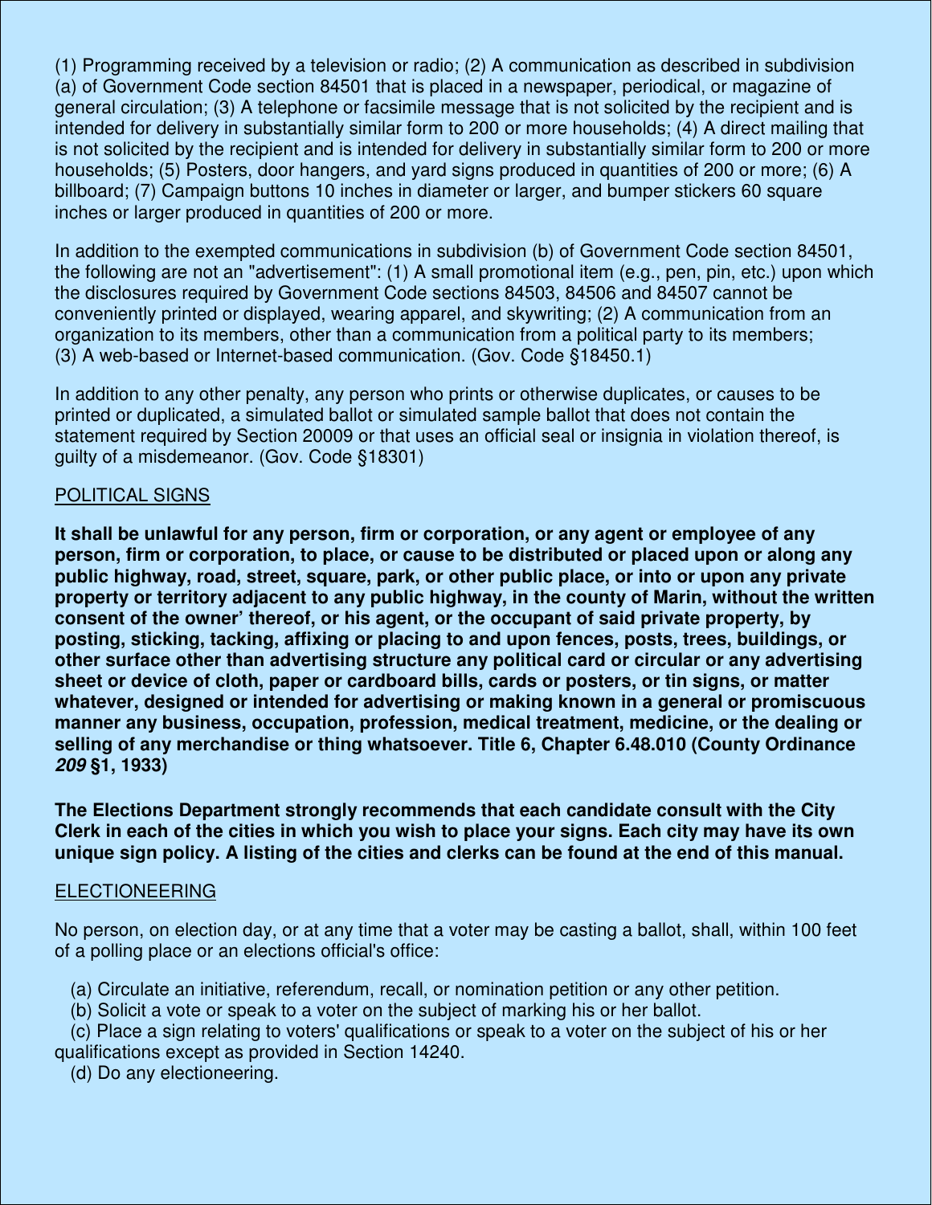(1) Programming received by a television or radio; (2) A communication as described in subdivision (a) of Government Code section 84501 that is placed in a newspaper, periodical, or magazine of general circulation; (3) A telephone or facsimile message that is not solicited by the recipient and is intended for delivery in substantially similar form to 200 or more households; (4) A direct mailing that is not solicited by the recipient and is intended for delivery in substantially similar form to 200 or more households; (5) Posters, door hangers, and yard signs produced in quantities of 200 or more; (6) A billboard; (7) Campaign buttons 10 inches in diameter or larger, and bumper stickers 60 square inches or larger produced in quantities of 200 or more.

In addition to the exempted communications in subdivision (b) of Government Code section 84501, the following are not an "advertisement": (1) A small promotional item (e.g., pen, pin, etc.) upon which the disclosures required by Government Code sections 84503, 84506 and 84507 cannot be conveniently printed or displayed, wearing apparel, and skywriting; (2) A communication from an organization to its members, other than a communication from a political party to its members; (3) A web-based or Internet-based communication. (Gov. Code §18450.1)

In addition to any other penalty, any person who prints or otherwise duplicates, or causes to be printed or duplicated, a simulated ballot or simulated sample ballot that does not contain the statement required by Section 20009 or that uses an official seal or insignia in violation thereof, is guilty of a misdemeanor. (Gov. Code §18301)

<u>POLITICAL SIGNS</u>

**It shall be unlawful for any person, firm or corporation, or any agent or employee of any person, firm or corporation, to place, or cause to be distributed or placed upon or along any public highway, road, street, square, park, or other public place, or into or upon any private property or territory adjacent to any public highway, in the county of Marin, without the written consent of the owner' thereof, or his agent, or the occupant of said private property, by posting, sticking, tacking, affixing or placing to and upon fences, posts, trees, buildings, or other surface other than advertising structure any political card or circular or any advertising sheet or device of cloth, paper or cardboard bills, cards or posters, or tin signs, or matter whatever, designed or intended for advertising or making known in a general or promiscuous manner any business, occupation, profession, medical treatment, medicine, or the dealing or selling of any merchandise or thing whatsoever. Title 6, Chapter 6.48.010 (County Ordinance *209* §1, 1933)**

**The Elections Department strongly recommends that each candidate consult with the City Clerk in each of the cities in which you wish to place your signs. Each city may have its own unique sign policy. A listing of the cities and clerks can be found at the end of this manual.**

<u>ELECTIONEERING</u>

No person, on election day, or at any time that a voter may be casting a ballot, shall, within 100 feet of a polling place or an elections official's office:

(a) Circulate an initiative, referendum, recall, or nomination petition or any other petition.
(b) Solicit a vote or speak to a voter on the subject of marking his or her ballot.
(c) Place a sign relating to voters' qualifications or speak to a voter on the subject of his or her qualifications except as provided in Section 14240.
(d) Do any electioneering.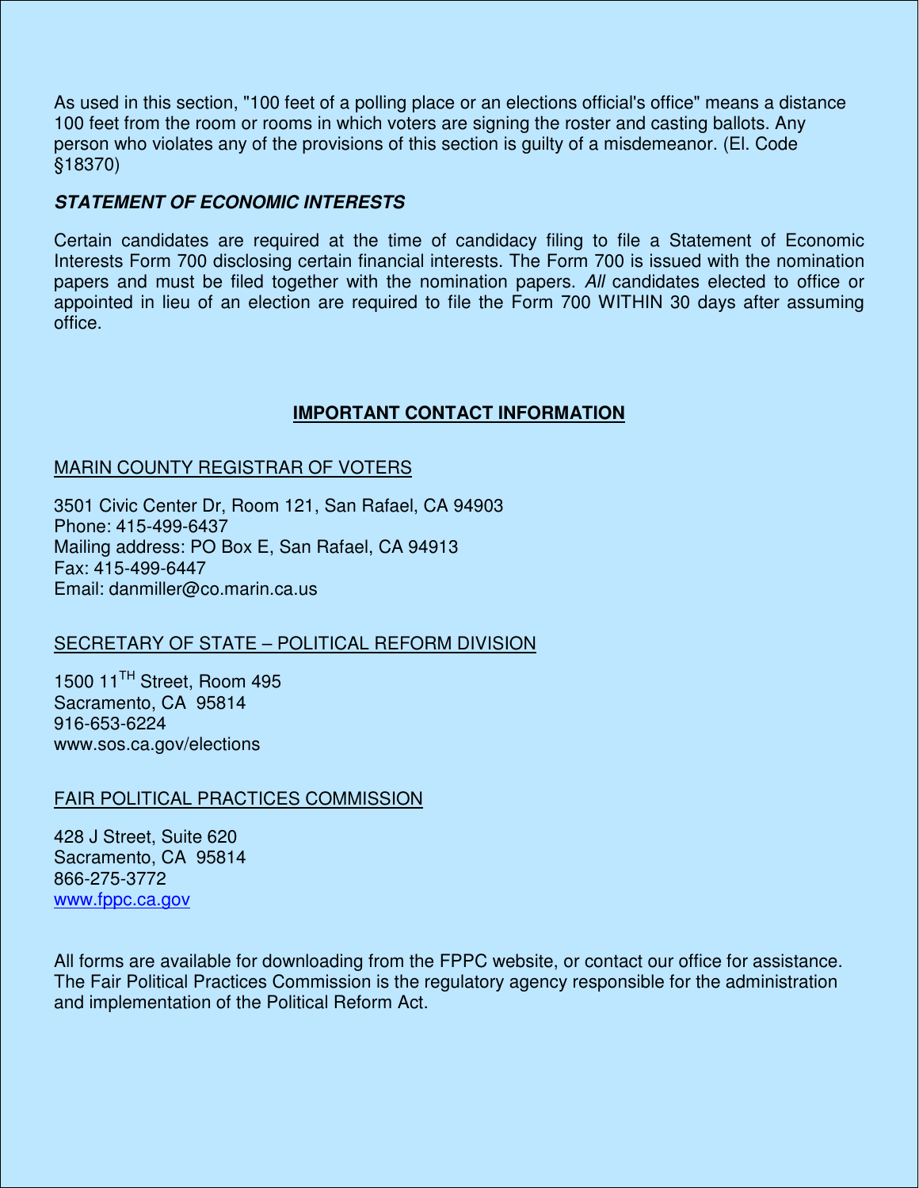As used in this section, "100 feet of a polling place or an elections official's office" means a distance 100 feet from the room or rooms in which voters are signing the roster and casting ballots. Any person who violates any of the provisions of this section is guilty of a misdemeanor. (El. Code §18370)

***STATEMENT OF ECONOMIC INTERESTS***

Certain candidates are required at the time of candidacy filing to file a Statement of Economic Interests Form 700 disclosing certain financial interests. The Form 700 is issued with the nomination papers and must be filed together with the nomination papers. *All* candidates elected to office or appointed in lieu of an election are required to file the Form 700 WITHIN 30 days after assuming office.

## IMPORTANT CONTACT INFORMATION

MARIN COUNTY REGISTRAR OF VOTERS

3501 Civic Center Dr, Room 121, San Rafael, CA 94903
Phone: 415-499-6437
Mailing address: PO Box E, San Rafael, CA 94913
Fax: 415-499-6447
Email: danmiller@co.marin.ca.us

SECRETARY OF STATE – POLITICAL REFORM DIVISION

1500 11TH Street, Room 495
Sacramento, CA 95814
916-653-6224
www.sos.ca.gov/elections

FAIR POLITICAL PRACTICES COMMISSION

428 J Street, Suite 620
Sacramento, CA 95814
866-275-3772
www.fppc.ca.gov

All forms are available for downloading from the FPPC website, or contact our office for assistance. The Fair Political Practices Commission is the regulatory agency responsible for the administration and implementation of the Political Reform Act.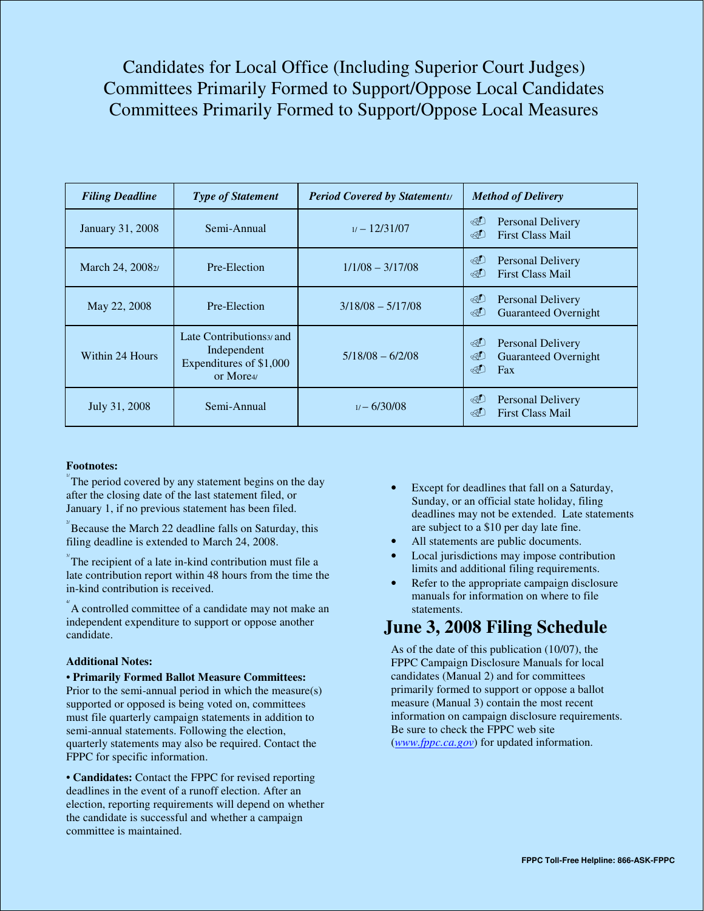# Candidates for Local Office (Including Superior Court Judges)
# Committees Primarily Formed to Support/Oppose Local Candidates
# Committees Primarily Formed to Support/Oppose Local Measures

| *Filing Deadline* | *Type of Statement* | *Period Covered by Statement*[1] | *Method of Delivery* |
|---|---|---|---|
| January 31, 2008 | Semi-Annual | [1] – 12/31/07 | Personal Delivery<br>First Class Mail |
| March 24, 2008[2] | Pre-Election | 1/1/08 – 3/17/08 | Personal Delivery<br>First Class Mail |
| May 22, 2008 | Pre-Election | 3/18/08 – 5/17/08 | Personal Delivery<br>Guaranteed Overnight |
| Within 24 Hours | Late Contributions[3] and Independent Expenditures of $1,000 or More[4] | 5/18/08 – 6/2/08 | Personal Delivery<br>Guaranteed Overnight<br>Fax |
| July 31, 2008 | Semi-Annual | [1] – 6/30/08 | Personal Delivery<br>First Class Mail |

**Footnotes:**

[1] The period covered by any statement begins on the day after the closing date of the last statement filed, or January 1, if no previous statement has been filed.

[2] Because the March 22 deadline falls on Saturday, this filing deadline is extended to March 24, 2008.

[3] The recipient of a late in-kind contribution must file a late contribution report within 48 hours from the time the in-kind contribution is received.

[4] A controlled committee of a candidate may not make an independent expenditure to support or oppose another candidate.

**Additional Notes:**

**• Primarily Formed Ballot Measure Committees:** Prior to the semi-annual period in which the measure(s) supported or opposed is being voted on, committees must file quarterly campaign statements in addition to semi-annual statements. Following the election, quarterly statements may also be required. Contact the FPPC for specific information.

**• Candidates:** Contact the FPPC for revised reporting deadlines in the event of a runoff election. After an election, reporting requirements will depend on whether the candidate is successful and whether a campaign committee is maintained.

- Except for deadlines that fall on a Saturday, Sunday, or an official state holiday, filing deadlines may not be extended. Late statements are subject to a $10 per day late fine.
- All statements are public documents.
- Local jurisdictions may impose contribution limits and additional filing requirements.
- Refer to the appropriate campaign disclosure manuals for information on where to file statements.

# June 3, 2008 Filing Schedule

As of the date of this publication (10/07), the FPPC Campaign Disclosure Manuals for local candidates (Manual 2) and for committees primarily formed to support or oppose a ballot measure (Manual 3) contain the most recent information on campaign disclosure requirements. Be sure to check the FPPC web site (*www.fppc.ca.gov*) for updated information.

**FPPC Toll-Free Helpline: 866-ASK-FPPC**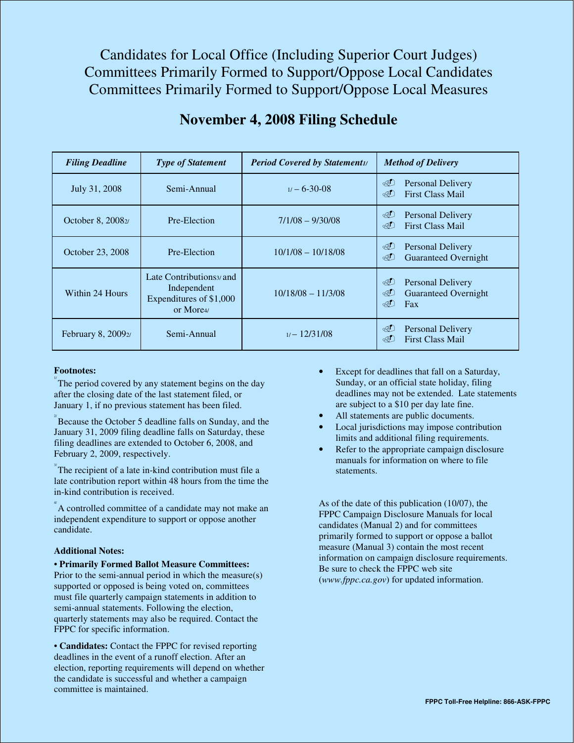# Candidates for Local Office (Including Superior Court Judges) Committees Primarily Formed to Support/Oppose Local Candidates Committees Primarily Formed to Support/Oppose Local Measures

## November 4, 2008 Filing Schedule

| *Filing Deadline* | *Type of Statement* | *Period Covered by Statement*[1] | *Method of Delivery* |
|---|---|---|---|
| July 31, 2008 | Semi-Annual | [1] – 6-30-08 | Personal Delivery<br>First Class Mail |
| October 8, 2008[2] | Pre-Election | 7/1/08 – 9/30/08 | Personal Delivery<br>First Class Mail |
| October 23, 2008 | Pre-Election | 10/1/08 – 10/18/08 | Personal Delivery<br>Guaranteed Overnight |
| Within 24 Hours | Late Contributions[3] and Independent Expenditures of $1,000 or More[4] | 10/18/08 – 11/3/08 | Personal Delivery<br>Guaranteed Overnight<br>Fax |
| February 8, 2009[2] | Semi-Annual | [1] – 12/31/08 | Personal Delivery<br>First Class Mail |

**Footnotes:**

[1] The period covered by any statement begins on the day after the closing date of the last statement filed, or January 1, if no previous statement has been filed.

[2] Because the October 5 deadline falls on Sunday, and the January 31, 2009 filing deadline falls on Saturday, these filing deadlines are extended to October 6, 2008, and February 2, 2009, respectively.

[3] The recipient of a late in-kind contribution must file a late contribution report within 48 hours from the time the in-kind contribution is received.

[4] A controlled committee of a candidate may not make an independent expenditure to support or oppose another candidate.

**Additional Notes:**

**• Primarily Formed Ballot Measure Committees:** Prior to the semi-annual period in which the measure(s) supported or opposed is being voted on, committees must file quarterly campaign statements in addition to semi-annual statements. Following the election, quarterly statements may also be required. Contact the FPPC for specific information.

**• Candidates:** Contact the FPPC for revised reporting deadlines in the event of a runoff election. After an election, reporting requirements will depend on whether the candidate is successful and whether a campaign committee is maintained.

- Except for deadlines that fall on a Saturday, Sunday, or an official state holiday, filing deadlines may not be extended. Late statements are subject to a $10 per day late fine.
- All statements are public documents.
- Local jurisdictions may impose contribution limits and additional filing requirements.
- Refer to the appropriate campaign disclosure manuals for information on where to file statements.

As of the date of this publication (10/07), the FPPC Campaign Disclosure Manuals for local candidates (Manual 2) and for committees primarily formed to support or oppose a ballot measure (Manual 3) contain the most recent information on campaign disclosure requirements. Be sure to check the FPPC web site (*www.fppc.ca.gov*) for updated information.

**FPPC Toll-Free Helpline: 866-ASK-FPPC**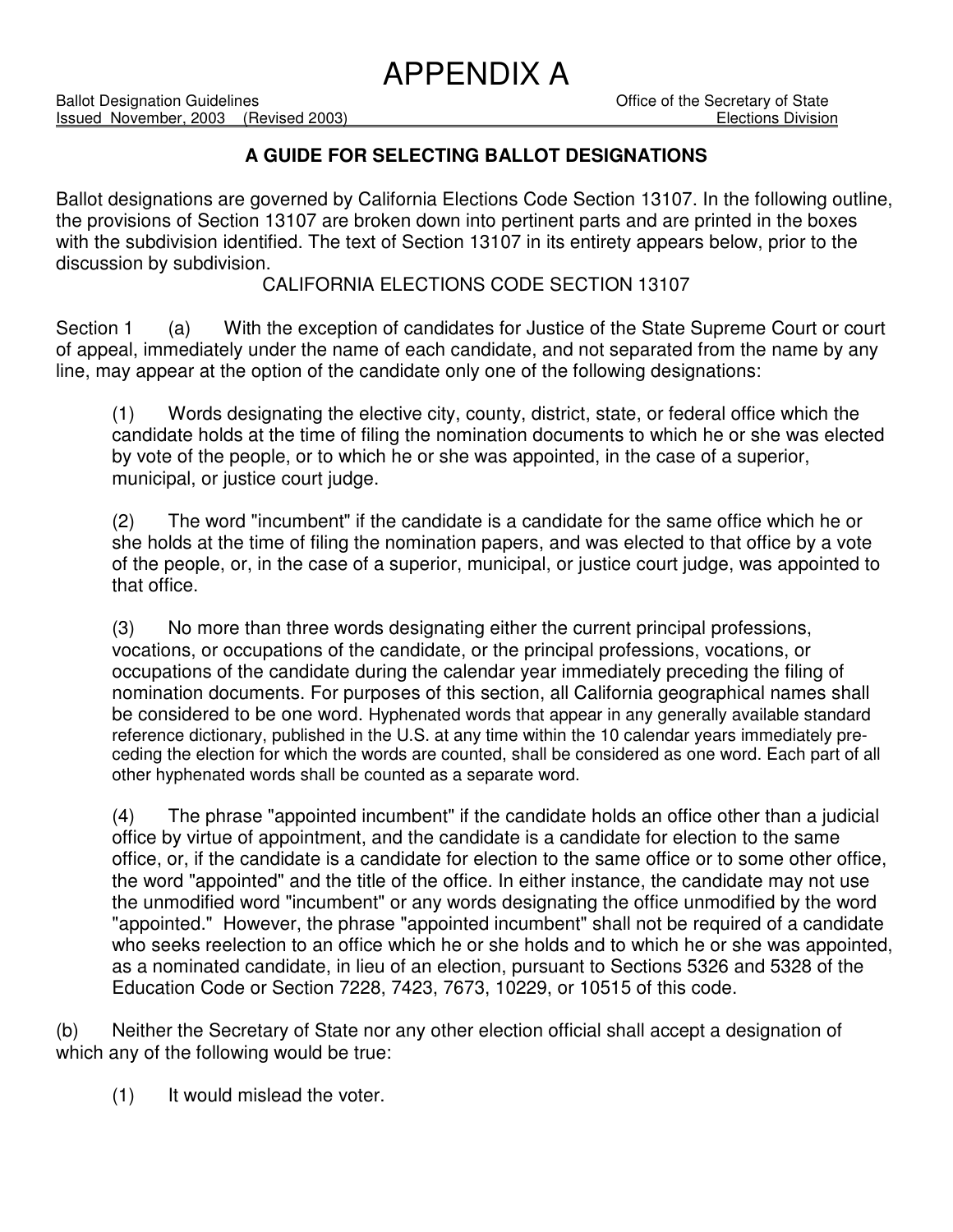# APPENDIX A

Ballot Designation Guidelines
Issued November, 2003 (Revised 2003)

Office of the Secretary of State
Elections Division

### A GUIDE FOR SELECTING BALLOT DESIGNATIONS

Ballot designations are governed by California Elections Code Section 13107. In the following outline, the provisions of Section 13107 are broken down into pertinent parts and are printed in the boxes with the subdivision identified. The text of Section 13107 in its entirety appears below, prior to the discussion by subdivision.

CALIFORNIA ELECTIONS CODE SECTION 13107

Section 1 (a) With the exception of candidates for Justice of the State Supreme Court or court of appeal, immediately under the name of each candidate, and not separated from the name by any line, may appear at the option of the candidate only one of the following designations:

(1) Words designating the elective city, county, district, state, or federal office which the candidate holds at the time of filing the nomination documents to which he or she was elected by vote of the people, or to which he or she was appointed, in the case of a superior, municipal, or justice court judge.

(2) The word "incumbent" if the candidate is a candidate for the same office which he or she holds at the time of filing the nomination papers, and was elected to that office by a vote of the people, or, in the case of a superior, municipal, or justice court judge, was appointed to that office.

(3) No more than three words designating either the current principal professions, vocations, or occupations of the candidate, or the principal professions, vocations, or occupations of the candidate during the calendar year immediately preceding the filing of nomination documents. For purposes of this section, all California geographical names shall be considered to be one word. Hyphenated words that appear in any generally available standard reference dictionary, published in the U.S. at any time within the 10 calendar years immediately preceding the election for which the words are counted, shall be considered as one word. Each part of all other hyphenated words shall be counted as a separate word.

(4) The phrase "appointed incumbent" if the candidate holds an office other than a judicial office by virtue of appointment, and the candidate is a candidate for election to the same office, or, if the candidate is a candidate for election to the same office or to some other office, the word "appointed" and the title of the office. In either instance, the candidate may not use the unmodified word "incumbent" or any words designating the office unmodified by the word "appointed." However, the phrase "appointed incumbent" shall not be required of a candidate who seeks reelection to an office which he or she holds and to which he or she was appointed, as a nominated candidate, in lieu of an election, pursuant to Sections 5326 and 5328 of the Education Code or Section 7228, 7423, 7673, 10229, or 10515 of this code.

(b) Neither the Secretary of State nor any other election official shall accept a designation of which any of the following would be true:

(1) It would mislead the voter.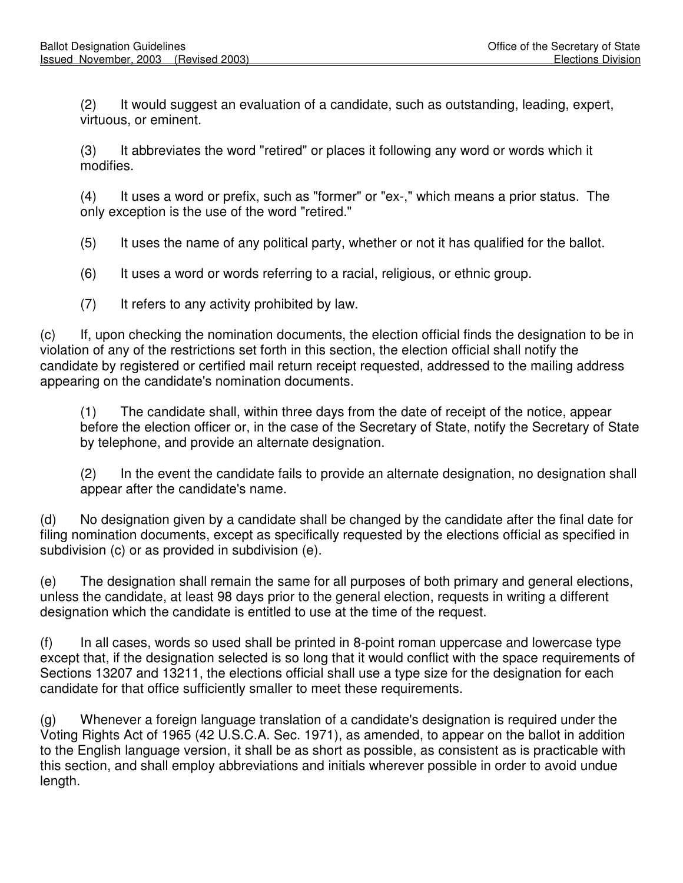(2) It would suggest an evaluation of a candidate, such as outstanding, leading, expert, virtuous, or eminent.

(3) It abbreviates the word "retired" or places it following any word or words which it modifies.

(4) It uses a word or prefix, such as "former" or "ex-," which means a prior status. The only exception is the use of the word "retired."

(5) It uses the name of any political party, whether or not it has qualified for the ballot.

(6) It uses a word or words referring to a racial, religious, or ethnic group.

(7) It refers to any activity prohibited by law.

(c) If, upon checking the nomination documents, the election official finds the designation to be in violation of any of the restrictions set forth in this section, the election official shall notify the candidate by registered or certified mail return receipt requested, addressed to the mailing address appearing on the candidate's nomination documents.

(1) The candidate shall, within three days from the date of receipt of the notice, appear before the election officer or, in the case of the Secretary of State, notify the Secretary of State by telephone, and provide an alternate designation.

(2) In the event the candidate fails to provide an alternate designation, no designation shall appear after the candidate's name.

(d) No designation given by a candidate shall be changed by the candidate after the final date for filing nomination documents, except as specifically requested by the elections official as specified in subdivision (c) or as provided in subdivision (e).

(e) The designation shall remain the same for all purposes of both primary and general elections, unless the candidate, at least 98 days prior to the general election, requests in writing a different designation which the candidate is entitled to use at the time of the request.

(f) In all cases, words so used shall be printed in 8-point roman uppercase and lowercase type except that, if the designation selected is so long that it would conflict with the space requirements of Sections 13207 and 13211, the elections official shall use a type size for the designation for each candidate for that office sufficiently smaller to meet these requirements.

(g) Whenever a foreign language translation of a candidate's designation is required under the Voting Rights Act of 1965 (42 U.S.C.A. Sec. 1971), as amended, to appear on the ballot in addition to the English language version, it shall be as short as possible, as consistent as is practicable with this section, and shall employ abbreviations and initials wherever possible in order to avoid undue length.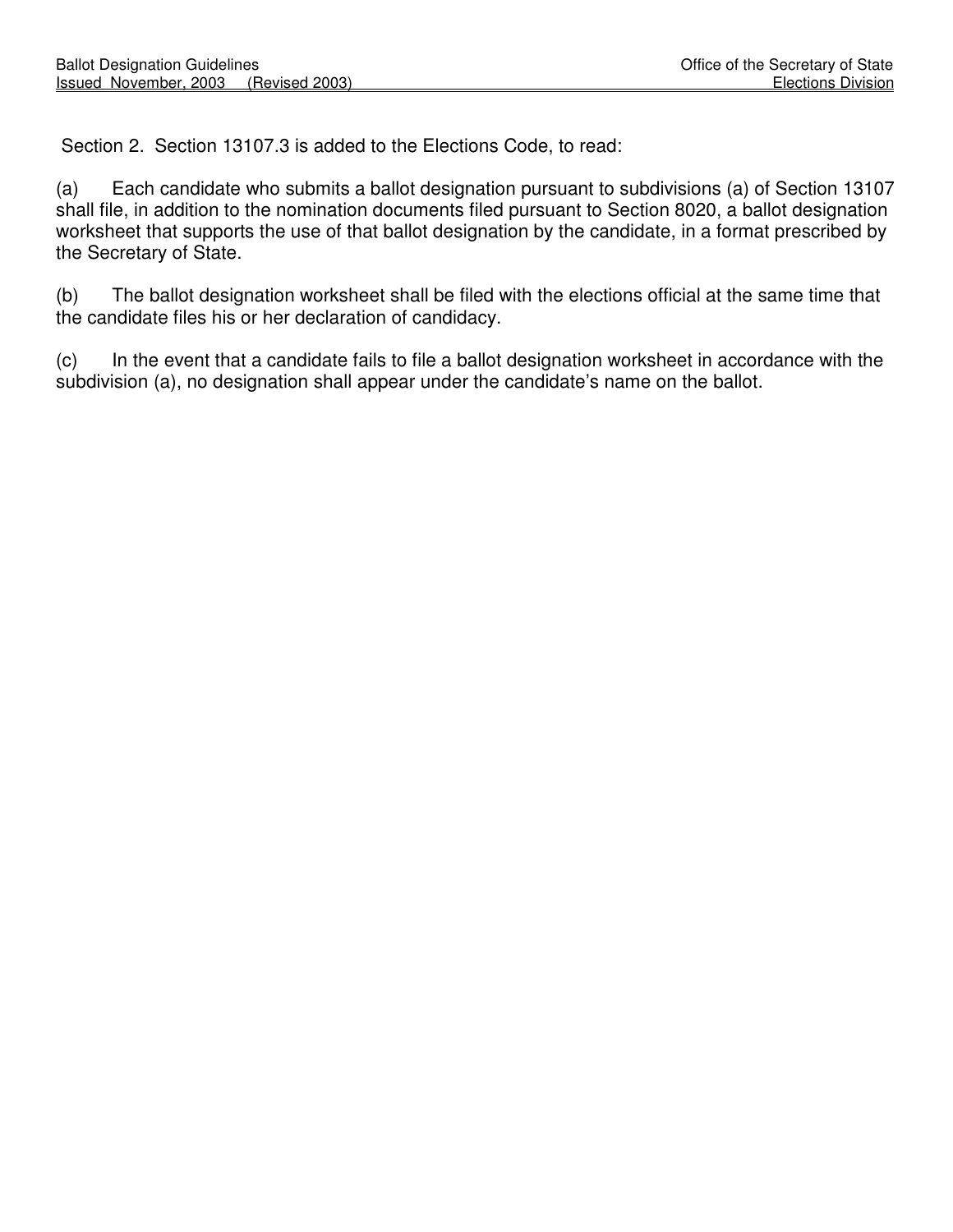Section 2. Section 13107.3 is added to the Elections Code, to read:

(a) Each candidate who submits a ballot designation pursuant to subdivisions (a) of Section 13107 shall file, in addition to the nomination documents filed pursuant to Section 8020, a ballot designation worksheet that supports the use of that ballot designation by the candidate, in a format prescribed by the Secretary of State.

(b) The ballot designation worksheet shall be filed with the elections official at the same time that the candidate files his or her declaration of candidacy.

(c) In the event that a candidate fails to file a ballot designation worksheet in accordance with the subdivision (a), no designation shall appear under the candidate's name on the ballot.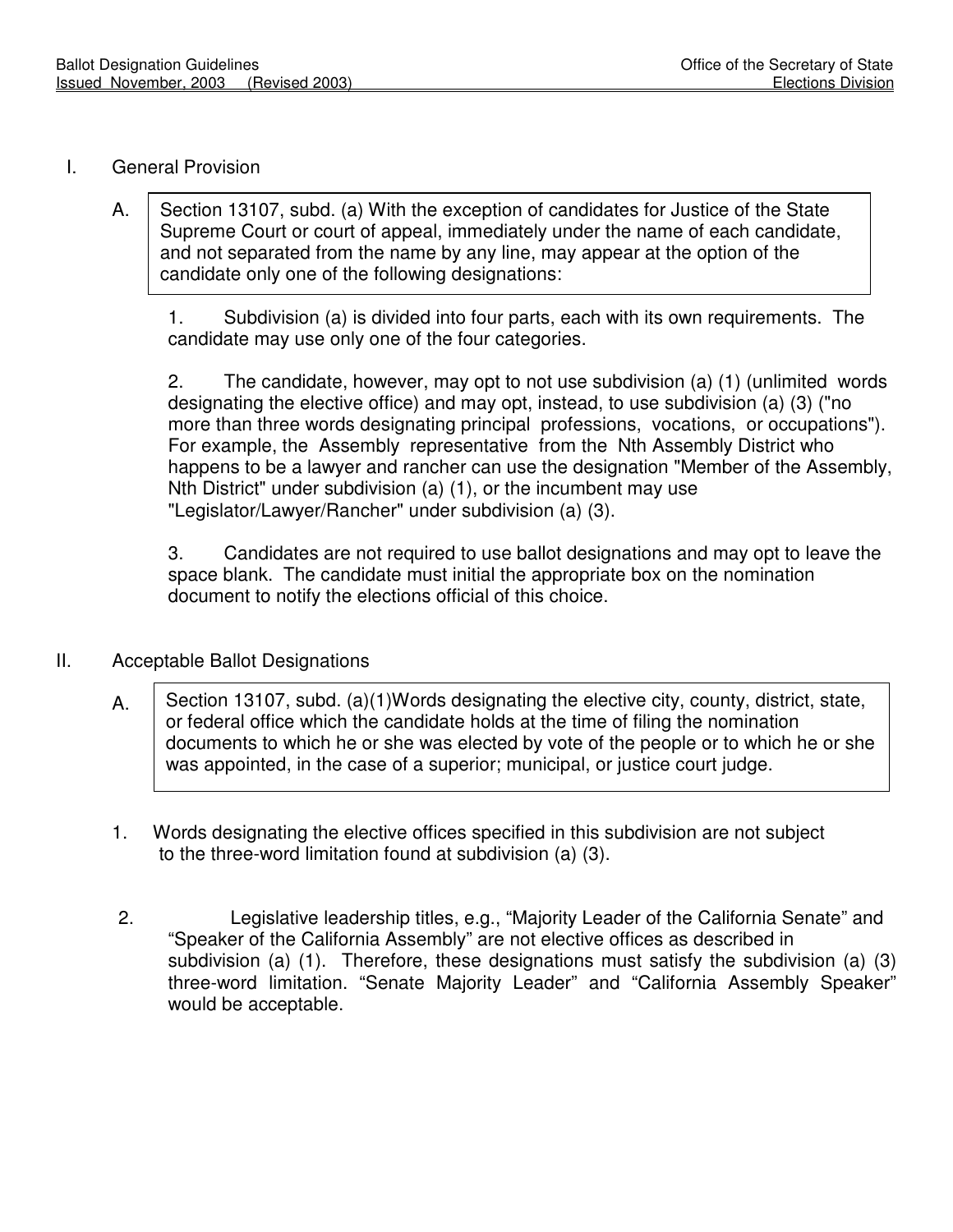## I. General Provision

A.

> Section 13107, subd. (a) With the exception of candidates for Justice of the State Supreme Court or court of appeal, immediately under the name of each candidate, and not separated from the name by any line, may appear at the option of the candidate only one of the following designations:

1. Subdivision (a) is divided into four parts, each with its own requirements. The candidate may use only one of the four categories.

2. The candidate, however, may opt to not use subdivision (a) (1) (unlimited words designating the elective office) and may opt, instead, to use subdivision (a) (3) ("no more than three words designating principal professions, vocations, or occupations"). For example, the Assembly representative from the Nth Assembly District who happens to be a lawyer and rancher can use the designation "Member of the Assembly, Nth District" under subdivision (a) (1), or the incumbent may use "Legislator/Lawyer/Rancher" under subdivision (a) (3).

3. Candidates are not required to use ballot designations and may opt to leave the space blank. The candidate must initial the appropriate box on the nomination document to notify the elections official of this choice.

## II. Acceptable Ballot Designations

A.

> Section 13107, subd. (a)(1)Words designating the elective city, county, district, state, or federal office which the candidate holds at the time of filing the nomination documents to which he or she was elected by vote of the people or to which he or she was appointed, in the case of a superior; municipal, or justice court judge.

1. Words designating the elective offices specified in this subdivision are not subject to the three-word limitation found at subdivision (a) (3).

2. Legislative leadership titles, e.g., “Majority Leader of the California Senate” and “Speaker of the California Assembly” are not elective offices as described in subdivision (a) (1). Therefore, these designations must satisfy the subdivision (a) (3) three-word limitation. “Senate Majority Leader” and “California Assembly Speaker” would be acceptable.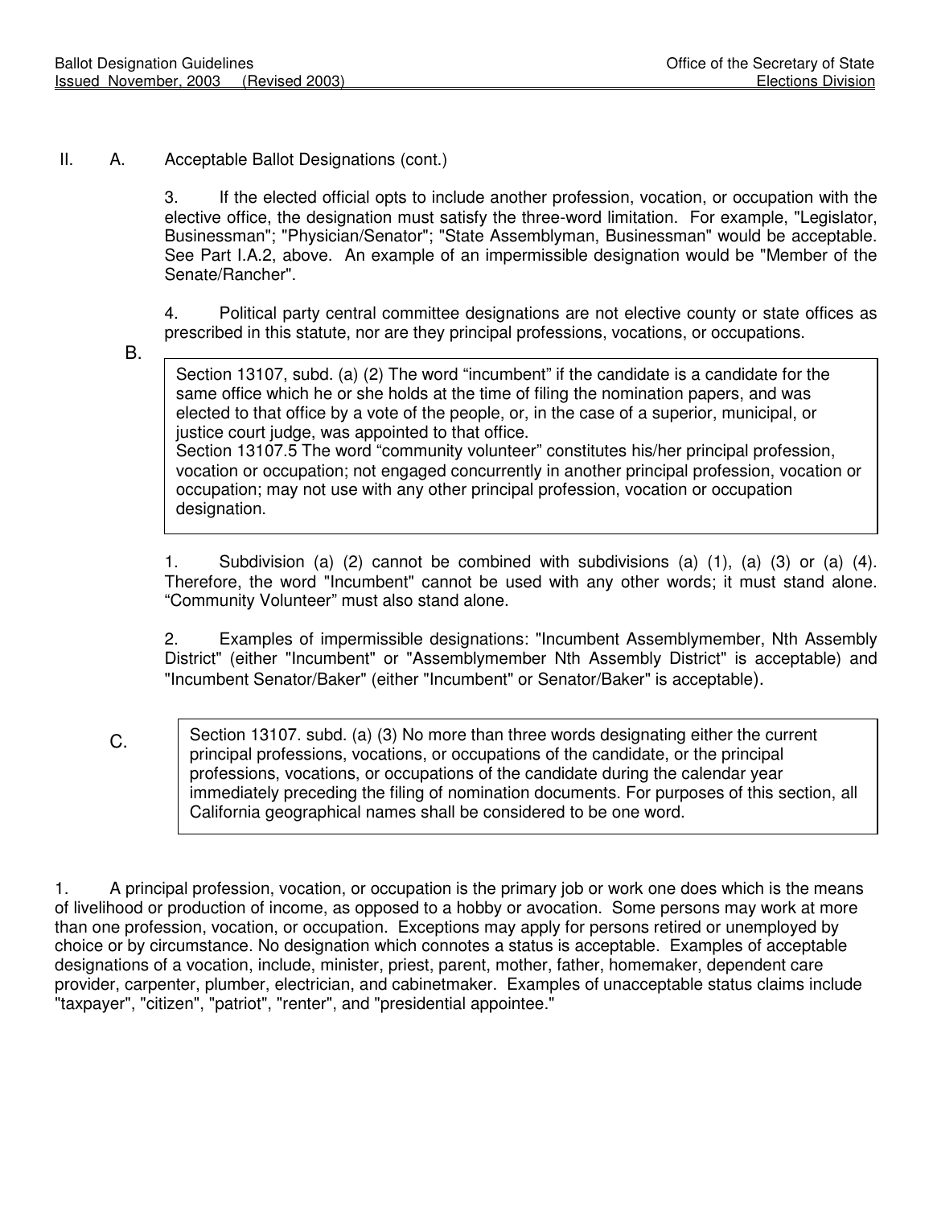II. A. Acceptable Ballot Designations (cont.)

3. If the elected official opts to include another profession, vocation, or occupation with the elective office, the designation must satisfy the three-word limitation. For example, "Legislator, Businessman"; "Physician/Senator"; "State Assemblyman, Businessman" would be acceptable. See Part I.A.2, above. An example of an impermissible designation would be "Member of the Senate/Rancher".

4. Political party central committee designations are not elective county or state offices as prescribed in this statute, nor are they principal professions, vocations, or occupations.

B.

> Section 13107, subd. (a) (2) The word "incumbent" if the candidate is a candidate for the same office which he or she holds at the time of filing the nomination papers, and was elected to that office by a vote of the people, or, in the case of a superior, municipal, or justice court judge, was appointed to that office.
> Section 13107.5 The word "community volunteer" constitutes his/her principal profession, vocation or occupation; not engaged concurrently in another principal profession, vocation or occupation; may not use with any other principal profession, vocation or occupation designation.

1. Subdivision (a) (2) cannot be combined with subdivisions (a) (1), (a) (3) or (a) (4). Therefore, the word "Incumbent" cannot be used with any other words; it must stand alone. "Community Volunteer" must also stand alone.

2. Examples of impermissible designations: "Incumbent Assemblymember, Nth Assembly District" (either "Incumbent" or "Assemblymember Nth Assembly District" is acceptable) and "Incumbent Senator/Baker" (either "Incumbent" or Senator/Baker" is acceptable).

C.

> Section 13107. subd. (a) (3) No more than three words designating either the current principal professions, vocations, or occupations of the candidate, or the principal professions, vocations, or occupations of the candidate during the calendar year immediately preceding the filing of nomination documents. For purposes of this section, all California geographical names shall be considered to be one word.

1. A principal profession, vocation, or occupation is the primary job or work one does which is the means of livelihood or production of income, as opposed to a hobby or avocation. Some persons may work at more than one profession, vocation, or occupation. Exceptions may apply for persons retired or unemployed by choice or by circumstance. No designation which connotes a status is acceptable. Examples of acceptable designations of a vocation, include, minister, priest, parent, mother, father, homemaker, dependent care provider, carpenter, plumber, electrician, and cabinetmaker. Examples of unacceptable status claims include "taxpayer", "citizen", "patriot", "renter", and "presidential appointee."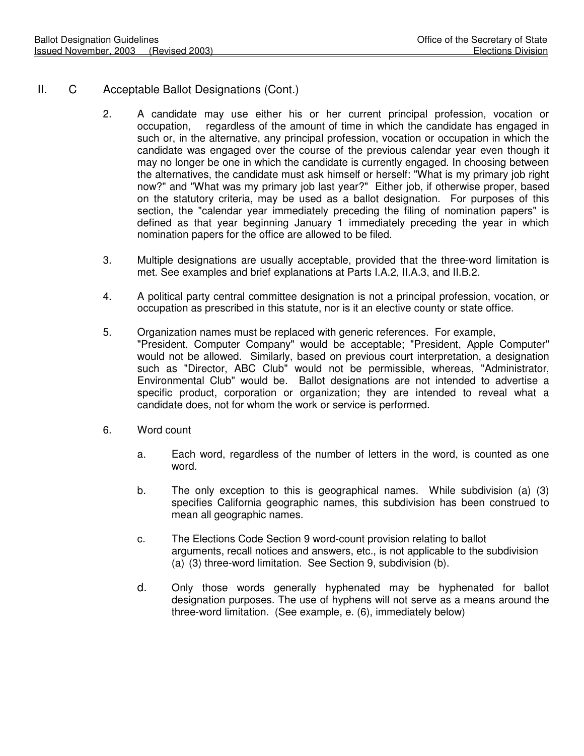## II. C Acceptable Ballot Designations (Cont.)

2. A candidate may use either his or her current principal profession, vocation or occupation, regardless of the amount of time in which the candidate has engaged in such or, in the alternative, any principal profession, vocation or occupation in which the candidate was engaged over the course of the previous calendar year even though it may no longer be one in which the candidate is currently engaged. In choosing between the alternatives, the candidate must ask himself or herself: "What is my primary job right now?" and "What was my primary job last year?" Either job, if otherwise proper, based on the statutory criteria, may be used as a ballot designation. For purposes of this section, the "calendar year immediately preceding the filing of nomination papers" is defined as that year beginning January 1 immediately preceding the year in which nomination papers for the office are allowed to be filed.

3. Multiple designations are usually acceptable, provided that the three-word limitation is met. See examples and brief explanations at Parts I.A.2, II.A.3, and II.B.2.

4. A political party central committee designation is not a principal profession, vocation, or occupation as prescribed in this statute, nor is it an elective county or state office.

5. Organization names must be replaced with generic references. For example, "President, Computer Company" would be acceptable; "President, Apple Computer" would not be allowed. Similarly, based on previous court interpretation, a designation such as "Director, ABC Club" would not be permissible, whereas, "Administrator, Environmental Club" would be. Ballot designations are not intended to advertise a specific product, corporation or organization; they are intended to reveal what a candidate does, not for whom the work or service is performed.

6. Word count

   a. Each word, regardless of the number of letters in the word, is counted as one word.

   b. The only exception to this is geographical names. While subdivision (a) (3) specifies California geographic names, this subdivision has been construed to mean all geographic names.

   c. The Elections Code Section 9 word-count provision relating to ballot arguments, recall notices and answers, etc., is not applicable to the subdivision (a) (3) three-word limitation. See Section 9, subdivision (b).

   d. Only those words generally hyphenated may be hyphenated for ballot designation purposes. The use of hyphens will not serve as a means around the three-word limitation. (See example, e. (6), immediately below)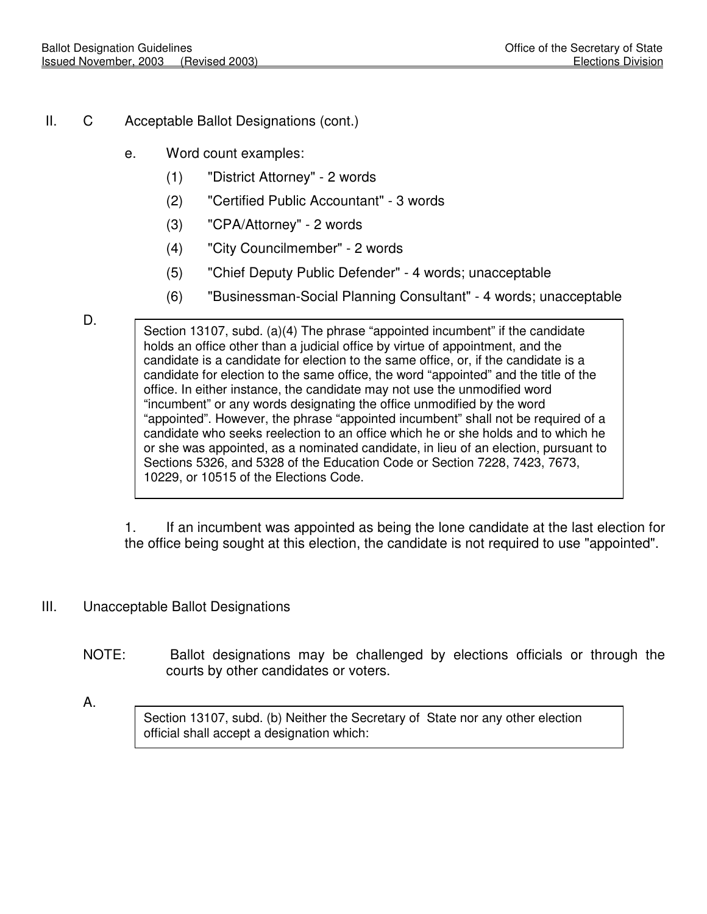II. C Acceptable Ballot Designations (cont.)

e. Word count examples:

(1) "District Attorney" - 2 words

(2) "Certified Public Accountant" - 3 words

(3) "CPA/Attorney" - 2 words

(4) "City Councilmember" - 2 words

(5) "Chief Deputy Public Defender" - 4 words; unacceptable

(6) "Businessman-Social Planning Consultant" - 4 words; unacceptable

D.

> Section 13107, subd. (a)(4) The phrase “appointed incumbent” if the candidate holds an office other than a judicial office by virtue of appointment, and the candidate is a candidate for election to the same office, or, if the candidate is a candidate for election to the same office, the word “appointed” and the title of the office. In either instance, the candidate may not use the unmodified word “incumbent” or any words designating the office unmodified by the word “appointed”. However, the phrase “appointed incumbent” shall not be required of a candidate who seeks reelection to an office which he or she holds and to which he or she was appointed, as a nominated candidate, in lieu of an election, pursuant to Sections 5326, and 5328 of the Education Code or Section 7228, 7423, 7673, 10229, or 10515 of the Elections Code.

1. If an incumbent was appointed as being the lone candidate at the last election for the office being sought at this election, the candidate is not required to use "appointed".

## III. Unacceptable Ballot Designations

NOTE: Ballot designations may be challenged by elections officials or through the courts by other candidates or voters.

A.

> Section 13107, subd. (b) Neither the Secretary of State nor any other election official shall accept a designation which: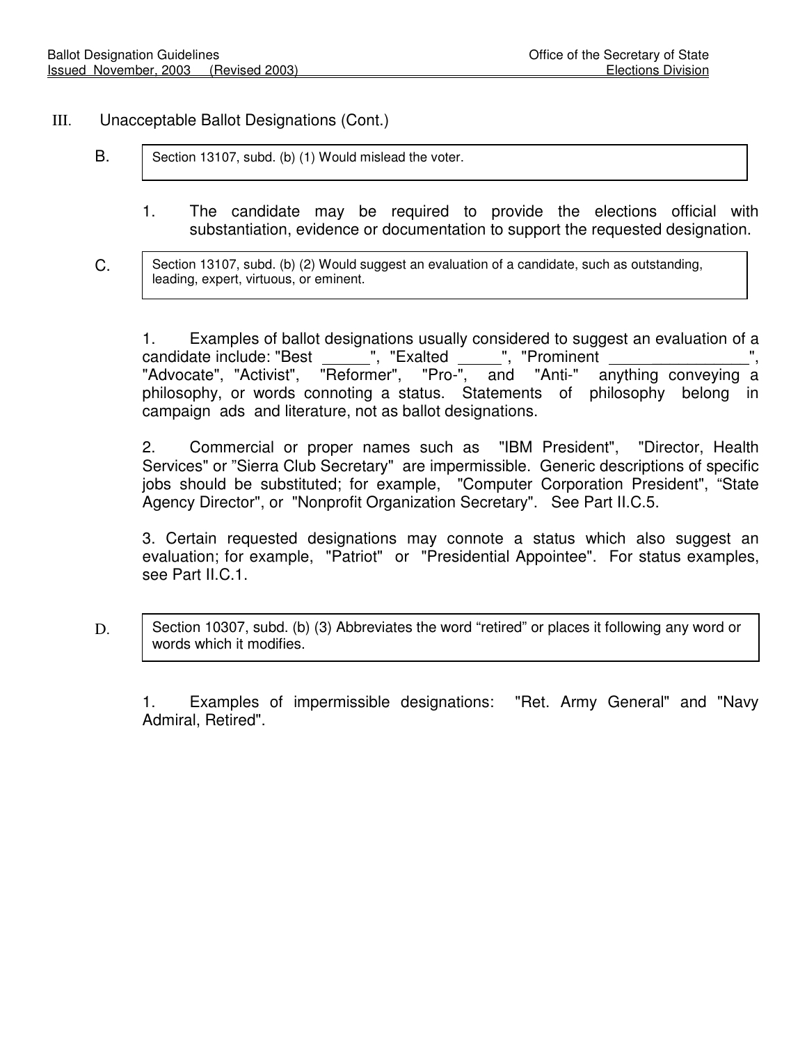## III. Unacceptable Ballot Designations (Cont.)

B. Section 13107, subd. (b) (1) Would mislead the voter.

1. The candidate may be required to provide the elections official with substantiation, evidence or documentation to support the requested designation.

C. Section 13107, subd. (b) (2) Would suggest an evaluation of a candidate, such as outstanding, leading, expert, virtuous, or eminent.

1. Examples of ballot designations usually considered to suggest an evaluation of a candidate include: "Best ______", "Exalted _____", "Prominent ________________", "Advocate", "Activist", "Reformer", "Pro-", and "Anti-" anything conveying a philosophy, or words connoting a status. Statements of philosophy belong in campaign ads and literature, not as ballot designations.

2. Commercial or proper names such as "IBM President", "Director, Health Services" or "Sierra Club Secretary" are impermissible. Generic descriptions of specific jobs should be substituted; for example, "Computer Corporation President", "State Agency Director", or "Nonprofit Organization Secretary". See Part II.C.5.

3. Certain requested designations may connote a status which also suggest an evaluation; for example, "Patriot" or "Presidential Appointee". For status examples, see Part II.C.1.

D. Section 10307, subd. (b) (3) Abbreviates the word "retired" or places it following any word or words which it modifies.

1. Examples of impermissible designations: "Ret. Army General" and "Navy Admiral, Retired".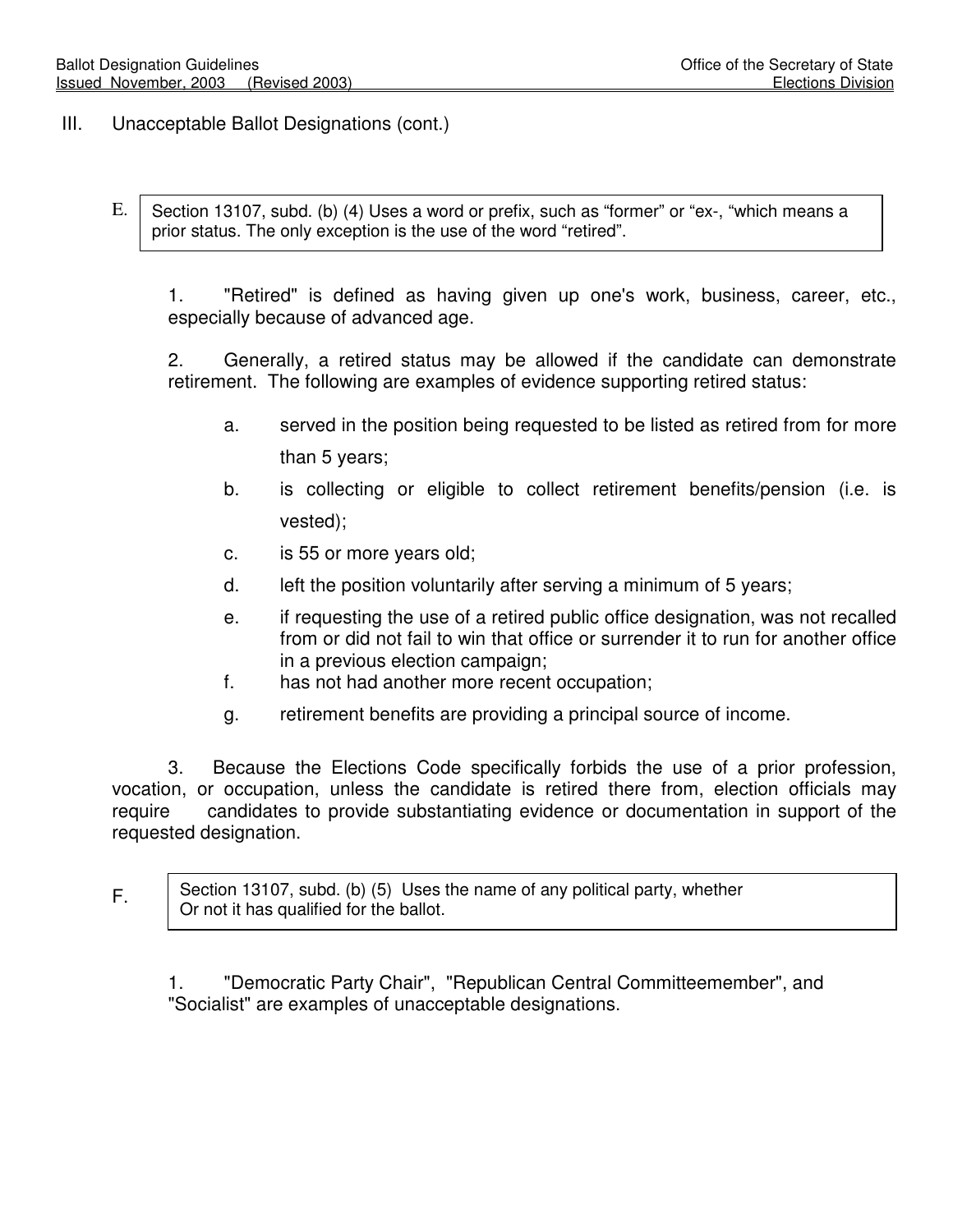## III. Unacceptable Ballot Designations (cont.)

E. Section 13107, subd. (b) (4) Uses a word or prefix, such as “former” or “ex-, “which means a prior status. The only exception is the use of the word “retired”.

1. "Retired" is defined as having given up one's work, business, career, etc., especially because of advanced age.

2. Generally, a retired status may be allowed if the candidate can demonstrate retirement. The following are examples of evidence supporting retired status:

   a. served in the position being requested to be listed as retired from for more than 5 years;
   b. is collecting or eligible to collect retirement benefits/pension (i.e. is vested);
   c. is 55 or more years old;
   d. left the position voluntarily after serving a minimum of 5 years;
   e. if requesting the use of a retired public office designation, was not recalled from or did not fail to win that office or surrender it to run for another office in a previous election campaign;
   f. has not had another more recent occupation;
   g. retirement benefits are providing a principal source of income.

3. Because the Elections Code specifically forbids the use of a prior profession, vocation, or occupation, unless the candidate is retired there from, election officials may require candidates to provide substantiating evidence or documentation in support of the requested designation.

F. Section 13107, subd. (b) (5) Uses the name of any political party, whether Or not it has qualified for the ballot.

1. "Democratic Party Chair", "Republican Central Committeemember", and "Socialist" are examples of unacceptable designations.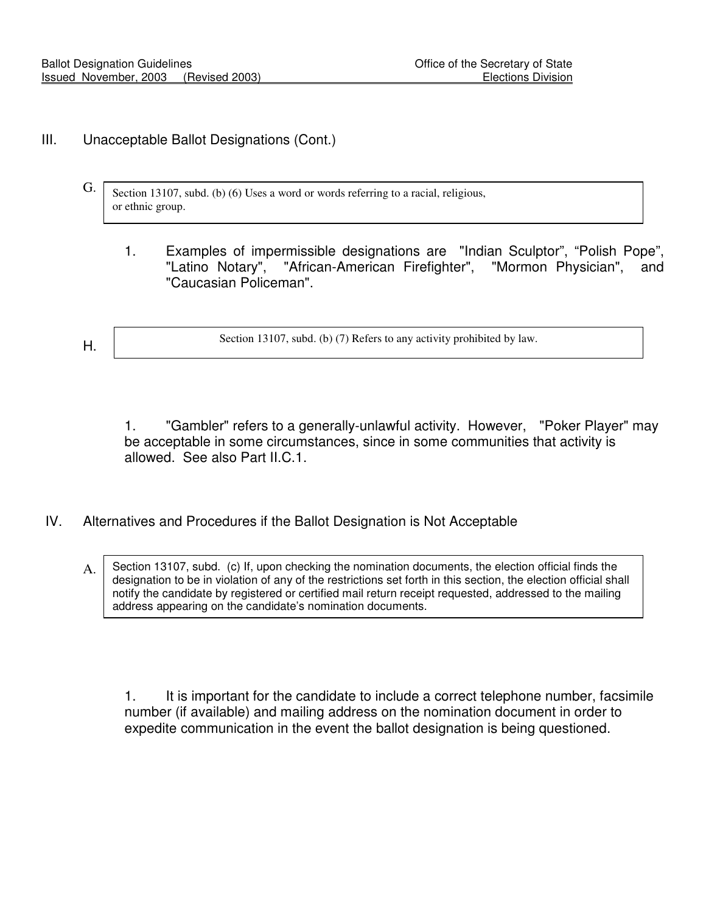## III. Unacceptable Ballot Designations (Cont.)

G.

> Section 13107, subd. (b) (6) Uses a word or words referring to a racial, religious, or ethnic group.

1. Examples of impermissible designations are "Indian Sculptor", "Polish Pope", "Latino Notary", "African-American Firefighter", "Mormon Physician", and "Caucasian Policeman".

H.

> Section 13107, subd. (b) (7) Refers to any activity prohibited by law.

1. "Gambler" refers to a generally-unlawful activity. However, "Poker Player" may be acceptable in some circumstances, since in some communities that activity is allowed. See also Part II.C.1.

## IV. Alternatives and Procedures if the Ballot Designation is Not Acceptable

A.

> Section 13107, subd. (c) If, upon checking the nomination documents, the election official finds the designation to be in violation of any of the restrictions set forth in this section, the election official shall notify the candidate by registered or certified mail return receipt requested, addressed to the mailing address appearing on the candidate's nomination documents.

1. It is important for the candidate to include a correct telephone number, facsimile number (if available) and mailing address on the nomination document in order to expedite communication in the event the ballot designation is being questioned.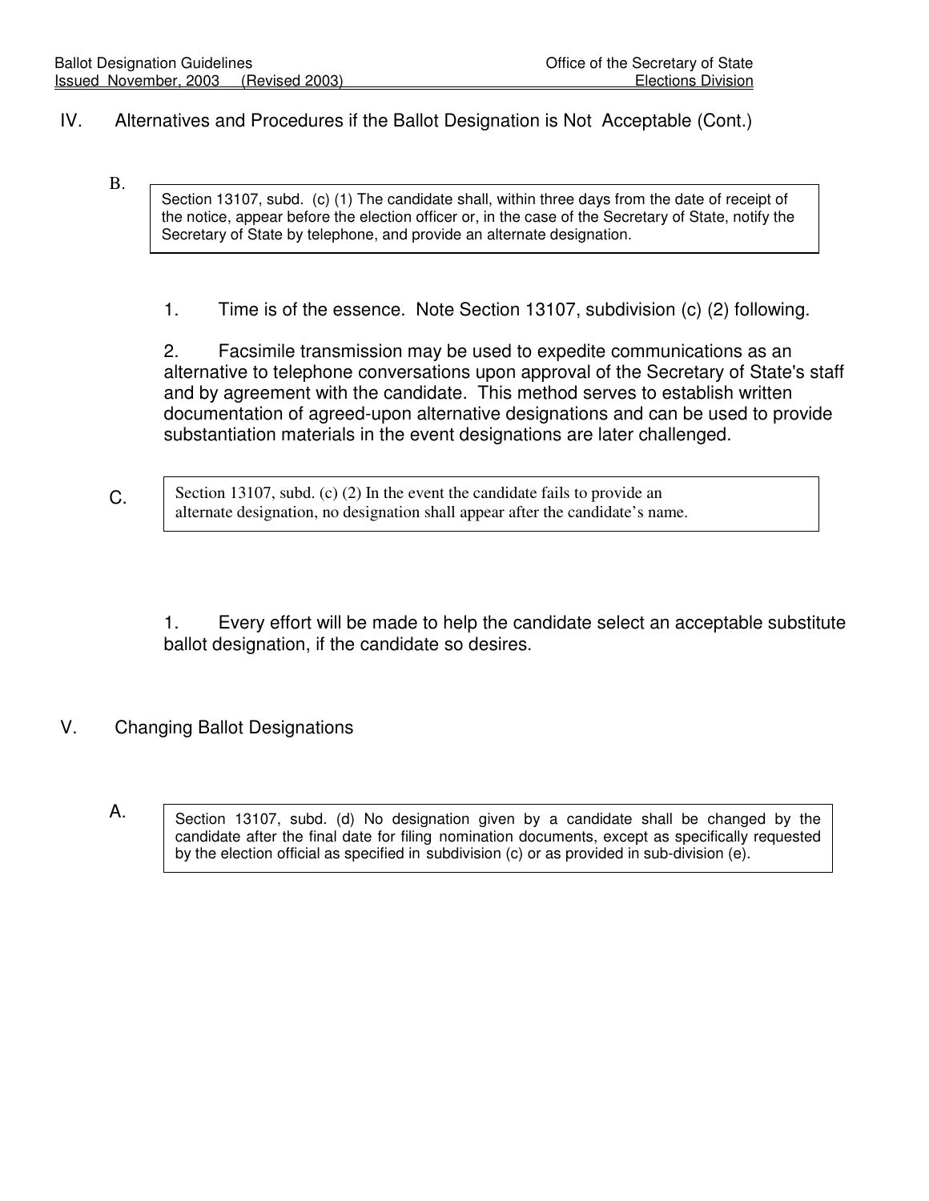## IV. Alternatives and Procedures if the Ballot Designation is Not Acceptable (Cont.)

B.

> Section 13107, subd. (c) (1) The candidate shall, within three days from the date of receipt of the notice, appear before the election officer or, in the case of the Secretary of State, notify the Secretary of State by telephone, and provide an alternate designation.

1. Time is of the essence. Note Section 13107, subdivision (c) (2) following.

2. Facsimile transmission may be used to expedite communications as an alternative to telephone conversations upon approval of the Secretary of State's staff and by agreement with the candidate. This method serves to establish written documentation of agreed-upon alternative designations and can be used to provide substantiation materials in the event designations are later challenged.

C.

> Section 13107, subd. (c) (2) In the event the candidate fails to provide an alternate designation, no designation shall appear after the candidate's name.

1. Every effort will be made to help the candidate select an acceptable substitute ballot designation, if the candidate so desires.

## V. Changing Ballot Designations

A.

> Section 13107, subd. (d) No designation given by a candidate shall be changed by the candidate after the final date for filing nomination documents, except as specifically requested by the election official as specified in subdivision (c) or as provided in sub-division (e).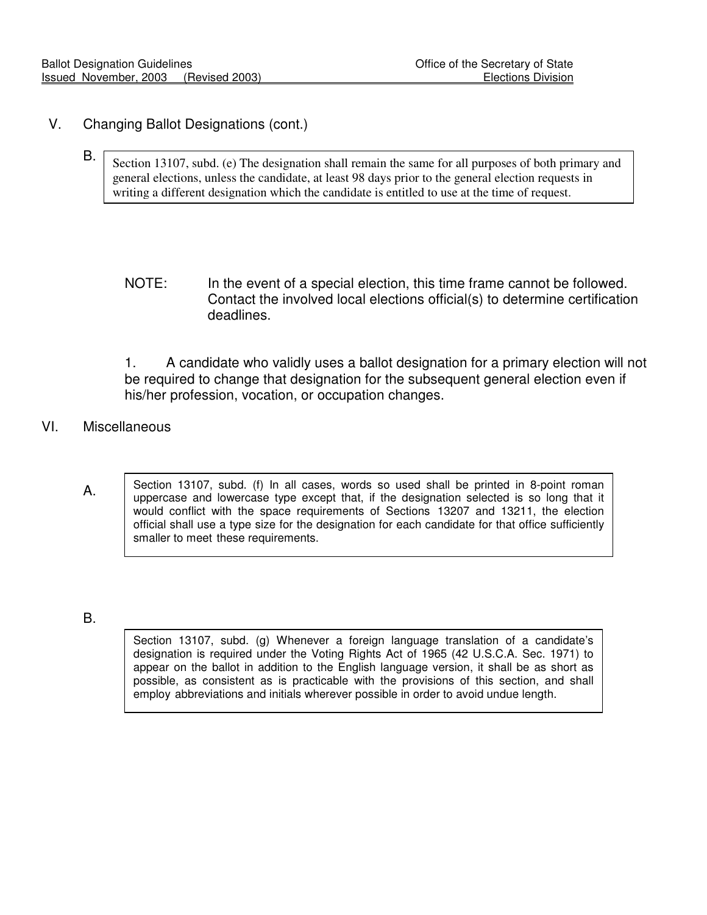## V. Changing Ballot Designations (cont.)

B.

> Section 13107, subd. (e) The designation shall remain the same for all purposes of both primary and general elections, unless the candidate, at least 98 days prior to the general election requests in writing a different designation which the candidate is entitled to use at the time of request.

NOTE: In the event of a special election, this time frame cannot be followed. Contact the involved local elections official(s) to determine certification deadlines.

1. A candidate who validly uses a ballot designation for a primary election will not be required to change that designation for the subsequent general election even if his/her profession, vocation, or occupation changes.

## VI. Miscellaneous

A.

> Section 13107, subd. (f) In all cases, words so used shall be printed in 8-point roman uppercase and lowercase type except that, if the designation selected is so long that it would conflict with the space requirements of Sections 13207 and 13211, the election official shall use a type size for the designation for each candidate for that office sufficiently smaller to meet these requirements.

B.

> Section 13107, subd. (g) Whenever a foreign language translation of a candidate's designation is required under the Voting Rights Act of 1965 (42 U.S.C.A. Sec. 1971) to appear on the ballot in addition to the English language version, it shall be as short as possible, as consistent as is practicable with the provisions of this section, and shall employ abbreviations and initials wherever possible in order to avoid undue length.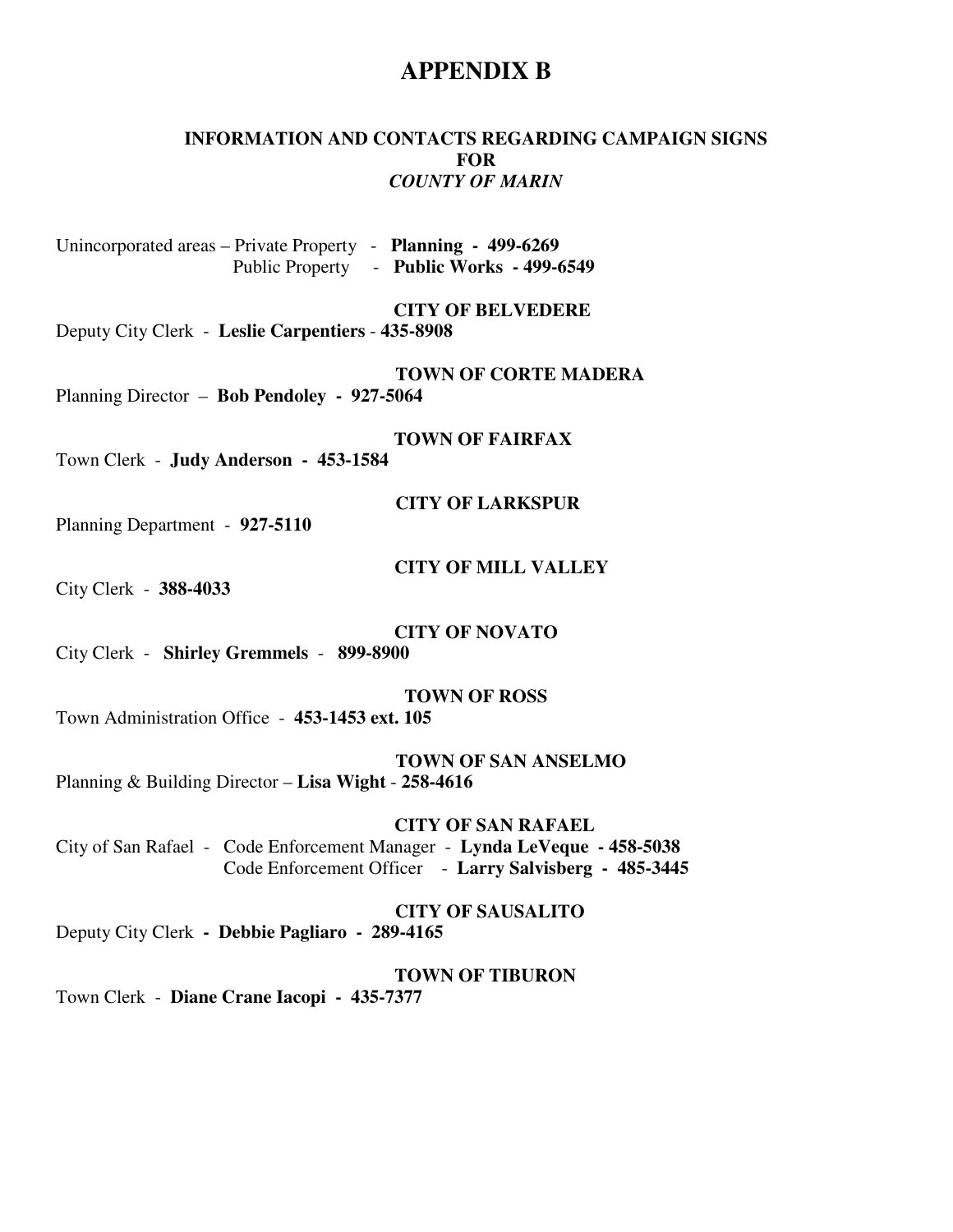# APPENDIX B

### INFORMATION AND CONTACTS REGARDING CAMPAIGN SIGNS
### FOR
### *COUNTY OF MARIN*

Unincorporated areas – Private Property - **Planning - 499-6269**
Public Property - **Public Works - 499-6549**

**CITY OF BELVEDERE**

Deputy City Clerk - **Leslie Carpentiers** - **435-8908**

**TOWN OF CORTE MADERA**

Planning Director – **Bob Pendoley - 927-5064**

**TOWN OF FAIRFAX**

Town Clerk - **Judy Anderson - 453-1584**

**CITY OF LARKSPUR**

Planning Department - **927-5110**

**CITY OF MILL VALLEY**

City Clerk - **388-4033**

**CITY OF NOVATO**

City Clerk - **Shirley Gremmels** - **899-8900**

**TOWN OF ROSS**

Town Administration Office - **453-1453 ext. 105**

**TOWN OF SAN ANSELMO**

Planning & Building Director – **Lisa Wight** - **258-4616**

**CITY OF SAN RAFAEL**

City of San Rafael - Code Enforcement Manager - **Lynda LeVeque - 458-5038**
Code Enforcement Officer - **Larry Salvisberg - 485-3445**

**CITY OF SAUSALITO**

Deputy City Clerk **- Debbie Pagliaro - 289-4165**

**TOWN OF TIBURON**

Town Clerk - **Diane Crane Iacopi - 435-7377**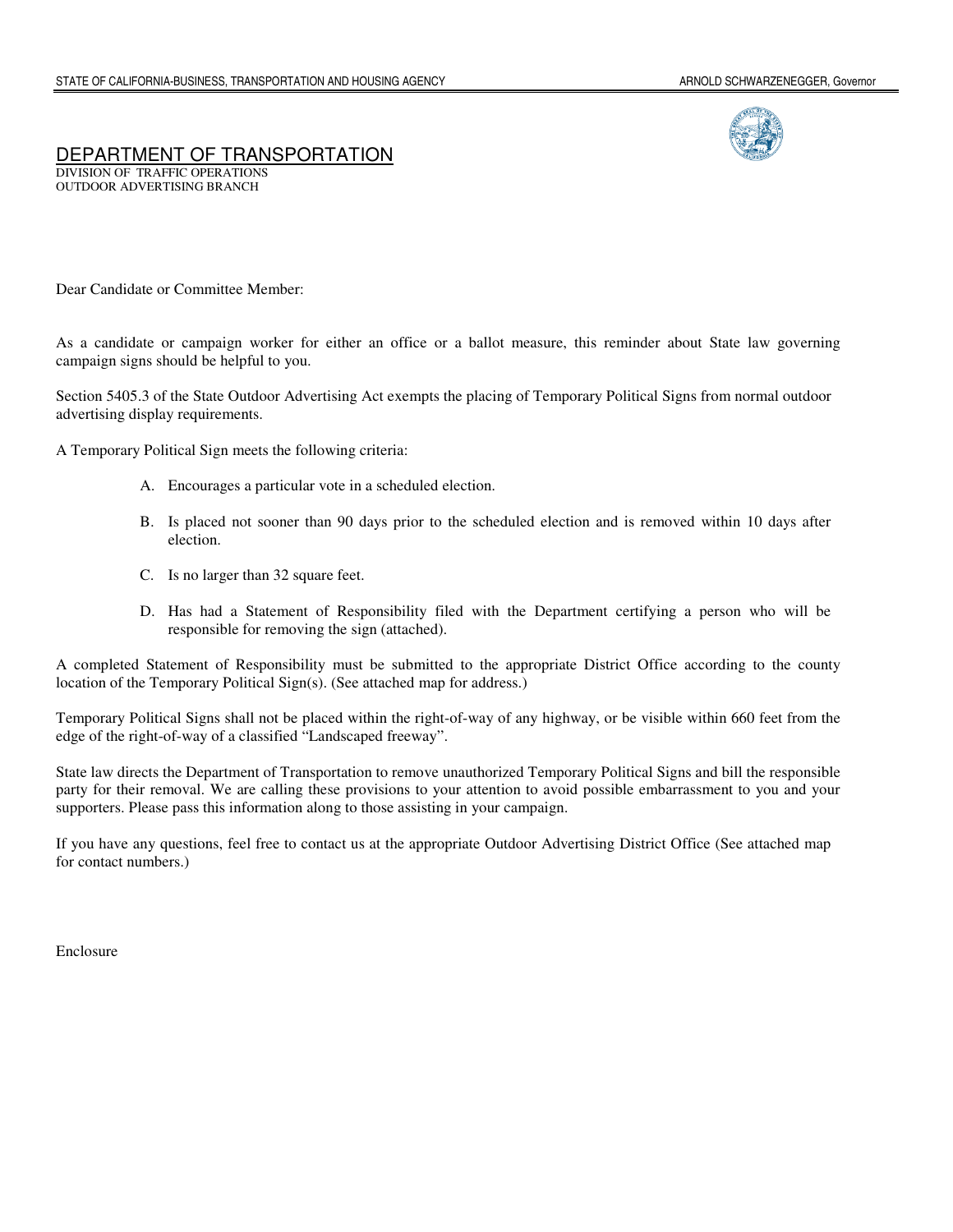STATE OF CALIFORNIA-BUSINESS, TRANSPORTATION AND HOUSING AGENCY — ARNOLD SCHWARZENEGGER, Governor

# DEPARTMENT OF TRANSPORTATION

DIVISION OF TRAFFIC OPERATIONS
OUTDOOR ADVERTISING BRANCH

Dear Candidate or Committee Member:

As a candidate or campaign worker for either an office or a ballot measure, this reminder about State law governing campaign signs should be helpful to you.

Section 5405.3 of the State Outdoor Advertising Act exempts the placing of Temporary Political Signs from normal outdoor advertising display requirements.

A Temporary Political Sign meets the following criteria:

A. Encourages a particular vote in a scheduled election.

B. Is placed not sooner than 90 days prior to the scheduled election and is removed within 10 days after election.

C. Is no larger than 32 square feet.

D. Has had a Statement of Responsibility filed with the Department certifying a person who will be responsible for removing the sign (attached).

A completed Statement of Responsibility must be submitted to the appropriate District Office according to the county location of the Temporary Political Sign(s). (See attached map for address.)

Temporary Political Signs shall not be placed within the right-of-way of any highway, or be visible within 660 feet from the edge of the right-of-way of a classified "Landscaped freeway".

State law directs the Department of Transportation to remove unauthorized Temporary Political Signs and bill the responsible party for their removal. We are calling these provisions to your attention to avoid possible embarrassment to you and your supporters. Please pass this information along to those assisting in your campaign.

If you have any questions, feel free to contact us at the appropriate Outdoor Advertising District Office (See attached map for contact numbers.)

Enclosure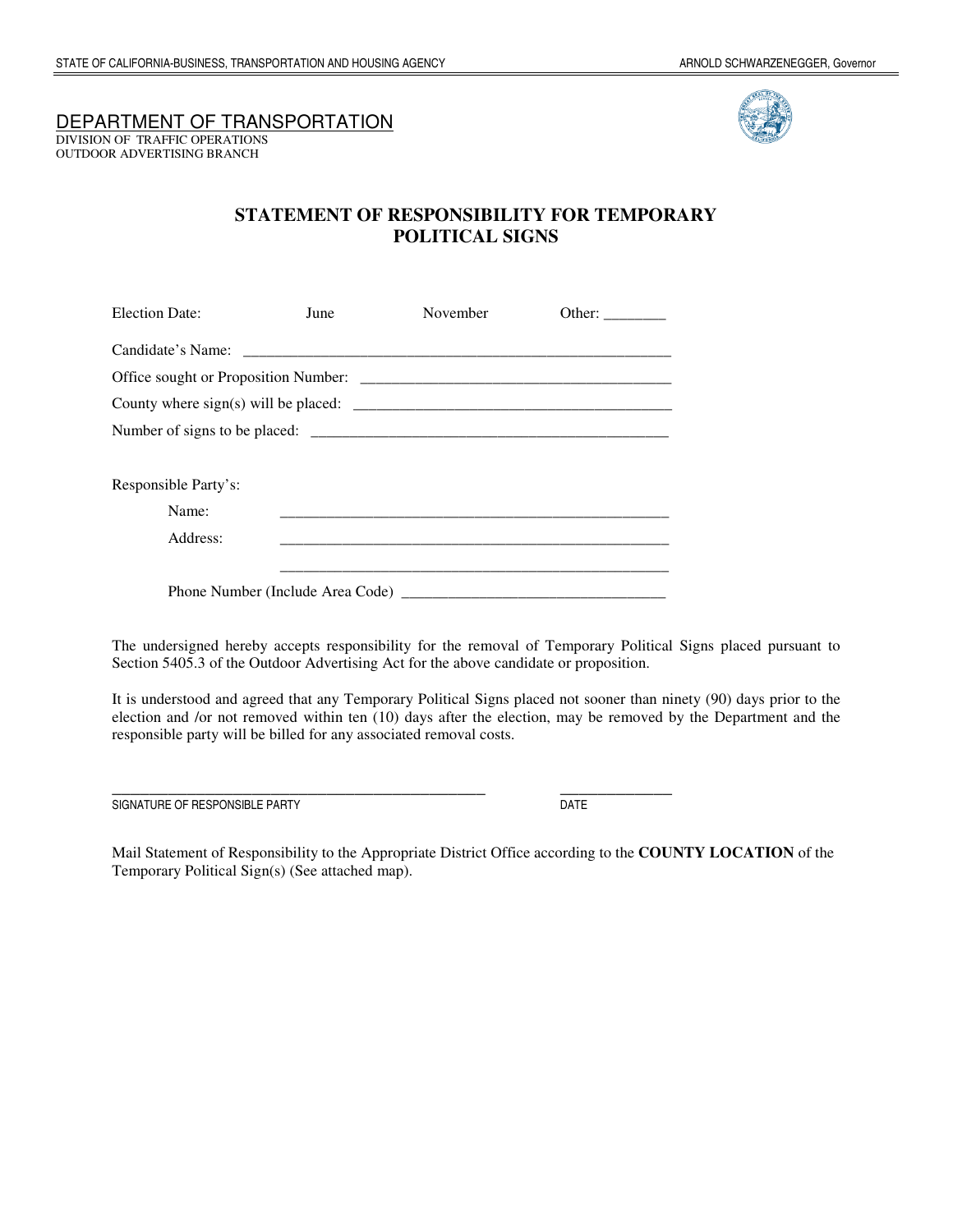STATE OF CALIFORNIA-BUSINESS, TRANSPORTATION AND HOUSING AGENCY ARNOLD SCHWARZENEGGER, Governor

DEPARTMENT OF TRANSPORTATION
DIVISION OF TRAFFIC OPERATIONS
OUTDOOR ADVERTISING BRANCH

# STATEMENT OF RESPONSIBILITY FOR TEMPORARY POLITICAL SIGNS

Election Date: June November Other: ________

Candidate's Name: ________________________________________________________

Office sought or Proposition Number: ________________________________________

County where sign(s) will be placed: _________________________________________

Number of signs to be placed: ______________________________________________

Responsible Party's:

Name: ____________________________________________________

Address: ____________________________________________________

____________________________________________________

Phone Number (Include Area Code) __________________________________

The undersigned hereby accepts responsibility for the removal of Temporary Political Signs placed pursuant to Section 5405.3 of the Outdoor Advertising Act for the above candidate or proposition.

It is understood and agreed that any Temporary Political Signs placed not sooner than ninety (90) days prior to the election and /or not removed within ten (10) days after the election, may be removed by the Department and the responsible party will be billed for any associated removal costs.

____________________________________________________ _______________
SIGNATURE OF RESPONSIBLE PARTY DATE

Mail Statement of Responsibility to the Appropriate District Office according to the **COUNTY LOCATION** of the Temporary Political Sign(s) (See attached map).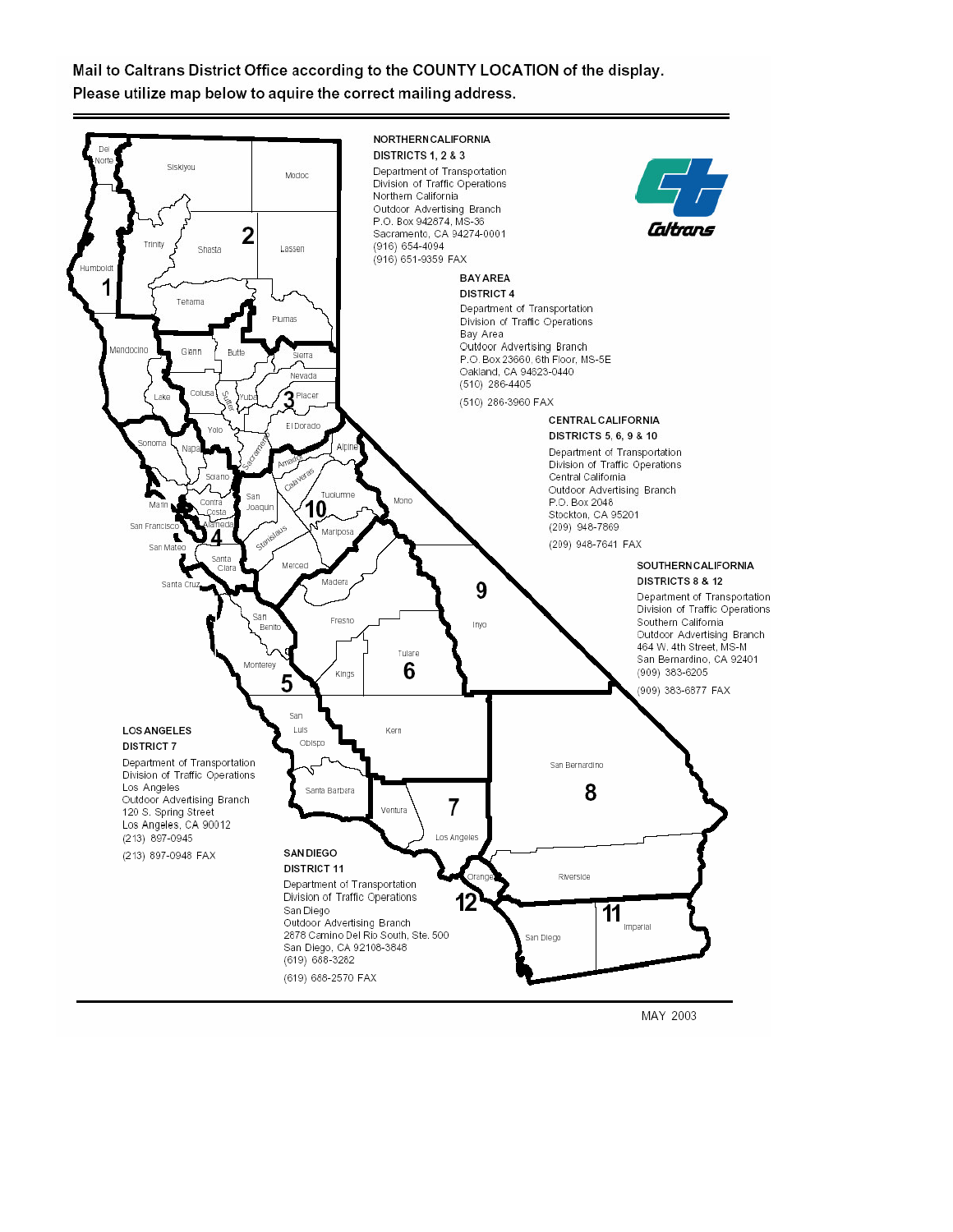**Mail to Caltrans District Office according to the COUNTY LOCATION of the display.**
**Please utilize map below to aquire the correct mailing address.**

Del Norte
Siskiyou
Modoc
Trinity
Shasta
2
Lassen
Humboldt
1
Tehama
Plumas
Mendocino
Glenn
Butte
Sierra
Nevada
Colusa
Sutter
Yuba
Lake
3
Placer
Yolo
El Dorado
Sonoma
Napa
Sacramento
Alpine
Amador
Calaveras
Solano
Tuolumne
Mono
Marin
Contra Costa
San Joaquin
10
San Francisco
Alameda
Stanislaus
Mariposa
San Mateo
4
Santa Clara
Merced
Santa Cruz
Madera
9
San Benito
Fresno
Inyo
Tulare
Monterey
Kings
6
5
San Luis Obispo
Kern
San Bernardino
8
Santa Barbara
Ventura
7
Los Angeles
Orange
Riverside
12
11
Imperial
San Diego

**NORTHERN CALIFORNIA**
**DISTRICTS 1, 2 & 3**
Department of Transportation
Division of Traffic Operations
Northern California
Outdoor Advertising Branch
P.O. Box 942874, MS-36
Sacramento, CA 94274-0001
(916) 654-4094
(916) 651-9359 FAX

Caltrans

**BAY AREA**
**DISTRICT 4**
Department of Transportation
Division of Traffic Operations
Bay Area
Outdoor Advertising Branch
P.O. Box 23660, 6th Floor, MS-5E
Oakland, CA 94623-0440
(510) 286-4405
(510) 286-3960 FAX

**CENTRAL CALIFORNIA**
**DISTRICTS 5, 6, 9 & 10**
Department of Transportation
Division of Traffic Operations
Central California
Outdoor Advertising Branch
P.O. Box 2048
Stockton, CA 95201
(209) 948-7869
(209) 948-7641 FAX

**SOUTHERN CALIFORNIA**
**DISTRICTS 8 & 12**
Department of Transportation
Division of Traffic Operations
Southern California
Outdoor Advertising Branch
464 W. 4th Street, MS-M
San Bernardino, CA 92401
(909) 383-6205
(909) 383-6877 FAX

**LOS ANGELES**
**DISTRICT 7**
Department of Transportation
Division of Traffic Operations
Los Angeles
Outdoor Advertising Branch
120 S. Spring Street
Los Angeles, CA 90012
(213) 897-0945
(213) 897-0948 FAX

**SAN DIEGO**
**DISTRICT 11**
Department of Transportation
Division of Traffic Operations
San Diego
Outdoor Advertising Branch
2878 Camino Del Rio South, Ste. 500
San Diego, CA 92108-3848
(619) 688-3282
(619) 688-2570 FAX

MAY 2003